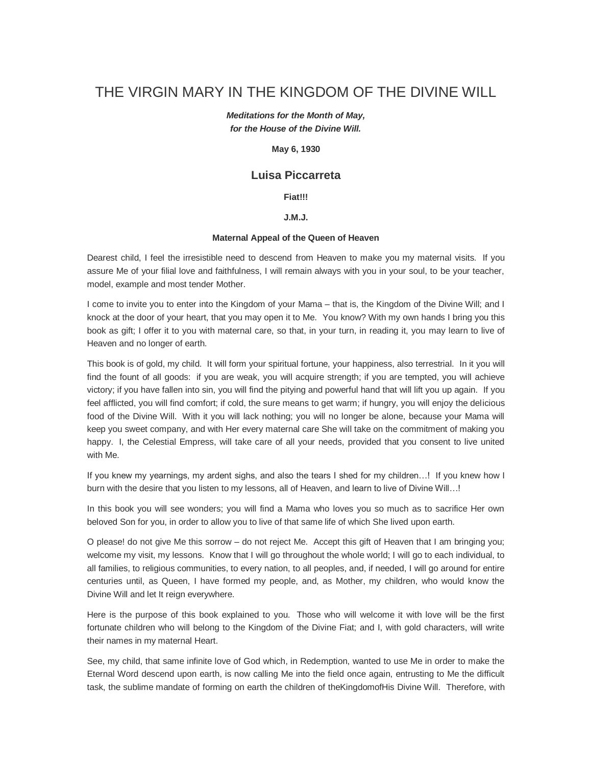# THE VIRGIN MARY IN THE KINGDOM OF THE DIVINE WILL

***Meditations for the Month of May,***
***for the House of the Divine Will.***

**May 6, 1930**

## Luisa Piccarreta

**Fiat!!!**

**J.M.J.**

**Maternal Appeal of the Queen of Heaven**

Dearest child, I feel the irresistible need to descend from Heaven to make you my maternal visits. If you assure Me of your filial love and faithfulness, I will remain always with you in your soul, to be your teacher, model, example and most tender Mother.

I come to invite you to enter into the Kingdom of your Mama – that is, the Kingdom of the Divine Will; and I knock at the door of your heart, that you may open it to Me. You know? With my own hands I bring you this book as gift; I offer it to you with maternal care, so that, in your turn, in reading it, you may learn to live of Heaven and no longer of earth.

This book is of gold, my child. It will form your spiritual fortune, your happiness, also terrestrial. In it you will find the fount of all goods: if you are weak, you will acquire strength; if you are tempted, you will achieve victory; if you have fallen into sin, you will find the pitying and powerful hand that will lift you up again. If you feel afflicted, you will find comfort; if cold, the sure means to get warm; if hungry, you will enjoy the delicious food of the Divine Will. With it you will lack nothing; you will no longer be alone, because your Mama will keep you sweet company, and with Her every maternal care She will take on the commitment of making you happy. I, the Celestial Empress, will take care of all your needs, provided that you consent to live united with Me.

If you knew my yearnings, my ardent sighs, and also the tears I shed for my children…! If you knew how I burn with the desire that you listen to my lessons, all of Heaven, and learn to live of Divine Will…!

In this book you will see wonders; you will find a Mama who loves you so much as to sacrifice Her own beloved Son for you, in order to allow you to live of that same life of which She lived upon earth.

O please! do not give Me this sorrow – do not reject Me. Accept this gift of Heaven that I am bringing you; welcome my visit, my lessons. Know that I will go throughout the whole world; I will go to each individual, to all families, to religious communities, to every nation, to all peoples, and, if needed, I will go around for entire centuries until, as Queen, I have formed my people, and, as Mother, my children, who would know the Divine Will and let It reign everywhere.

Here is the purpose of this book explained to you. Those who will welcome it with love will be the first fortunate children who will belong to the Kingdom of the Divine Fiat; and I, with gold characters, will write their names in my maternal Heart.

See, my child, that same infinite love of God which, in Redemption, wanted to use Me in order to make the Eternal Word descend upon earth, is now calling Me into the field once again, entrusting to Me the difficult task, the sublime mandate of forming on earth the children of theKingdomofHis Divine Will. Therefore, with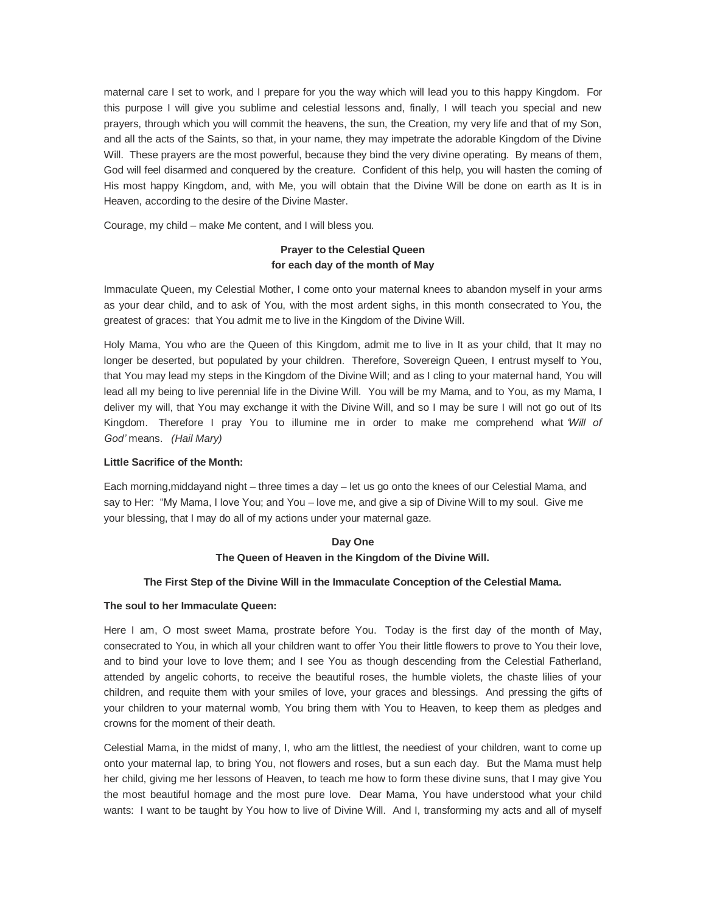maternal care I set to work, and I prepare for you the way which will lead you to this happy Kingdom. For this purpose I will give you sublime and celestial lessons and, finally, I will teach you special and new prayers, through which you will commit the heavens, the sun, the Creation, my very life and that of my Son, and all the acts of the Saints, so that, in your name, they may impetrate the adorable Kingdom of the Divine Will. These prayers are the most powerful, because they bind the very divine operating. By means of them, God will feel disarmed and conquered by the creature. Confident of this help, you will hasten the coming of His most happy Kingdom, and, with Me, you will obtain that the Divine Will be done on earth as It is in Heaven, according to the desire of the Divine Master.

Courage, my child – make Me content, and I will bless you.

**Prayer to the Celestial Queen**
**for each day of the month of May**

Immaculate Queen, my Celestial Mother, I come onto your maternal knees to abandon myself in your arms as your dear child, and to ask of You, with the most ardent sighs, in this month consecrated to You, the greatest of graces: that You admit me to live in the Kingdom of the Divine Will.

Holy Mama, You who are the Queen of this Kingdom, admit me to live in It as your child, that It may no longer be deserted, but populated by your children. Therefore, Sovereign Queen, I entrust myself to You, that You may lead my steps in the Kingdom of the Divine Will; and as I cling to your maternal hand, You will lead all my being to live perennial life in the Divine Will. You will be my Mama, and to You, as my Mama, I deliver my will, that You may exchange it with the Divine Will, and so I may be sure I will not go out of Its Kingdom. Therefore I pray You to illumine me in order to make me comprehend what *'Will of God'* means. *(Hail Mary)*

**Little Sacrifice of the Month:**

Each morning,middayand night – three times a day – let us go onto the knees of our Celestial Mama, and say to Her: "My Mama, I love You; and You – love me, and give a sip of Divine Will to my soul. Give me your blessing, that I may do all of my actions under your maternal gaze.

**Day One**
**The Queen of Heaven in the Kingdom of the Divine Will.**

**The First Step of the Divine Will in the Immaculate Conception of the Celestial Mama.**

**The soul to her Immaculate Queen:**

Here I am, O most sweet Mama, prostrate before You. Today is the first day of the month of May, consecrated to You, in which all your children want to offer You their little flowers to prove to You their love, and to bind your love to love them; and I see You as though descending from the Celestial Fatherland, attended by angelic cohorts, to receive the beautiful roses, the humble violets, the chaste lilies of your children, and requite them with your smiles of love, your graces and blessings. And pressing the gifts of your children to your maternal womb, You bring them with You to Heaven, to keep them as pledges and crowns for the moment of their death.

Celestial Mama, in the midst of many, I, who am the littlest, the neediest of your children, want to come up onto your maternal lap, to bring You, not flowers and roses, but a sun each day. But the Mama must help her child, giving me her lessons of Heaven, to teach me how to form these divine suns, that I may give You the most beautiful homage and the most pure love. Dear Mama, You have understood what your child wants: I want to be taught by You how to live of Divine Will. And I, transforming my acts and all of myself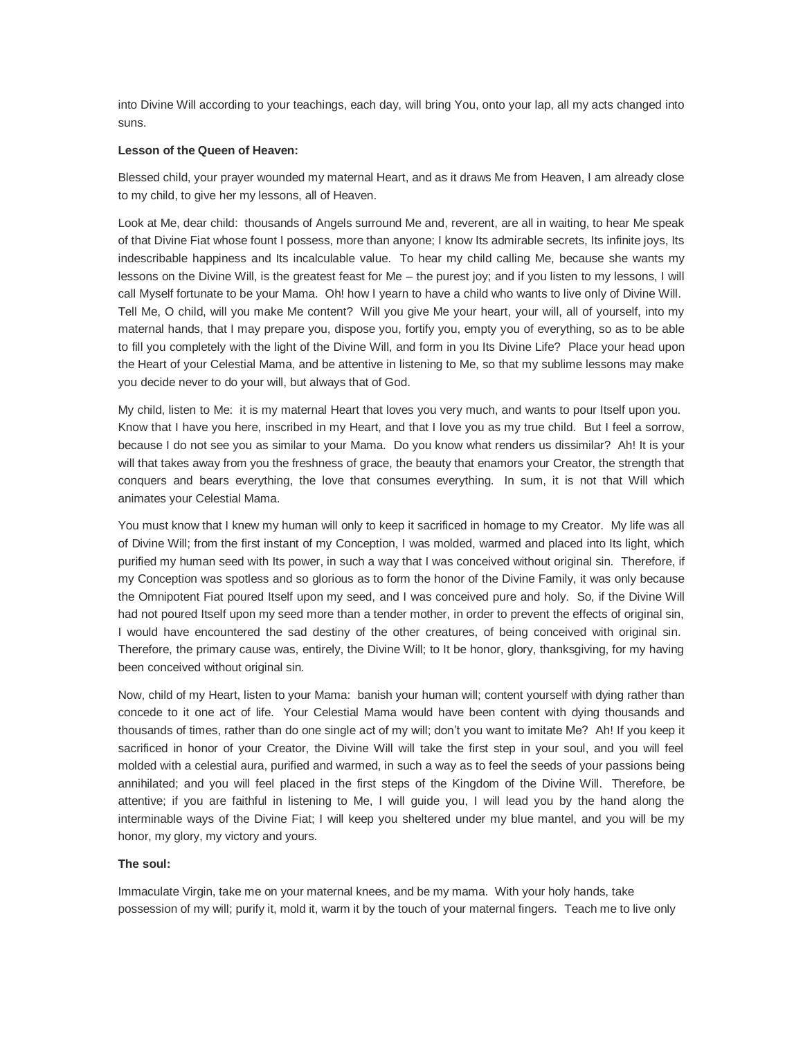into Divine Will according to your teachings, each day, will bring You, onto your lap, all my acts changed into suns.

**Lesson of the Queen of Heaven:**

Blessed child, your prayer wounded my maternal Heart, and as it draws Me from Heaven, I am already close to my child, to give her my lessons, all of Heaven.

Look at Me, dear child: thousands of Angels surround Me and, reverent, are all in waiting, to hear Me speak of that Divine Fiat whose fount I possess, more than anyone; I know Its admirable secrets, Its infinite joys, Its indescribable happiness and Its incalculable value. To hear my child calling Me, because she wants my lessons on the Divine Will, is the greatest feast for Me – the purest joy; and if you listen to my lessons, I will call Myself fortunate to be your Mama. Oh! how I yearn to have a child who wants to live only of Divine Will. Tell Me, O child, will you make Me content? Will you give Me your heart, your will, all of yourself, into my maternal hands, that I may prepare you, dispose you, fortify you, empty you of everything, so as to be able to fill you completely with the light of the Divine Will, and form in you Its Divine Life? Place your head upon the Heart of your Celestial Mama, and be attentive in listening to Me, so that my sublime lessons may make you decide never to do your will, but always that of God.

My child, listen to Me: it is my maternal Heart that loves you very much, and wants to pour Itself upon you. Know that I have you here, inscribed in my Heart, and that I love you as my true child. But I feel a sorrow, because I do not see you as similar to your Mama. Do you know what renders us dissimilar? Ah! It is your will that takes away from you the freshness of grace, the beauty that enamors your Creator, the strength that conquers and bears everything, the love that consumes everything. In sum, it is not that Will which animates your Celestial Mama.

You must know that I knew my human will only to keep it sacrificed in homage to my Creator. My life was all of Divine Will; from the first instant of my Conception, I was molded, warmed and placed into Its light, which purified my human seed with Its power, in such a way that I was conceived without original sin. Therefore, if my Conception was spotless and so glorious as to form the honor of the Divine Family, it was only because the Omnipotent Fiat poured Itself upon my seed, and I was conceived pure and holy. So, if the Divine Will had not poured Itself upon my seed more than a tender mother, in order to prevent the effects of original sin, I would have encountered the sad destiny of the other creatures, of being conceived with original sin. Therefore, the primary cause was, entirely, the Divine Will; to It be honor, glory, thanksgiving, for my having been conceived without original sin.

Now, child of my Heart, listen to your Mama: banish your human will; content yourself with dying rather than concede to it one act of life. Your Celestial Mama would have been content with dying thousands and thousands of times, rather than do one single act of my will; don't you want to imitate Me? Ah! If you keep it sacrificed in honor of your Creator, the Divine Will will take the first step in your soul, and you will feel molded with a celestial aura, purified and warmed, in such a way as to feel the seeds of your passions being annihilated; and you will feel placed in the first steps of the Kingdom of the Divine Will. Therefore, be attentive; if you are faithful in listening to Me, I will guide you, I will lead you by the hand along the interminable ways of the Divine Fiat; I will keep you sheltered under my blue mantel, and you will be my honor, my glory, my victory and yours.

**The soul:**

Immaculate Virgin, take me on your maternal knees, and be my mama. With your holy hands, take possession of my will; purify it, mold it, warm it by the touch of your maternal fingers. Teach me to live only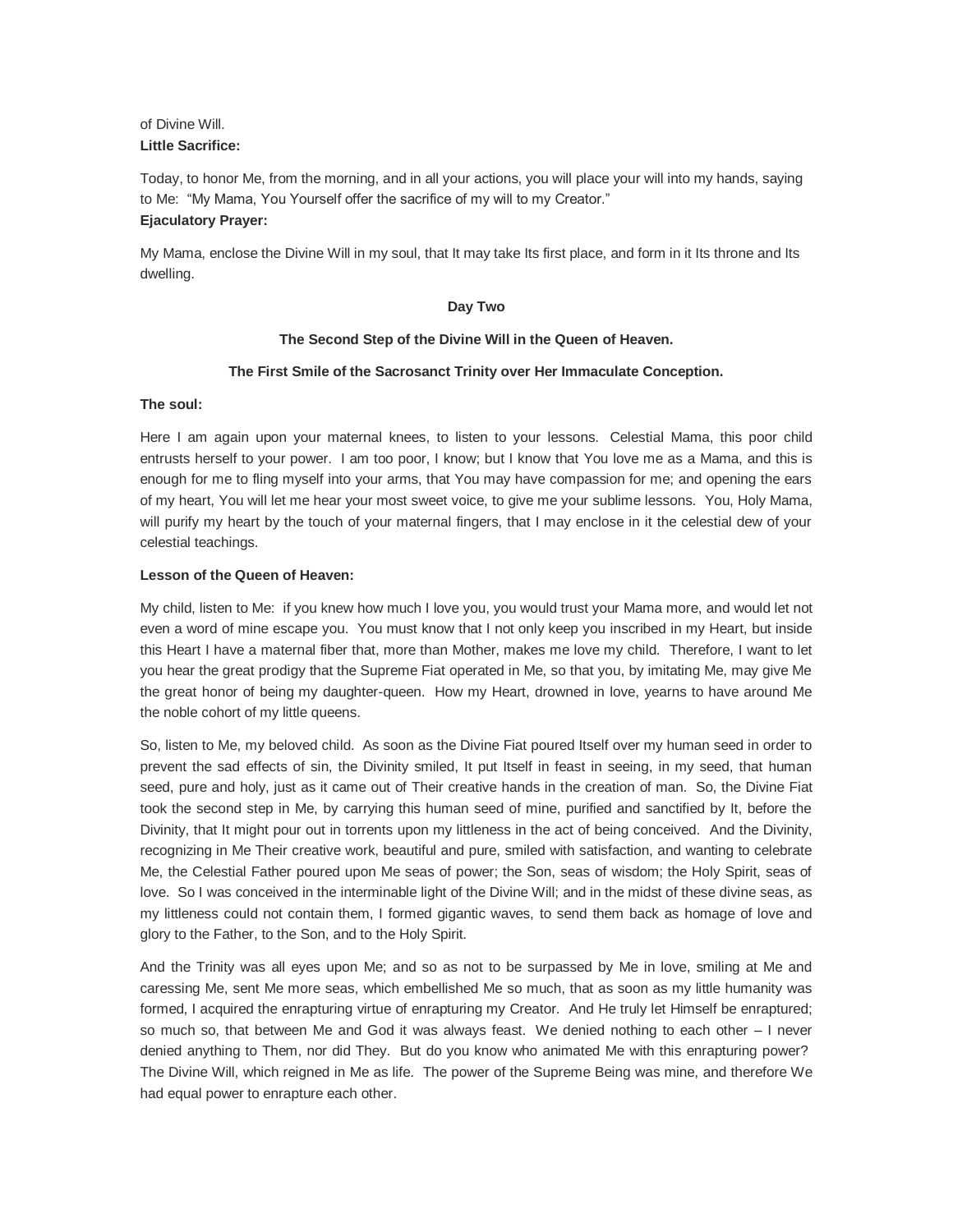of Divine Will.

**Little Sacrifice:**

Today, to honor Me, from the morning, and in all your actions, you will place your will into my hands, saying to Me: "My Mama, You Yourself offer the sacrifice of my will to my Creator."

**Ejaculatory Prayer:**

My Mama, enclose the Divine Will in my soul, that It may take Its first place, and form in it Its throne and Its dwelling.

## Day Two

### The Second Step of the Divine Will in the Queen of Heaven.

### The First Smile of the Sacrosanct Trinity over Her Immaculate Conception.

**The soul:**

Here I am again upon your maternal knees, to listen to your lessons. Celestial Mama, this poor child entrusts herself to your power. I am too poor, I know; but I know that You love me as a Mama, and this is enough for me to fling myself into your arms, that You may have compassion for me; and opening the ears of my heart, You will let me hear your most sweet voice, to give me your sublime lessons. You, Holy Mama, will purify my heart by the touch of your maternal fingers, that I may enclose in it the celestial dew of your celestial teachings.

**Lesson of the Queen of Heaven:**

My child, listen to Me: if you knew how much I love you, you would trust your Mama more, and would let not even a word of mine escape you. You must know that I not only keep you inscribed in my Heart, but inside this Heart I have a maternal fiber that, more than Mother, makes me love my child. Therefore, I want to let you hear the great prodigy that the Supreme Fiat operated in Me, so that you, by imitating Me, may give Me the great honor of being my daughter-queen. How my Heart, drowned in love, yearns to have around Me the noble cohort of my little queens.

So, listen to Me, my beloved child. As soon as the Divine Fiat poured Itself over my human seed in order to prevent the sad effects of sin, the Divinity smiled, It put Itself in feast in seeing, in my seed, that human seed, pure and holy, just as it came out of Their creative hands in the creation of man. So, the Divine Fiat took the second step in Me, by carrying this human seed of mine, purified and sanctified by It, before the Divinity, that It might pour out in torrents upon my littleness in the act of being conceived. And the Divinity, recognizing in Me Their creative work, beautiful and pure, smiled with satisfaction, and wanting to celebrate Me, the Celestial Father poured upon Me seas of power; the Son, seas of wisdom; the Holy Spirit, seas of love. So I was conceived in the interminable light of the Divine Will; and in the midst of these divine seas, as my littleness could not contain them, I formed gigantic waves, to send them back as homage of love and glory to the Father, to the Son, and to the Holy Spirit.

And the Trinity was all eyes upon Me; and so as not to be surpassed by Me in love, smiling at Me and caressing Me, sent Me more seas, which embellished Me so much, that as soon as my little humanity was formed, I acquired the enrapturing virtue of enrapturing my Creator. And He truly let Himself be enraptured; so much so, that between Me and God it was always feast. We denied nothing to each other – I never denied anything to Them, nor did They. But do you know who animated Me with this enrapturing power? The Divine Will, which reigned in Me as life. The power of the Supreme Being was mine, and therefore We had equal power to enrapture each other.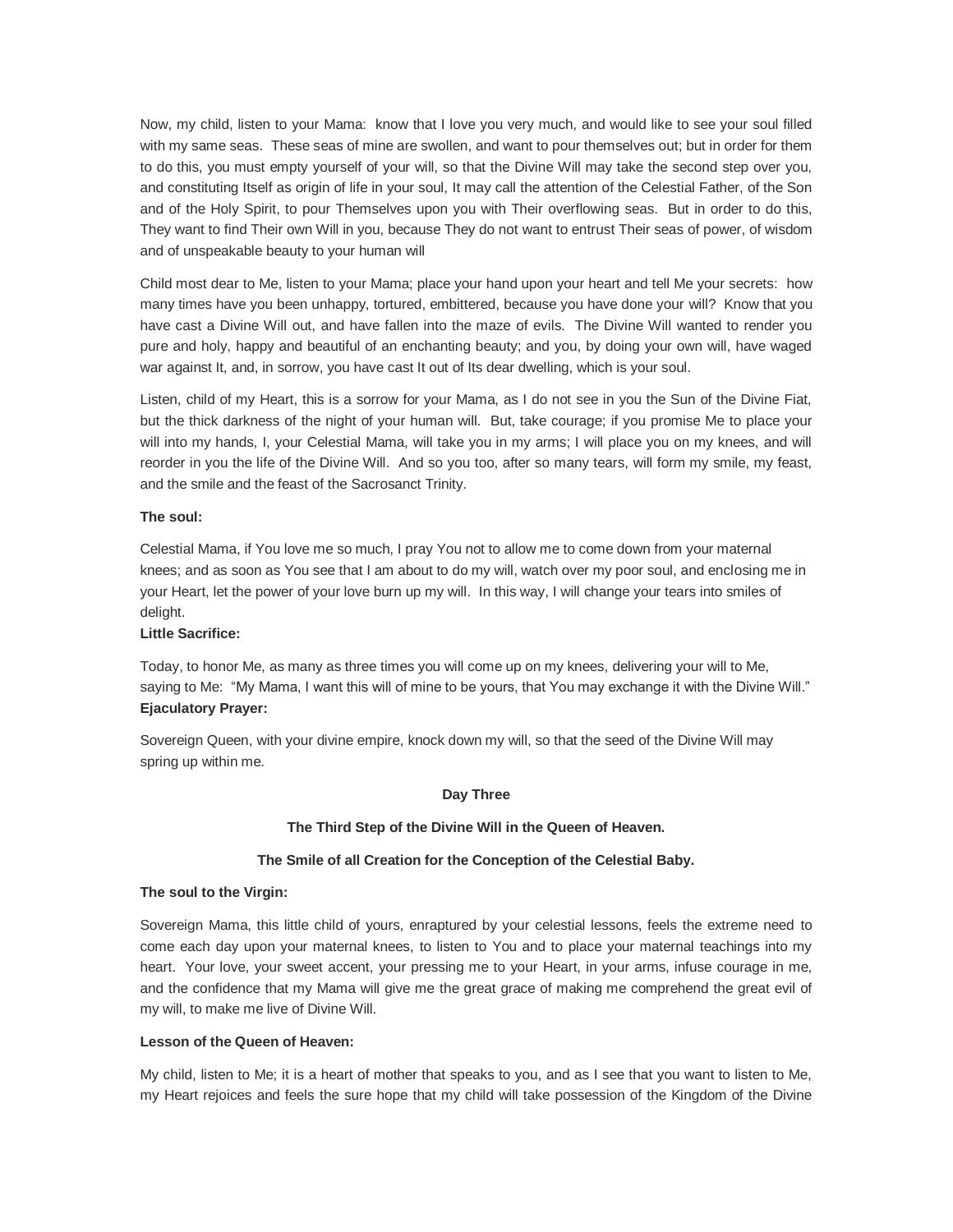Now, my child, listen to your Mama: know that I love you very much, and would like to see your soul filled with my same seas. These seas of mine are swollen, and want to pour themselves out; but in order for them to do this, you must empty yourself of your will, so that the Divine Will may take the second step over you, and constituting Itself as origin of life in your soul, It may call the attention of the Celestial Father, of the Son and of the Holy Spirit, to pour Themselves upon you with Their overflowing seas. But in order to do this, They want to find Their own Will in you, because They do not want to entrust Their seas of power, of wisdom and of unspeakable beauty to your human will

Child most dear to Me, listen to your Mama; place your hand upon your heart and tell Me your secrets: how many times have you been unhappy, tortured, embittered, because you have done your will? Know that you have cast a Divine Will out, and have fallen into the maze of evils. The Divine Will wanted to render you pure and holy, happy and beautiful of an enchanting beauty; and you, by doing your own will, have waged war against It, and, in sorrow, you have cast It out of Its dear dwelling, which is your soul.

Listen, child of my Heart, this is a sorrow for your Mama, as I do not see in you the Sun of the Divine Fiat, but the thick darkness of the night of your human will. But, take courage; if you promise Me to place your will into my hands, I, your Celestial Mama, will take you in my arms; I will place you on my knees, and will reorder in you the life of the Divine Will. And so you too, after so many tears, will form my smile, my feast, and the smile and the feast of the Sacrosanct Trinity.

**The soul:**

Celestial Mama, if You love me so much, I pray You not to allow me to come down from your maternal knees; and as soon as You see that I am about to do my will, watch over my poor soul, and enclosing me in your Heart, let the power of your love burn up my will. In this way, I will change your tears into smiles of delight.

**Little Sacrifice:**

Today, to honor Me, as many as three times you will come up on my knees, delivering your will to Me, saying to Me: "My Mama, I want this will of mine to be yours, that You may exchange it with the Divine Will."

**Ejaculatory Prayer:**

Sovereign Queen, with your divine empire, knock down my will, so that the seed of the Divine Will may spring up within me.

**Day Three**

**The Third Step of the Divine Will in the Queen of Heaven.**

**The Smile of all Creation for the Conception of the Celestial Baby.**

**The soul to the Virgin:**

Sovereign Mama, this little child of yours, enraptured by your celestial lessons, feels the extreme need to come each day upon your maternal knees, to listen to You and to place your maternal teachings into my heart. Your love, your sweet accent, your pressing me to your Heart, in your arms, infuse courage in me, and the confidence that my Mama will give me the great grace of making me comprehend the great evil of my will, to make me live of Divine Will.

**Lesson of the Queen of Heaven:**

My child, listen to Me; it is a heart of mother that speaks to you, and as I see that you want to listen to Me, my Heart rejoices and feels the sure hope that my child will take possession of the Kingdom of the Divine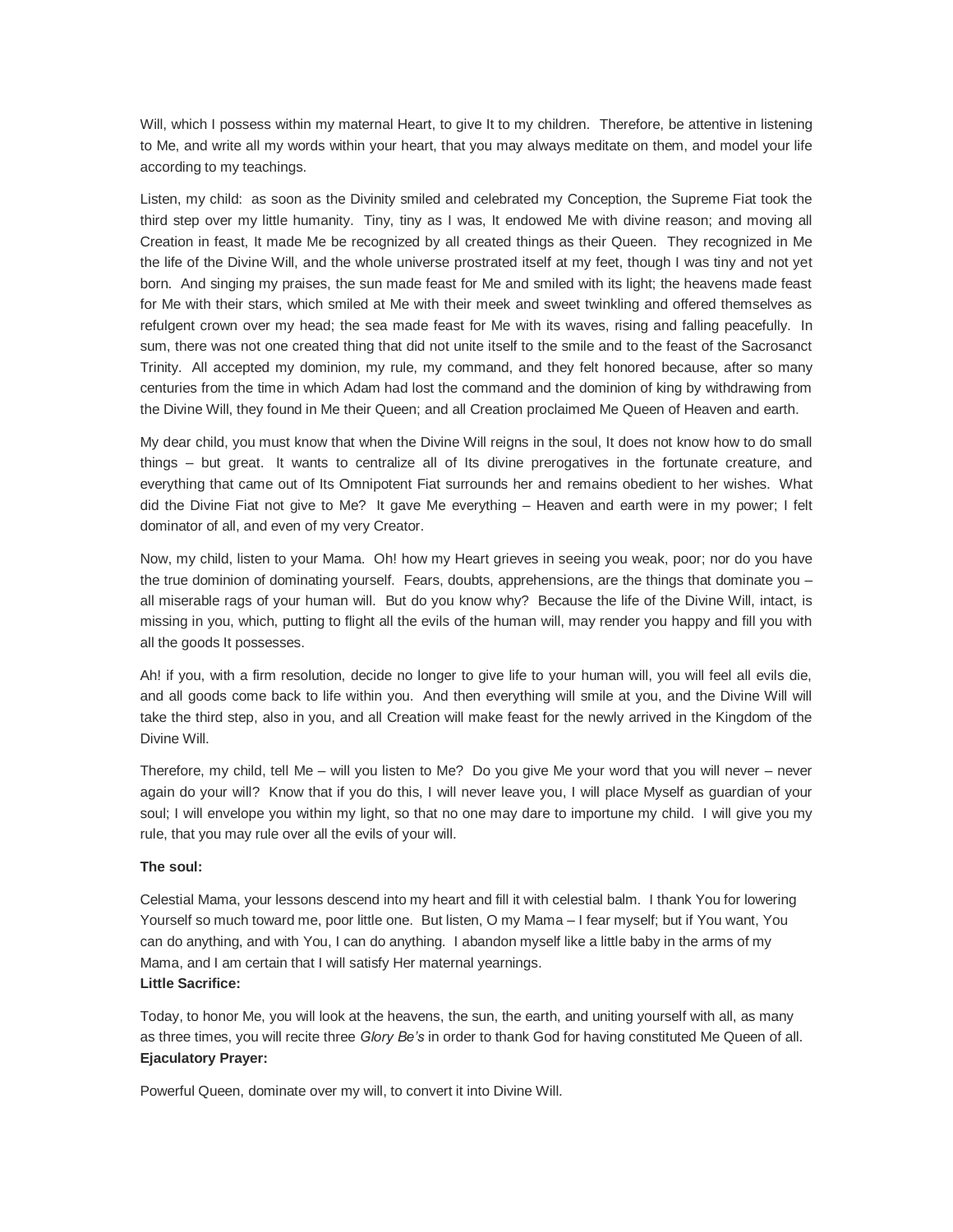Will, which I possess within my maternal Heart, to give It to my children. Therefore, be attentive in listening to Me, and write all my words within your heart, that you may always meditate on them, and model your life according to my teachings.

Listen, my child: as soon as the Divinity smiled and celebrated my Conception, the Supreme Fiat took the third step over my little humanity. Tiny, tiny as I was, It endowed Me with divine reason; and moving all Creation in feast, It made Me be recognized by all created things as their Queen. They recognized in Me the life of the Divine Will, and the whole universe prostrated itself at my feet, though I was tiny and not yet born. And singing my praises, the sun made feast for Me and smiled with its light; the heavens made feast for Me with their stars, which smiled at Me with their meek and sweet twinkling and offered themselves as refulgent crown over my head; the sea made feast for Me with its waves, rising and falling peacefully. In sum, there was not one created thing that did not unite itself to the smile and to the feast of the Sacrosanct Trinity. All accepted my dominion, my rule, my command, and they felt honored because, after so many centuries from the time in which Adam had lost the command and the dominion of king by withdrawing from the Divine Will, they found in Me their Queen; and all Creation proclaimed Me Queen of Heaven and earth.

My dear child, you must know that when the Divine Will reigns in the soul, It does not know how to do small things – but great. It wants to centralize all of Its divine prerogatives in the fortunate creature, and everything that came out of Its Omnipotent Fiat surrounds her and remains obedient to her wishes. What did the Divine Fiat not give to Me? It gave Me everything – Heaven and earth were in my power; I felt dominator of all, and even of my very Creator.

Now, my child, listen to your Mama. Oh! how my Heart grieves in seeing you weak, poor; nor do you have the true dominion of dominating yourself. Fears, doubts, apprehensions, are the things that dominate you – all miserable rags of your human will. But do you know why? Because the life of the Divine Will, intact, is missing in you, which, putting to flight all the evils of the human will, may render you happy and fill you with all the goods It possesses.

Ah! if you, with a firm resolution, decide no longer to give life to your human will, you will feel all evils die, and all goods come back to life within you. And then everything will smile at you, and the Divine Will will take the third step, also in you, and all Creation will make feast for the newly arrived in the Kingdom of the Divine Will.

Therefore, my child, tell Me – will you listen to Me? Do you give Me your word that you will never – never again do your will? Know that if you do this, I will never leave you, I will place Myself as guardian of your soul; I will envelope you within my light, so that no one may dare to importune my child. I will give you my rule, that you may rule over all the evils of your will.

**The soul:**

Celestial Mama, your lessons descend into my heart and fill it with celestial balm. I thank You for lowering Yourself so much toward me, poor little one. But listen, O my Mama – I fear myself; but if You want, You can do anything, and with You, I can do anything. I abandon myself like a little baby in the arms of my Mama, and I am certain that I will satisfy Her maternal yearnings.

**Little Sacrifice:**

Today, to honor Me, you will look at the heavens, the sun, the earth, and uniting yourself with all, as many as three times, you will recite three *Glory Be's* in order to thank God for having constituted Me Queen of all.

**Ejaculatory Prayer:**

Powerful Queen, dominate over my will, to convert it into Divine Will.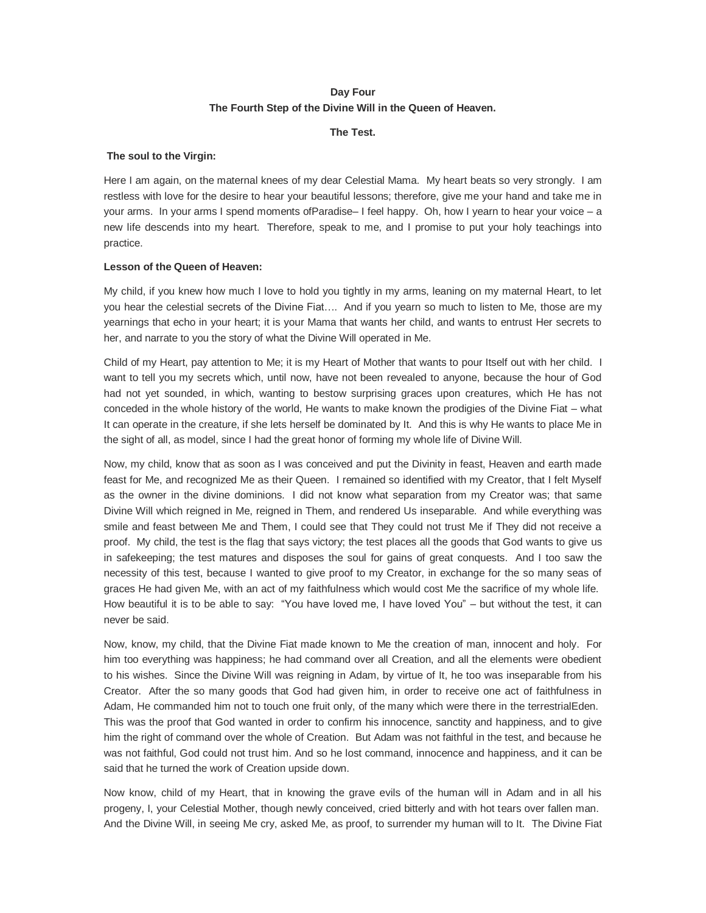**Day Four**

**The Fourth Step of the Divine Will in the Queen of Heaven.**

**The Test.**

**The soul to the Virgin:**

Here I am again, on the maternal knees of my dear Celestial Mama. My heart beats so very strongly. I am restless with love for the desire to hear your beautiful lessons; therefore, give me your hand and take me in your arms. In your arms I spend moments ofParadise– I feel happy. Oh, how I yearn to hear your voice – a new life descends into my heart. Therefore, speak to me, and I promise to put your holy teachings into practice.

**Lesson of the Queen of Heaven:**

My child, if you knew how much I love to hold you tightly in my arms, leaning on my maternal Heart, to let you hear the celestial secrets of the Divine Fiat…. And if you yearn so much to listen to Me, those are my yearnings that echo in your heart; it is your Mama that wants her child, and wants to entrust Her secrets to her, and narrate to you the story of what the Divine Will operated in Me.

Child of my Heart, pay attention to Me; it is my Heart of Mother that wants to pour Itself out with her child. I want to tell you my secrets which, until now, have not been revealed to anyone, because the hour of God had not yet sounded, in which, wanting to bestow surprising graces upon creatures, which He has not conceded in the whole history of the world, He wants to make known the prodigies of the Divine Fiat – what It can operate in the creature, if she lets herself be dominated by It. And this is why He wants to place Me in the sight of all, as model, since I had the great honor of forming my whole life of Divine Will.

Now, my child, know that as soon as I was conceived and put the Divinity in feast, Heaven and earth made feast for Me, and recognized Me as their Queen. I remained so identified with my Creator, that I felt Myself as the owner in the divine dominions. I did not know what separation from my Creator was; that same Divine Will which reigned in Me, reigned in Them, and rendered Us inseparable. And while everything was smile and feast between Me and Them, I could see that They could not trust Me if They did not receive a proof. My child, the test is the flag that says victory; the test places all the goods that God wants to give us in safekeeping; the test matures and disposes the soul for gains of great conquests. And I too saw the necessity of this test, because I wanted to give proof to my Creator, in exchange for the so many seas of graces He had given Me, with an act of my faithfulness which would cost Me the sacrifice of my whole life. How beautiful it is to be able to say: "You have loved me, I have loved You" – but without the test, it can never be said.

Now, know, my child, that the Divine Fiat made known to Me the creation of man, innocent and holy. For him too everything was happiness; he had command over all Creation, and all the elements were obedient to his wishes. Since the Divine Will was reigning in Adam, by virtue of It, he too was inseparable from his Creator. After the so many goods that God had given him, in order to receive one act of faithfulness in Adam, He commanded him not to touch one fruit only, of the many which were there in the terrestrialEden. This was the proof that God wanted in order to confirm his innocence, sanctity and happiness, and to give him the right of command over the whole of Creation. But Adam was not faithful in the test, and because he was not faithful, God could not trust him. And so he lost command, innocence and happiness, and it can be said that he turned the work of Creation upside down.

Now know, child of my Heart, that in knowing the grave evils of the human will in Adam and in all his progeny, I, your Celestial Mother, though newly conceived, cried bitterly and with hot tears over fallen man. And the Divine Will, in seeing Me cry, asked Me, as proof, to surrender my human will to It. The Divine Fiat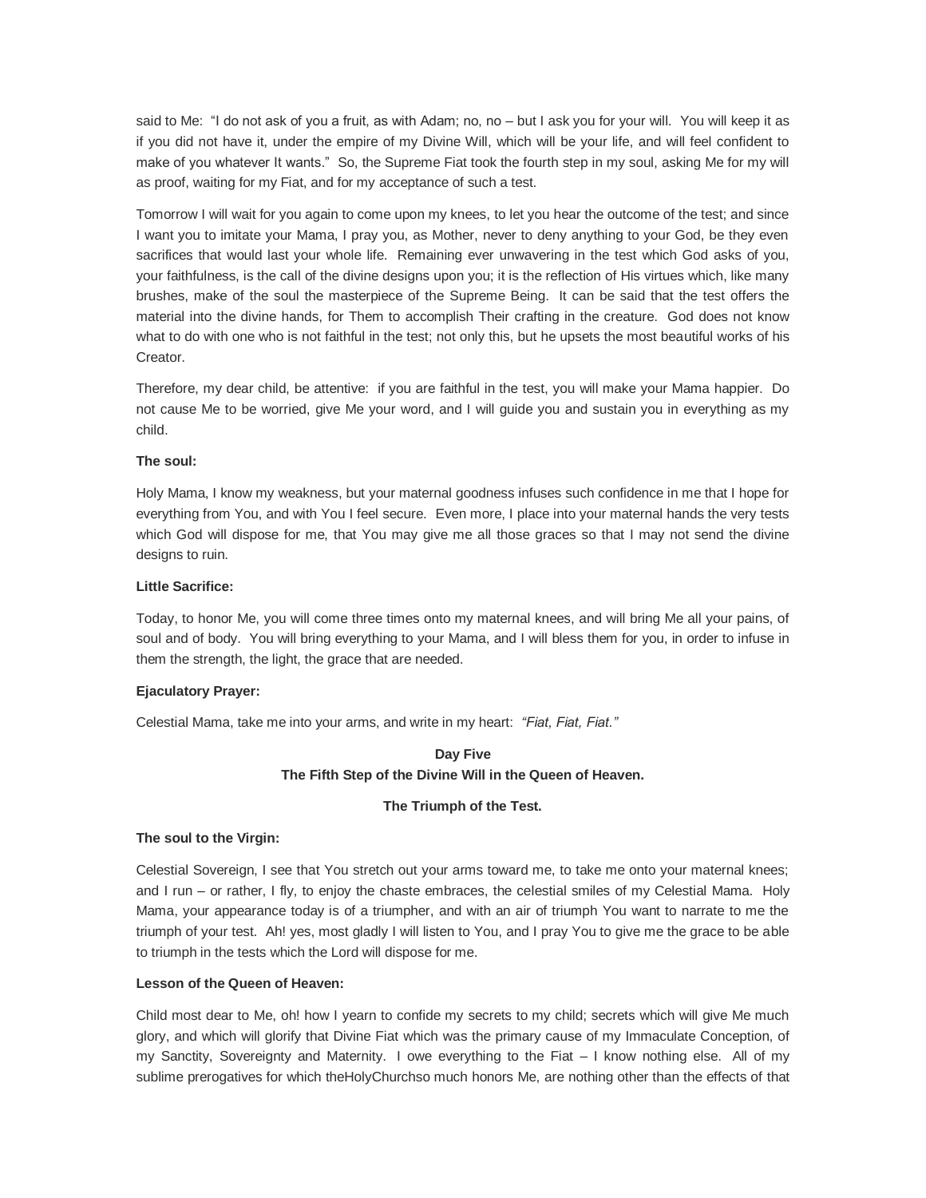said to Me: "I do not ask of you a fruit, as with Adam; no, no – but I ask you for your will. You will keep it as if you did not have it, under the empire of my Divine Will, which will be your life, and will feel confident to make of you whatever It wants." So, the Supreme Fiat took the fourth step in my soul, asking Me for my will as proof, waiting for my Fiat, and for my acceptance of such a test.

Tomorrow I will wait for you again to come upon my knees, to let you hear the outcome of the test; and since I want you to imitate your Mama, I pray you, as Mother, never to deny anything to your God, be they even sacrifices that would last your whole life. Remaining ever unwavering in the test which God asks of you, your faithfulness, is the call of the divine designs upon you; it is the reflection of His virtues which, like many brushes, make of the soul the masterpiece of the Supreme Being. It can be said that the test offers the material into the divine hands, for Them to accomplish Their crafting in the creature. God does not know what to do with one who is not faithful in the test; not only this, but he upsets the most beautiful works of his Creator.

Therefore, my dear child, be attentive: if you are faithful in the test, you will make your Mama happier. Do not cause Me to be worried, give Me your word, and I will guide you and sustain you in everything as my child.

**The soul:**

Holy Mama, I know my weakness, but your maternal goodness infuses such confidence in me that I hope for everything from You, and with You I feel secure. Even more, I place into your maternal hands the very tests which God will dispose for me, that You may give me all those graces so that I may not send the divine designs to ruin.

**Little Sacrifice:**

Today, to honor Me, you will come three times onto my maternal knees, and will bring Me all your pains, of soul and of body. You will bring everything to your Mama, and I will bless them for you, in order to infuse in them the strength, the light, the grace that are needed.

**Ejaculatory Prayer:**

Celestial Mama, take me into your arms, and write in my heart: *"Fiat, Fiat, Fiat."*

## Day Five
## The Fifth Step of the Divine Will in the Queen of Heaven.

### The Triumph of the Test.

**The soul to the Virgin:**

Celestial Sovereign, I see that You stretch out your arms toward me, to take me onto your maternal knees; and I run – or rather, I fly, to enjoy the chaste embraces, the celestial smiles of my Celestial Mama. Holy Mama, your appearance today is of a triumpher, and with an air of triumph You want to narrate to me the triumph of your test. Ah! yes, most gladly I will listen to You, and I pray You to give me the grace to be able to triumph in the tests which the Lord will dispose for me.

**Lesson of the Queen of Heaven:**

Child most dear to Me, oh! how I yearn to confide my secrets to my child; secrets which will give Me much glory, and which will glorify that Divine Fiat which was the primary cause of my Immaculate Conception, of my Sanctity, Sovereignty and Maternity. I owe everything to the Fiat – I know nothing else. All of my sublime prerogatives for which theHolyChurchso much honors Me, are nothing other than the effects of that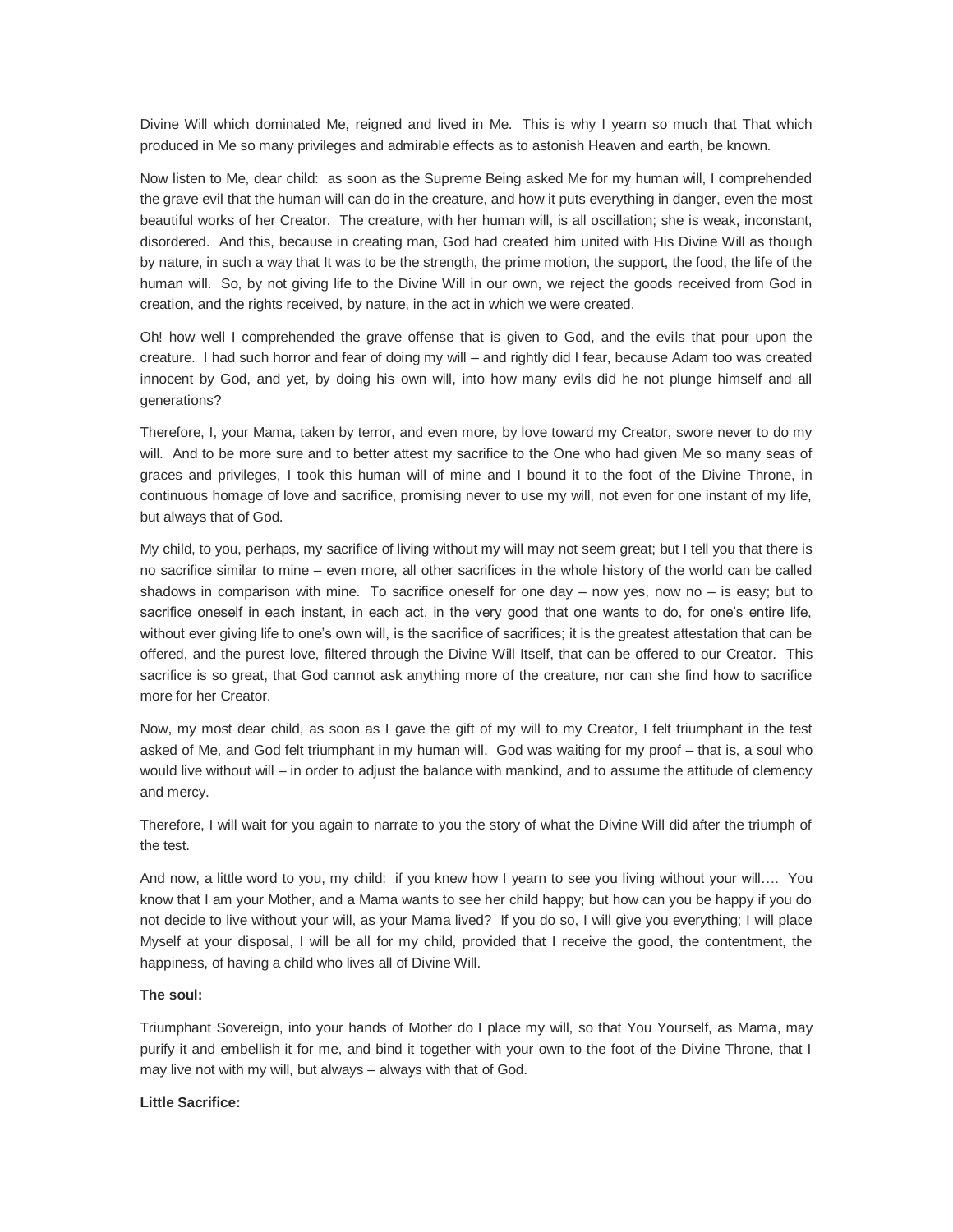Divine Will which dominated Me, reigned and lived in Me. This is why I yearn so much that That which produced in Me so many privileges and admirable effects as to astonish Heaven and earth, be known.

Now listen to Me, dear child: as soon as the Supreme Being asked Me for my human will, I comprehended the grave evil that the human will can do in the creature, and how it puts everything in danger, even the most beautiful works of her Creator. The creature, with her human will, is all oscillation; she is weak, inconstant, disordered. And this, because in creating man, God had created him united with His Divine Will as though by nature, in such a way that It was to be the strength, the prime motion, the support, the food, the life of the human will. So, by not giving life to the Divine Will in our own, we reject the goods received from God in creation, and the rights received, by nature, in the act in which we were created.

Oh! how well I comprehended the grave offense that is given to God, and the evils that pour upon the creature. I had such horror and fear of doing my will – and rightly did I fear, because Adam too was created innocent by God, and yet, by doing his own will, into how many evils did he not plunge himself and all generations?

Therefore, I, your Mama, taken by terror, and even more, by love toward my Creator, swore never to do my will. And to be more sure and to better attest my sacrifice to the One who had given Me so many seas of graces and privileges, I took this human will of mine and I bound it to the foot of the Divine Throne, in continuous homage of love and sacrifice, promising never to use my will, not even for one instant of my life, but always that of God.

My child, to you, perhaps, my sacrifice of living without my will may not seem great; but I tell you that there is no sacrifice similar to mine – even more, all other sacrifices in the whole history of the world can be called shadows in comparison with mine. To sacrifice oneself for one day – now yes, now no – is easy; but to sacrifice oneself in each instant, in each act, in the very good that one wants to do, for one's entire life, without ever giving life to one's own will, is the sacrifice of sacrifices; it is the greatest attestation that can be offered, and the purest love, filtered through the Divine Will Itself, that can be offered to our Creator. This sacrifice is so great, that God cannot ask anything more of the creature, nor can she find how to sacrifice more for her Creator.

Now, my most dear child, as soon as I gave the gift of my will to my Creator, I felt triumphant in the test asked of Me, and God felt triumphant in my human will. God was waiting for my proof – that is, a soul who would live without will – in order to adjust the balance with mankind, and to assume the attitude of clemency and mercy.

Therefore, I will wait for you again to narrate to you the story of what the Divine Will did after the triumph of the test.

And now, a little word to you, my child: if you knew how I yearn to see you living without your will…. You know that I am your Mother, and a Mama wants to see her child happy; but how can you be happy if you do not decide to live without your will, as your Mama lived? If you do so, I will give you everything; I will place Myself at your disposal, I will be all for my child, provided that I receive the good, the contentment, the happiness, of having a child who lives all of Divine Will.

**The soul:**

Triumphant Sovereign, into your hands of Mother do I place my will, so that You Yourself, as Mama, may purify it and embellish it for me, and bind it together with your own to the foot of the Divine Throne, that I may live not with my will, but always – always with that of God.

**Little Sacrifice:**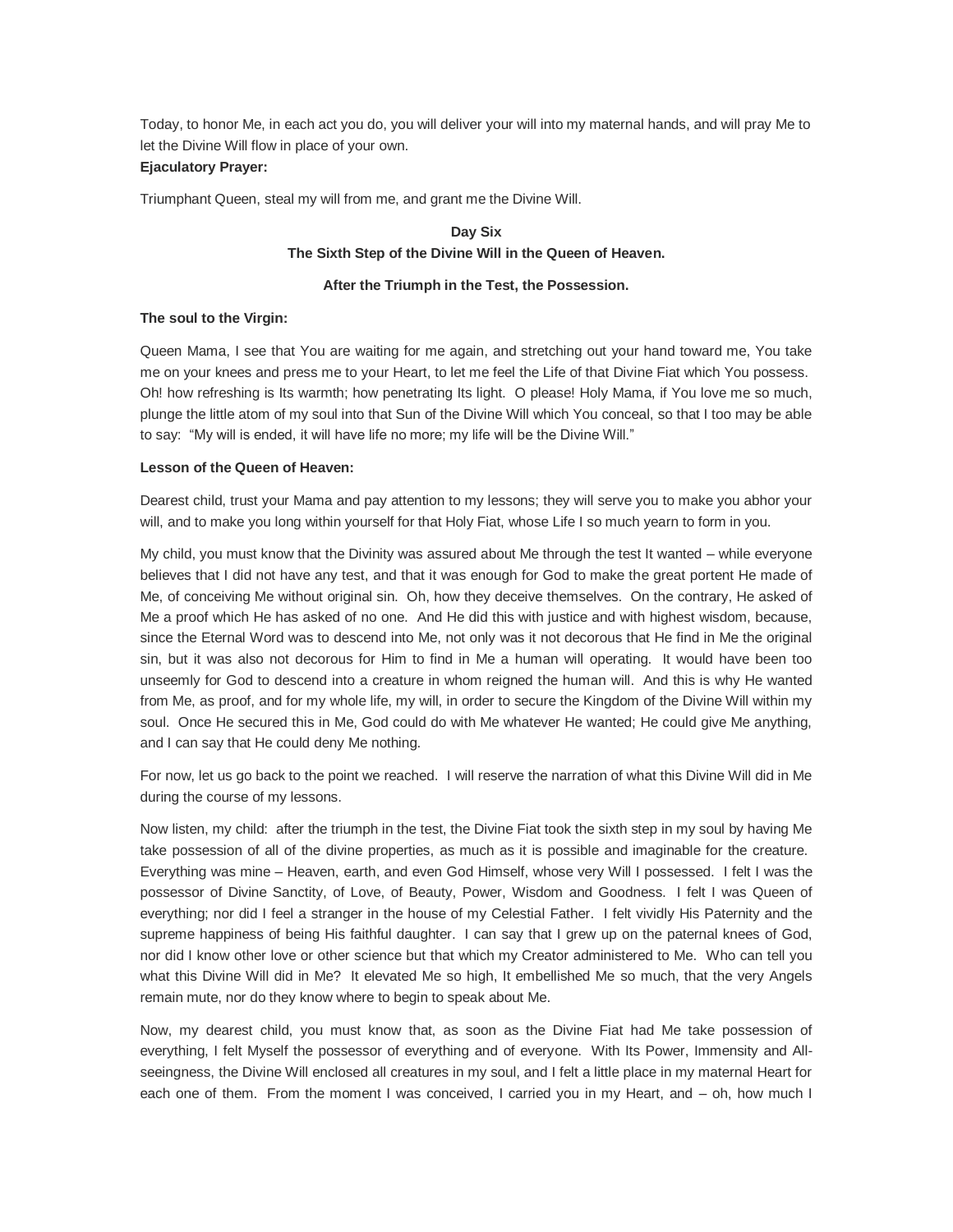Today, to honor Me, in each act you do, you will deliver your will into my maternal hands, and will pray Me to let the Divine Will flow in place of your own.

**Ejaculatory Prayer:**

Triumphant Queen, steal my will from me, and grant me the Divine Will.

## Day Six
### The Sixth Step of the Divine Will in the Queen of Heaven.

### After the Triumph in the Test, the Possession.

**The soul to the Virgin:**

Queen Mama, I see that You are waiting for me again, and stretching out your hand toward me, You take me on your knees and press me to your Heart, to let me feel the Life of that Divine Fiat which You possess. Oh! how refreshing is Its warmth; how penetrating Its light. O please! Holy Mama, if You love me so much, plunge the little atom of my soul into that Sun of the Divine Will which You conceal, so that I too may be able to say: "My will is ended, it will have life no more; my life will be the Divine Will."

**Lesson of the Queen of Heaven:**

Dearest child, trust your Mama and pay attention to my lessons; they will serve you to make you abhor your will, and to make you long within yourself for that Holy Fiat, whose Life I so much yearn to form in you.

My child, you must know that the Divinity was assured about Me through the test It wanted – while everyone believes that I did not have any test, and that it was enough for God to make the great portent He made of Me, of conceiving Me without original sin. Oh, how they deceive themselves. On the contrary, He asked of Me a proof which He has asked of no one. And He did this with justice and with highest wisdom, because, since the Eternal Word was to descend into Me, not only was it not decorous that He find in Me the original sin, but it was also not decorous for Him to find in Me a human will operating. It would have been too unseemly for God to descend into a creature in whom reigned the human will. And this is why He wanted from Me, as proof, and for my whole life, my will, in order to secure the Kingdom of the Divine Will within my soul. Once He secured this in Me, God could do with Me whatever He wanted; He could give Me anything, and I can say that He could deny Me nothing.

For now, let us go back to the point we reached. I will reserve the narration of what this Divine Will did in Me during the course of my lessons.

Now listen, my child: after the triumph in the test, the Divine Fiat took the sixth step in my soul by having Me take possession of all of the divine properties, as much as it is possible and imaginable for the creature. Everything was mine – Heaven, earth, and even God Himself, whose very Will I possessed. I felt I was the possessor of Divine Sanctity, of Love, of Beauty, Power, Wisdom and Goodness. I felt I was Queen of everything; nor did I feel a stranger in the house of my Celestial Father. I felt vividly His Paternity and the supreme happiness of being His faithful daughter. I can say that I grew up on the paternal knees of God, nor did I know other love or other science but that which my Creator administered to Me. Who can tell you what this Divine Will did in Me? It elevated Me so high, It embellished Me so much, that the very Angels remain mute, nor do they know where to begin to speak about Me.

Now, my dearest child, you must know that, as soon as the Divine Fiat had Me take possession of everything, I felt Myself the possessor of everything and of everyone. With Its Power, Immensity and All-seeingness, the Divine Will enclosed all creatures in my soul, and I felt a little place in my maternal Heart for each one of them. From the moment I was conceived, I carried you in my Heart, and – oh, how much I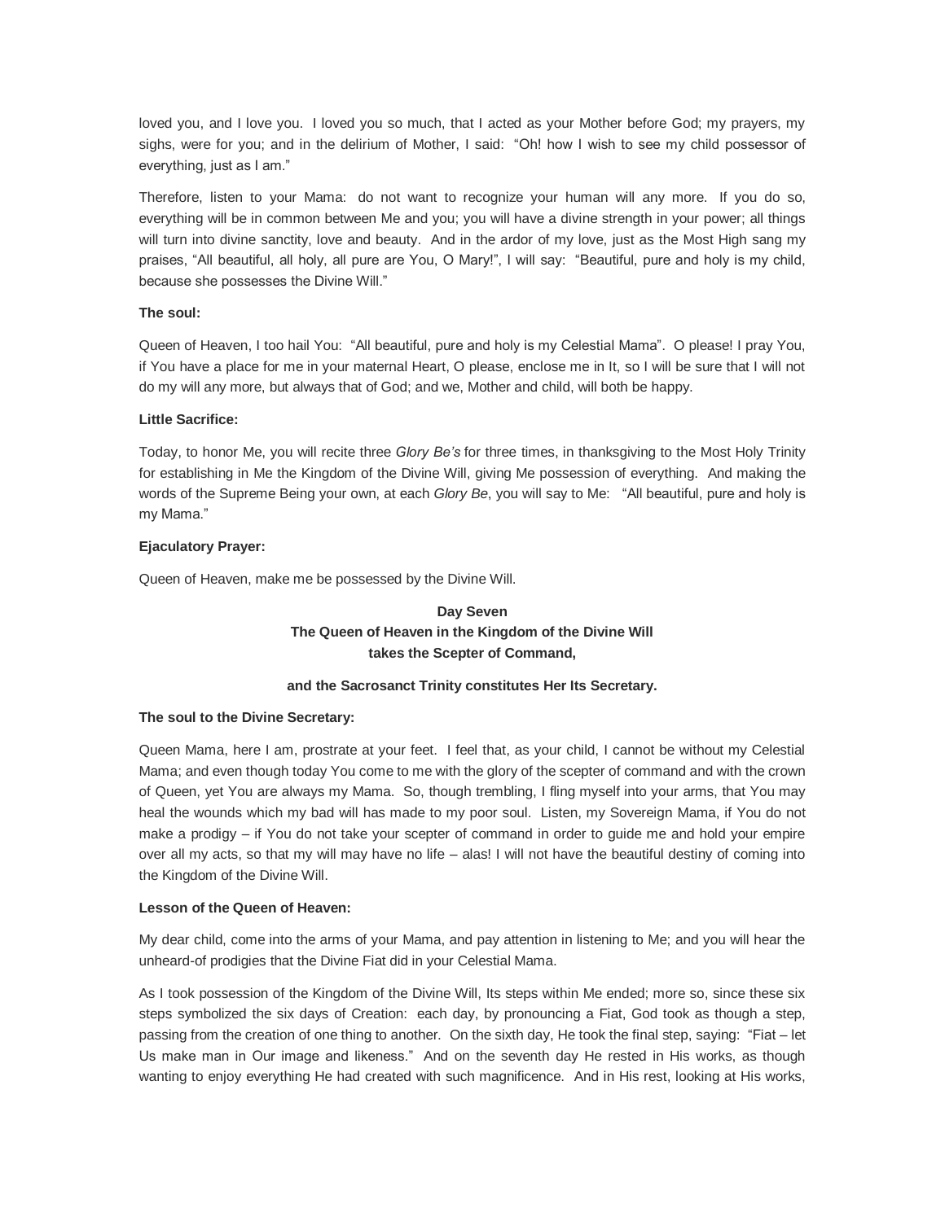loved you, and I love you. I loved you so much, that I acted as your Mother before God; my prayers, my sighs, were for you; and in the delirium of Mother, I said: "Oh! how I wish to see my child possessor of everything, just as I am."

Therefore, listen to your Mama: do not want to recognize your human will any more. If you do so, everything will be in common between Me and you; you will have a divine strength in your power; all things will turn into divine sanctity, love and beauty. And in the ardor of my love, just as the Most High sang my praises, "All beautiful, all holy, all pure are You, O Mary!", I will say: "Beautiful, pure and holy is my child, because she possesses the Divine Will."

**The soul:**

Queen of Heaven, I too hail You: "All beautiful, pure and holy is my Celestial Mama". O please! I pray You, if You have a place for me in your maternal Heart, O please, enclose me in It, so I will be sure that I will not do my will any more, but always that of God; and we, Mother and child, will both be happy.

**Little Sacrifice:**

Today, to honor Me, you will recite three *Glory Be's* for three times, in thanksgiving to the Most Holy Trinity for establishing in Me the Kingdom of the Divine Will, giving Me possession of everything. And making the words of the Supreme Being your own, at each *Glory Be*, you will say to Me: "All beautiful, pure and holy is my Mama."

**Ejaculatory Prayer:**

Queen of Heaven, make me be possessed by the Divine Will.

## Day Seven
## The Queen of Heaven in the Kingdom of the Divine Will takes the Scepter of Command,
## and the Sacrosanct Trinity constitutes Her Its Secretary.

**The soul to the Divine Secretary:**

Queen Mama, here I am, prostrate at your feet. I feel that, as your child, I cannot be without my Celestial Mama; and even though today You come to me with the glory of the scepter of command and with the crown of Queen, yet You are always my Mama. So, though trembling, I fling myself into your arms, that You may heal the wounds which my bad will has made to my poor soul. Listen, my Sovereign Mama, if You do not make a prodigy – if You do not take your scepter of command in order to guide me and hold your empire over all my acts, so that my will may have no life – alas! I will not have the beautiful destiny of coming into the Kingdom of the Divine Will.

**Lesson of the Queen of Heaven:**

My dear child, come into the arms of your Mama, and pay attention in listening to Me; and you will hear the unheard-of prodigies that the Divine Fiat did in your Celestial Mama.

As I took possession of the Kingdom of the Divine Will, Its steps within Me ended; more so, since these six steps symbolized the six days of Creation: each day, by pronouncing a Fiat, God took as though a step, passing from the creation of one thing to another. On the sixth day, He took the final step, saying: "Fiat – let Us make man in Our image and likeness." And on the seventh day He rested in His works, as though wanting to enjoy everything He had created with such magnificence. And in His rest, looking at His works,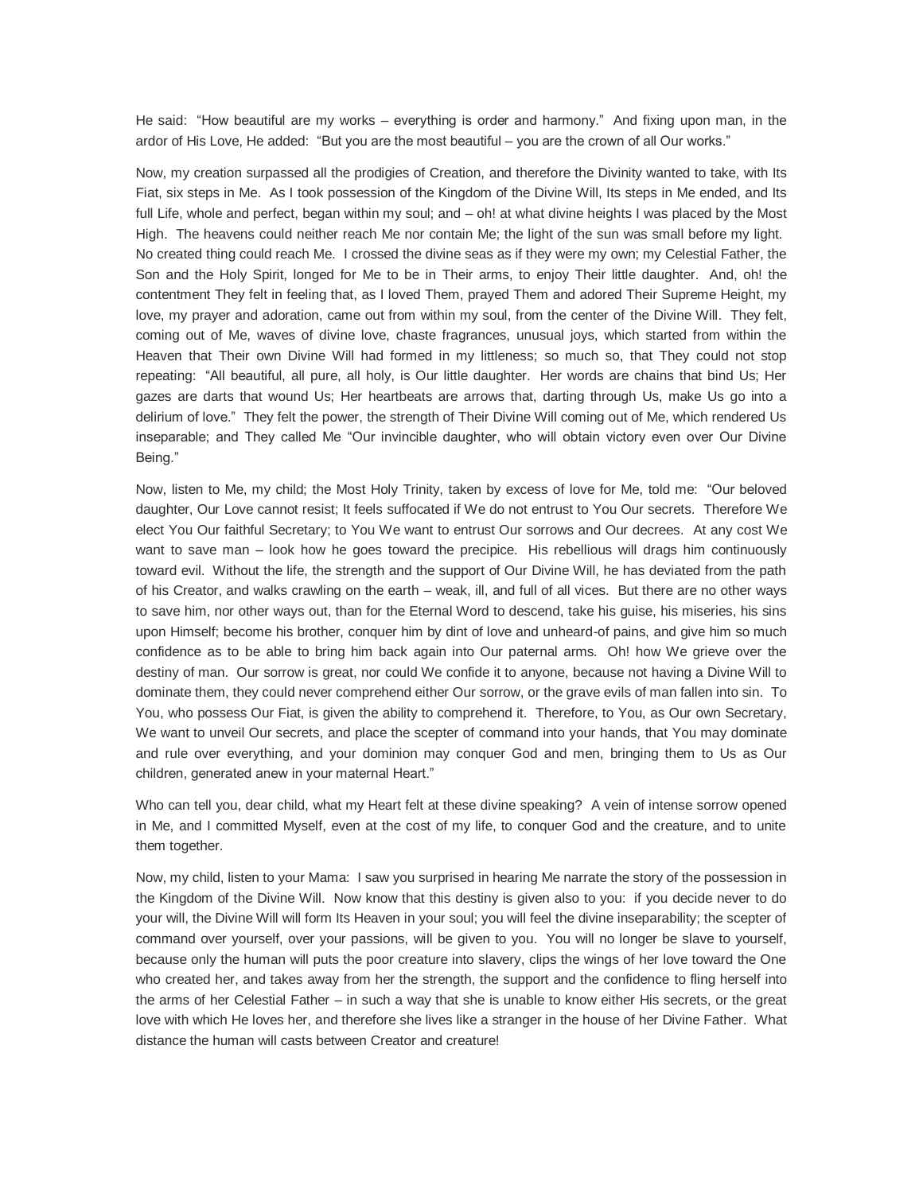He said: "How beautiful are my works – everything is order and harmony." And fixing upon man, in the ardor of His Love, He added: "But you are the most beautiful – you are the crown of all Our works."

Now, my creation surpassed all the prodigies of Creation, and therefore the Divinity wanted to take, with Its Fiat, six steps in Me. As I took possession of the Kingdom of the Divine Will, Its steps in Me ended, and Its full Life, whole and perfect, began within my soul; and – oh! at what divine heights I was placed by the Most High. The heavens could neither reach Me nor contain Me; the light of the sun was small before my light. No created thing could reach Me. I crossed the divine seas as if they were my own; my Celestial Father, the Son and the Holy Spirit, longed for Me to be in Their arms, to enjoy Their little daughter. And, oh! the contentment They felt in feeling that, as I loved Them, prayed Them and adored Their Supreme Height, my love, my prayer and adoration, came out from within my soul, from the center of the Divine Will. They felt, coming out of Me, waves of divine love, chaste fragrances, unusual joys, which started from within the Heaven that Their own Divine Will had formed in my littleness; so much so, that They could not stop repeating: "All beautiful, all pure, all holy, is Our little daughter. Her words are chains that bind Us; Her gazes are darts that wound Us; Her heartbeats are arrows that, darting through Us, make Us go into a delirium of love." They felt the power, the strength of Their Divine Will coming out of Me, which rendered Us inseparable; and They called Me "Our invincible daughter, who will obtain victory even over Our Divine Being."

Now, listen to Me, my child; the Most Holy Trinity, taken by excess of love for Me, told me: "Our beloved daughter, Our Love cannot resist; It feels suffocated if We do not entrust to You Our secrets. Therefore We elect You Our faithful Secretary; to You We want to entrust Our sorrows and Our decrees. At any cost We want to save man – look how he goes toward the precipice. His rebellious will drags him continuously toward evil. Without the life, the strength and the support of Our Divine Will, he has deviated from the path of his Creator, and walks crawling on the earth – weak, ill, and full of all vices. But there are no other ways to save him, nor other ways out, than for the Eternal Word to descend, take his guise, his miseries, his sins upon Himself; become his brother, conquer him by dint of love and unheard-of pains, and give him so much confidence as to be able to bring him back again into Our paternal arms. Oh! how We grieve over the destiny of man. Our sorrow is great, nor could We confide it to anyone, because not having a Divine Will to dominate them, they could never comprehend either Our sorrow, or the grave evils of man fallen into sin. To You, who possess Our Fiat, is given the ability to comprehend it. Therefore, to You, as Our own Secretary, We want to unveil Our secrets, and place the scepter of command into your hands, that You may dominate and rule over everything, and your dominion may conquer God and men, bringing them to Us as Our children, generated anew in your maternal Heart."

Who can tell you, dear child, what my Heart felt at these divine speaking? A vein of intense sorrow opened in Me, and I committed Myself, even at the cost of my life, to conquer God and the creature, and to unite them together.

Now, my child, listen to your Mama: I saw you surprised in hearing Me narrate the story of the possession in the Kingdom of the Divine Will. Now know that this destiny is given also to you: if you decide never to do your will, the Divine Will will form Its Heaven in your soul; you will feel the divine inseparability; the scepter of command over yourself, over your passions, will be given to you. You will no longer be slave to yourself, because only the human will puts the poor creature into slavery, clips the wings of her love toward the One who created her, and takes away from her the strength, the support and the confidence to fling herself into the arms of her Celestial Father – in such a way that she is unable to know either His secrets, or the great love with which He loves her, and therefore she lives like a stranger in the house of her Divine Father. What distance the human will casts between Creator and creature!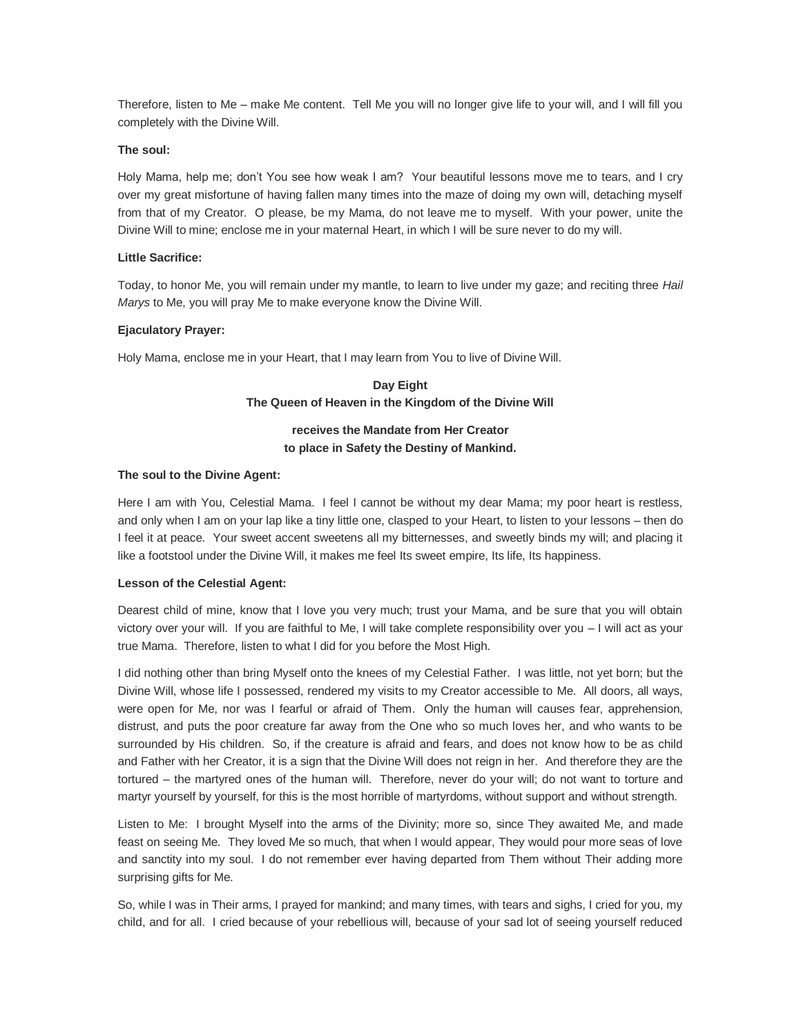Therefore, listen to Me – make Me content. Tell Me you will no longer give life to your will, and I will fill you completely with the Divine Will.

**The soul:**

Holy Mama, help me; don't You see how weak I am? Your beautiful lessons move me to tears, and I cry over my great misfortune of having fallen many times into the maze of doing my own will, detaching myself from that of my Creator. O please, be my Mama, do not leave me to myself. With your power, unite the Divine Will to mine; enclose me in your maternal Heart, in which I will be sure never to do my will.

**Little Sacrifice:**

Today, to honor Me, you will remain under my mantle, to learn to live under my gaze; and reciting three *Hail Marys* to Me, you will pray Me to make everyone know the Divine Will.

**Ejaculatory Prayer:**

Holy Mama, enclose me in your Heart, that I may learn from You to live of Divine Will.

## Day Eight
## The Queen of Heaven in the Kingdom of the Divine Will receives the Mandate from Her Creator to place in Safety the Destiny of Mankind.

**The soul to the Divine Agent:**

Here I am with You, Celestial Mama. I feel I cannot be without my dear Mama; my poor heart is restless, and only when I am on your lap like a tiny little one, clasped to your Heart, to listen to your lessons – then do I feel it at peace. Your sweet accent sweetens all my bitternesses, and sweetly binds my will; and placing it like a footstool under the Divine Will, it makes me feel Its sweet empire, Its life, Its happiness.

**Lesson of the Celestial Agent:**

Dearest child of mine, know that I love you very much; trust your Mama, and be sure that you will obtain victory over your will. If you are faithful to Me, I will take complete responsibility over you – I will act as your true Mama. Therefore, listen to what I did for you before the Most High.

I did nothing other than bring Myself onto the knees of my Celestial Father. I was little, not yet born; but the Divine Will, whose life I possessed, rendered my visits to my Creator accessible to Me. All doors, all ways, were open for Me, nor was I fearful or afraid of Them. Only the human will causes fear, apprehension, distrust, and puts the poor creature far away from the One who so much loves her, and who wants to be surrounded by His children. So, if the creature is afraid and fears, and does not know how to be as child and Father with her Creator, it is a sign that the Divine Will does not reign in her. And therefore they are the tortured – the martyred ones of the human will. Therefore, never do your will; do not want to torture and martyr yourself by yourself, for this is the most horrible of martyrdoms, without support and without strength.

Listen to Me: I brought Myself into the arms of the Divinity; more so, since They awaited Me, and made feast on seeing Me. They loved Me so much, that when I would appear, They would pour more seas of love and sanctity into my soul. I do not remember ever having departed from Them without Their adding more surprising gifts for Me.

So, while I was in Their arms, I prayed for mankind; and many times, with tears and sighs, I cried for you, my child, and for all. I cried because of your rebellious will, because of your sad lot of seeing yourself reduced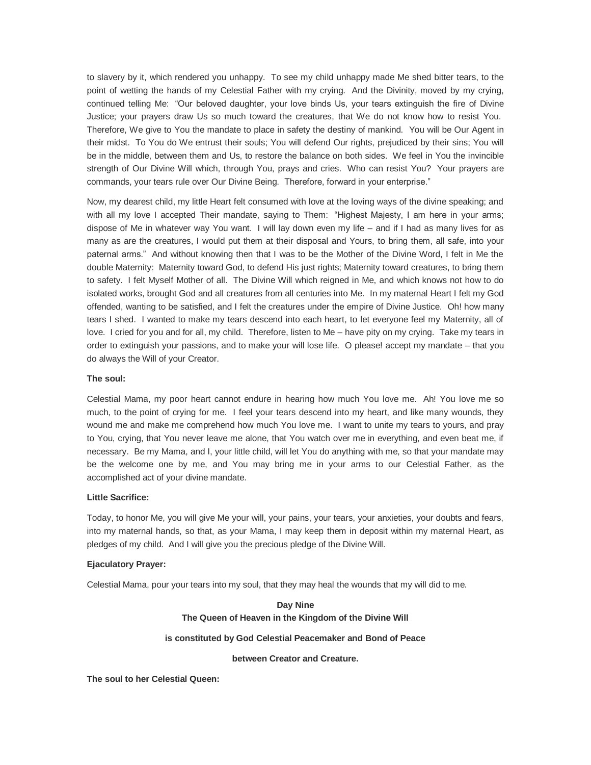to slavery by it, which rendered you unhappy. To see my child unhappy made Me shed bitter tears, to the point of wetting the hands of my Celestial Father with my crying. And the Divinity, moved by my crying, continued telling Me: "Our beloved daughter, your love binds Us, your tears extinguish the fire of Divine Justice; your prayers draw Us so much toward the creatures, that We do not know how to resist You. Therefore, We give to You the mandate to place in safety the destiny of mankind. You will be Our Agent in their midst. To You do We entrust their souls; You will defend Our rights, prejudiced by their sins; You will be in the middle, between them and Us, to restore the balance on both sides. We feel in You the invincible strength of Our Divine Will which, through You, prays and cries. Who can resist You? Your prayers are commands, your tears rule over Our Divine Being. Therefore, forward in your enterprise."

Now, my dearest child, my little Heart felt consumed with love at the loving ways of the divine speaking; and with all my love I accepted Their mandate, saying to Them: "Highest Majesty, I am here in your arms; dispose of Me in whatever way You want. I will lay down even my life – and if I had as many lives for as many as are the creatures, I would put them at their disposal and Yours, to bring them, all safe, into your paternal arms." And without knowing then that I was to be the Mother of the Divine Word, I felt in Me the double Maternity: Maternity toward God, to defend His just rights; Maternity toward creatures, to bring them to safety. I felt Myself Mother of all. The Divine Will which reigned in Me, and which knows not how to do isolated works, brought God and all creatures from all centuries into Me. In my maternal Heart I felt my God offended, wanting to be satisfied, and I felt the creatures under the empire of Divine Justice. Oh! how many tears I shed. I wanted to make my tears descend into each heart, to let everyone feel my Maternity, all of love. I cried for you and for all, my child. Therefore, listen to Me – have pity on my crying. Take my tears in order to extinguish your passions, and to make your will lose life. O please! accept my mandate – that you do always the Will of your Creator.

**The soul:**

Celestial Mama, my poor heart cannot endure in hearing how much You love me. Ah! You love me so much, to the point of crying for me. I feel your tears descend into my heart, and like many wounds, they wound me and make me comprehend how much You love me. I want to unite my tears to yours, and pray to You, crying, that You never leave me alone, that You watch over me in everything, and even beat me, if necessary. Be my Mama, and I, your little child, will let You do anything with me, so that your mandate may be the welcome one by me, and You may bring me in your arms to our Celestial Father, as the accomplished act of your divine mandate.

**Little Sacrifice:**

Today, to honor Me, you will give Me your will, your pains, your tears, your anxieties, your doubts and fears, into my maternal hands, so that, as your Mama, I may keep them in deposit within my maternal Heart, as pledges of my child. And I will give you the precious pledge of the Divine Will.

**Ejaculatory Prayer:**

Celestial Mama, pour your tears into my soul, that they may heal the wounds that my will did to me.

## Day Nine

### The Queen of Heaven in the Kingdom of the Divine Will is constituted by God Celestial Peacemaker and Bond of Peace between Creator and Creature.

**The soul to her Celestial Queen:**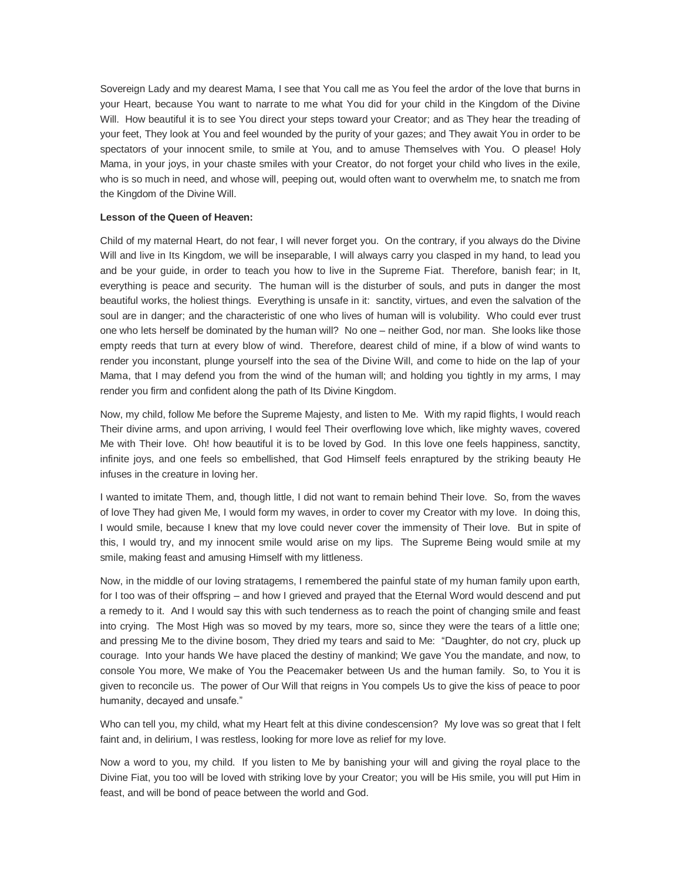Sovereign Lady and my dearest Mama, I see that You call me as You feel the ardor of the love that burns in your Heart, because You want to narrate to me what You did for your child in the Kingdom of the Divine Will. How beautiful it is to see You direct your steps toward your Creator; and as They hear the treading of your feet, They look at You and feel wounded by the purity of your gazes; and They await You in order to be spectators of your innocent smile, to smile at You, and to amuse Themselves with You. O please! Holy Mama, in your joys, in your chaste smiles with your Creator, do not forget your child who lives in the exile, who is so much in need, and whose will, peeping out, would often want to overwhelm me, to snatch me from the Kingdom of the Divine Will.

**Lesson of the Queen of Heaven:**

Child of my maternal Heart, do not fear, I will never forget you. On the contrary, if you always do the Divine Will and live in Its Kingdom, we will be inseparable, I will always carry you clasped in my hand, to lead you and be your guide, in order to teach you how to live in the Supreme Fiat. Therefore, banish fear; in It, everything is peace and security. The human will is the disturber of souls, and puts in danger the most beautiful works, the holiest things. Everything is unsafe in it: sanctity, virtues, and even the salvation of the soul are in danger; and the characteristic of one who lives of human will is volubility. Who could ever trust one who lets herself be dominated by the human will? No one – neither God, nor man. She looks like those empty reeds that turn at every blow of wind. Therefore, dearest child of mine, if a blow of wind wants to render you inconstant, plunge yourself into the sea of the Divine Will, and come to hide on the lap of your Mama, that I may defend you from the wind of the human will; and holding you tightly in my arms, I may render you firm and confident along the path of Its Divine Kingdom.

Now, my child, follow Me before the Supreme Majesty, and listen to Me. With my rapid flights, I would reach Their divine arms, and upon arriving, I would feel Their overflowing love which, like mighty waves, covered Me with Their love. Oh! how beautiful it is to be loved by God. In this love one feels happiness, sanctity, infinite joys, and one feels so embellished, that God Himself feels enraptured by the striking beauty He infuses in the creature in loving her.

I wanted to imitate Them, and, though little, I did not want to remain behind Their love. So, from the waves of love They had given Me, I would form my waves, in order to cover my Creator with my love. In doing this, I would smile, because I knew that my love could never cover the immensity of Their love. But in spite of this, I would try, and my innocent smile would arise on my lips. The Supreme Being would smile at my smile, making feast and amusing Himself with my littleness.

Now, in the middle of our loving stratagems, I remembered the painful state of my human family upon earth, for I too was of their offspring – and how I grieved and prayed that the Eternal Word would descend and put a remedy to it. And I would say this with such tenderness as to reach the point of changing smile and feast into crying. The Most High was so moved by my tears, more so, since they were the tears of a little one; and pressing Me to the divine bosom, They dried my tears and said to Me: "Daughter, do not cry, pluck up courage. Into your hands We have placed the destiny of mankind; We gave You the mandate, and now, to console You more, We make of You the Peacemaker between Us and the human family. So, to You it is given to reconcile us. The power of Our Will that reigns in You compels Us to give the kiss of peace to poor humanity, decayed and unsafe."

Who can tell you, my child, what my Heart felt at this divine condescension? My love was so great that I felt faint and, in delirium, I was restless, looking for more love as relief for my love.

Now a word to you, my child. If you listen to Me by banishing your will and giving the royal place to the Divine Fiat, you too will be loved with striking love by your Creator; you will be His smile, you will put Him in feast, and will be bond of peace between the world and God.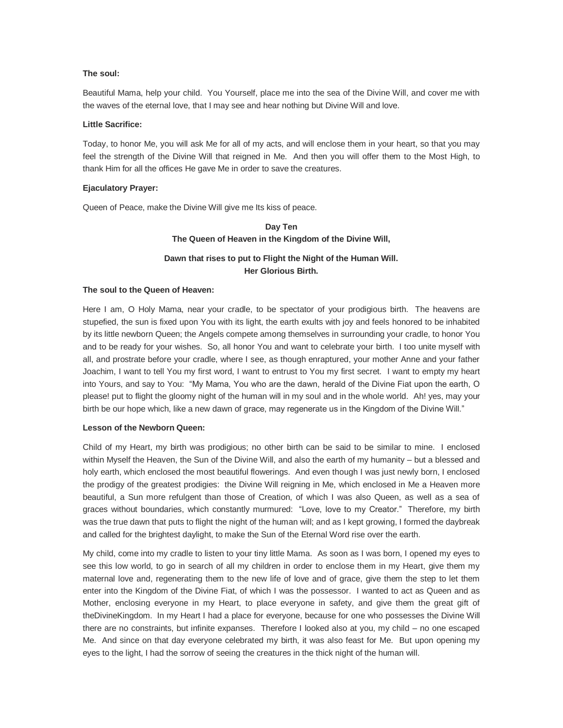**The soul:**

Beautiful Mama, help your child. You Yourself, place me into the sea of the Divine Will, and cover me with the waves of the eternal love, that I may see and hear nothing but Divine Will and love.

**Little Sacrifice:**

Today, to honor Me, you will ask Me for all of my acts, and will enclose them in your heart, so that you may feel the strength of the Divine Will that reigned in Me. And then you will offer them to the Most High, to thank Him for all the offices He gave Me in order to save the creatures.

**Ejaculatory Prayer:**

Queen of Peace, make the Divine Will give me Its kiss of peace.

## Day Ten
## The Queen of Heaven in the Kingdom of the Divine Will,
## Dawn that rises to put to Flight the Night of the Human Will. Her Glorious Birth.

**The soul to the Queen of Heaven:**

Here I am, O Holy Mama, near your cradle, to be spectator of your prodigious birth. The heavens are stupefied, the sun is fixed upon You with its light, the earth exults with joy and feels honored to be inhabited by its little newborn Queen; the Angels compete among themselves in surrounding your cradle, to honor You and to be ready for your wishes. So, all honor You and want to celebrate your birth. I too unite myself with all, and prostrate before your cradle, where I see, as though enraptured, your mother Anne and your father Joachim, I want to tell You my first word, I want to entrust to You my first secret. I want to empty my heart into Yours, and say to You: "My Mama, You who are the dawn, herald of the Divine Fiat upon the earth, O please! put to flight the gloomy night of the human will in my soul and in the whole world. Ah! yes, may your birth be our hope which, like a new dawn of grace, may regenerate us in the Kingdom of the Divine Will."

**Lesson of the Newborn Queen:**

Child of my Heart, my birth was prodigious; no other birth can be said to be similar to mine. I enclosed within Myself the Heaven, the Sun of the Divine Will, and also the earth of my humanity – but a blessed and holy earth, which enclosed the most beautiful flowerings. And even though I was just newly born, I enclosed the prodigy of the greatest prodigies: the Divine Will reigning in Me, which enclosed in Me a Heaven more beautiful, a Sun more refulgent than those of Creation, of which I was also Queen, as well as a sea of graces without boundaries, which constantly murmured: "Love, love to my Creator." Therefore, my birth was the true dawn that puts to flight the night of the human will; and as I kept growing, I formed the daybreak and called for the brightest daylight, to make the Sun of the Eternal Word rise over the earth.

My child, come into my cradle to listen to your tiny little Mama. As soon as I was born, I opened my eyes to see this low world, to go in search of all my children in order to enclose them in my Heart, give them my maternal love and, regenerating them to the new life of love and of grace, give them the step to let them enter into the Kingdom of the Divine Fiat, of which I was the possessor. I wanted to act as Queen and as Mother, enclosing everyone in my Heart, to place everyone in safety, and give them the great gift of theDivineKingdom. In my Heart I had a place for everyone, because for one who possesses the Divine Will there are no constraints, but infinite expanses. Therefore I looked also at you, my child – no one escaped Me. And since on that day everyone celebrated my birth, it was also feast for Me. But upon opening my eyes to the light, I had the sorrow of seeing the creatures in the thick night of the human will.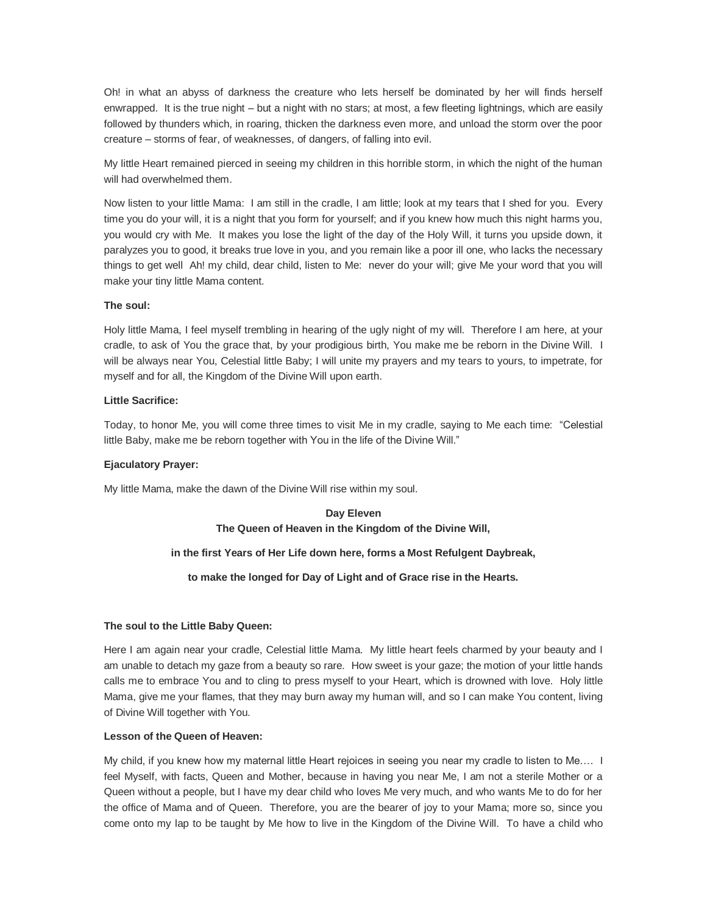Oh! in what an abyss of darkness the creature who lets herself be dominated by her will finds herself enwrapped. It is the true night – but a night with no stars; at most, a few fleeting lightnings, which are easily followed by thunders which, in roaring, thicken the darkness even more, and unload the storm over the poor creature – storms of fear, of weaknesses, of dangers, of falling into evil.

My little Heart remained pierced in seeing my children in this horrible storm, in which the night of the human will had overwhelmed them.

Now listen to your little Mama: I am still in the cradle, I am little; look at my tears that I shed for you. Every time you do your will, it is a night that you form for yourself; and if you knew how much this night harms you, you would cry with Me. It makes you lose the light of the day of the Holy Will, it turns you upside down, it paralyzes you to good, it breaks true love in you, and you remain like a poor ill one, who lacks the necessary things to get well Ah! my child, dear child, listen to Me: never do your will; give Me your word that you will make your tiny little Mama content.

**The soul:**

Holy little Mama, I feel myself trembling in hearing of the ugly night of my will. Therefore I am here, at your cradle, to ask of You the grace that, by your prodigious birth, You make me be reborn in the Divine Will. I will be always near You, Celestial little Baby; I will unite my prayers and my tears to yours, to impetrate, for myself and for all, the Kingdom of the Divine Will upon earth.

**Little Sacrifice:**

Today, to honor Me, you will come three times to visit Me in my cradle, saying to Me each time: "Celestial little Baby, make me be reborn together with You in the life of the Divine Will."

**Ejaculatory Prayer:**

My little Mama, make the dawn of the Divine Will rise within my soul.

## Day Eleven

## The Queen of Heaven in the Kingdom of the Divine Will, in the first Years of Her Life down here, forms a Most Refulgent Daybreak, to make the longed for Day of Light and of Grace rise in the Hearts.

**The soul to the Little Baby Queen:**

Here I am again near your cradle, Celestial little Mama. My little heart feels charmed by your beauty and I am unable to detach my gaze from a beauty so rare. How sweet is your gaze; the motion of your little hands calls me to embrace You and to cling to press myself to your Heart, which is drowned with love. Holy little Mama, give me your flames, that they may burn away my human will, and so I can make You content, living of Divine Will together with You.

**Lesson of the Queen of Heaven:**

My child, if you knew how my maternal little Heart rejoices in seeing you near my cradle to listen to Me…. I feel Myself, with facts, Queen and Mother, because in having you near Me, I am not a sterile Mother or a Queen without a people, but I have my dear child who loves Me very much, and who wants Me to do for her the office of Mama and of Queen. Therefore, you are the bearer of joy to your Mama; more so, since you come onto my lap to be taught by Me how to live in the Kingdom of the Divine Will. To have a child who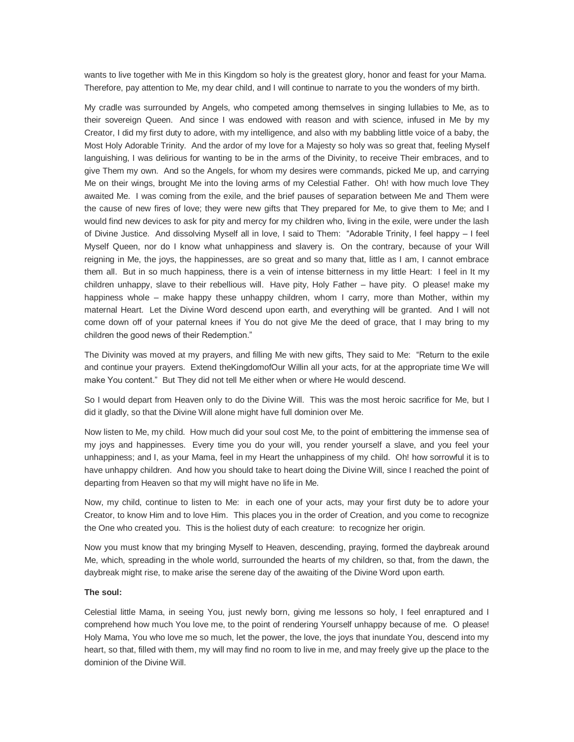wants to live together with Me in this Kingdom so holy is the greatest glory, honor and feast for your Mama. Therefore, pay attention to Me, my dear child, and I will continue to narrate to you the wonders of my birth.

My cradle was surrounded by Angels, who competed among themselves in singing lullabies to Me, as to their sovereign Queen. And since I was endowed with reason and with science, infused in Me by my Creator, I did my first duty to adore, with my intelligence, and also with my babbling little voice of a baby, the Most Holy Adorable Trinity. And the ardor of my love for a Majesty so holy was so great that, feeling Myself languishing, I was delirious for wanting to be in the arms of the Divinity, to receive Their embraces, and to give Them my own. And so the Angels, for whom my desires were commands, picked Me up, and carrying Me on their wings, brought Me into the loving arms of my Celestial Father. Oh! with how much love They awaited Me. I was coming from the exile, and the brief pauses of separation between Me and Them were the cause of new fires of love; they were new gifts that They prepared for Me, to give them to Me; and I would find new devices to ask for pity and mercy for my children who, living in the exile, were under the lash of Divine Justice. And dissolving Myself all in love, I said to Them: "Adorable Trinity, I feel happy – I feel Myself Queen, nor do I know what unhappiness and slavery is. On the contrary, because of your Will reigning in Me, the joys, the happinesses, are so great and so many that, little as I am, I cannot embrace them all. But in so much happiness, there is a vein of intense bitterness in my little Heart: I feel in It my children unhappy, slave to their rebellious will. Have pity, Holy Father – have pity. O please! make my happiness whole – make happy these unhappy children, whom I carry, more than Mother, within my maternal Heart. Let the Divine Word descend upon earth, and everything will be granted. And I will not come down off of your paternal knees if You do not give Me the deed of grace, that I may bring to my children the good news of their Redemption."

The Divinity was moved at my prayers, and filling Me with new gifts, They said to Me: "Return to the exile and continue your prayers. Extend theKingdomofOur Willin all your acts, for at the appropriate time We will make You content." But They did not tell Me either when or where He would descend.

So I would depart from Heaven only to do the Divine Will. This was the most heroic sacrifice for Me, but I did it gladly, so that the Divine Will alone might have full dominion over Me.

Now listen to Me, my child. How much did your soul cost Me, to the point of embittering the immense sea of my joys and happinesses. Every time you do your will, you render yourself a slave, and you feel your unhappiness; and I, as your Mama, feel in my Heart the unhappiness of my child. Oh! how sorrowful it is to have unhappy children. And how you should take to heart doing the Divine Will, since I reached the point of departing from Heaven so that my will might have no life in Me.

Now, my child, continue to listen to Me: in each one of your acts, may your first duty be to adore your Creator, to know Him and to love Him. This places you in the order of Creation, and you come to recognize the One who created you. This is the holiest duty of each creature: to recognize her origin.

Now you must know that my bringing Myself to Heaven, descending, praying, formed the daybreak around Me, which, spreading in the whole world, surrounded the hearts of my children, so that, from the dawn, the daybreak might rise, to make arise the serene day of the awaiting of the Divine Word upon earth.

**The soul:**

Celestial little Mama, in seeing You, just newly born, giving me lessons so holy, I feel enraptured and I comprehend how much You love me, to the point of rendering Yourself unhappy because of me. O please! Holy Mama, You who love me so much, let the power, the love, the joys that inundate You, descend into my heart, so that, filled with them, my will may find no room to live in me, and may freely give up the place to the dominion of the Divine Will.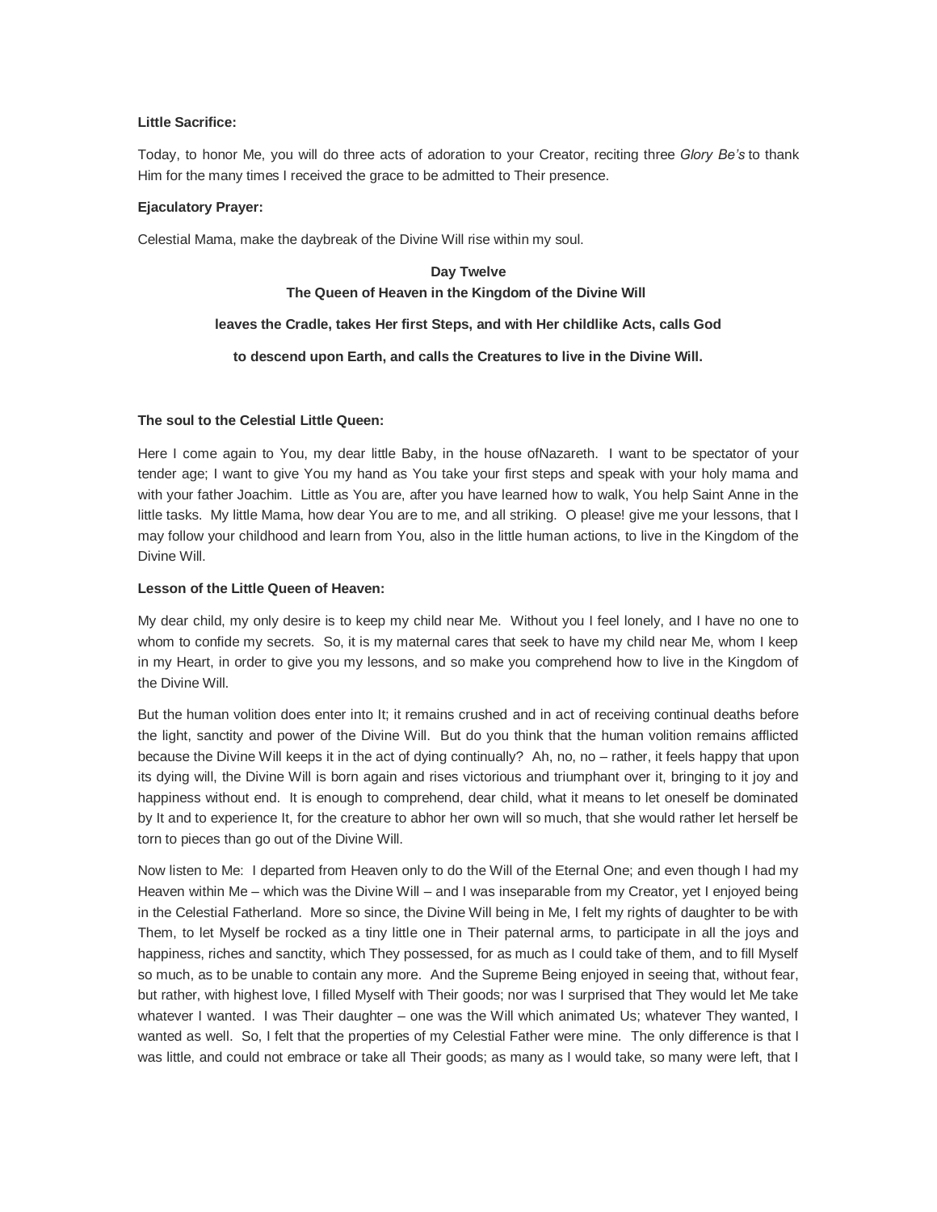**Little Sacrifice:**

Today, to honor Me, you will do three acts of adoration to your Creator, reciting three *Glory Be's* to thank Him for the many times I received the grace to be admitted to Their presence.

**Ejaculatory Prayer:**

Celestial Mama, make the daybreak of the Divine Will rise within my soul.

## Day Twelve

## The Queen of Heaven in the Kingdom of the Divine Will leaves the Cradle, takes Her first Steps, and with Her childlike Acts, calls God to descend upon Earth, and calls the Creatures to live in the Divine Will.

**The soul to the Celestial Little Queen:**

Here I come again to You, my dear little Baby, in the house ofNazareth. I want to be spectator of your tender age; I want to give You my hand as You take your first steps and speak with your holy mama and with your father Joachim. Little as You are, after you have learned how to walk, You help Saint Anne in the little tasks. My little Mama, how dear You are to me, and all striking. O please! give me your lessons, that I may follow your childhood and learn from You, also in the little human actions, to live in the Kingdom of the Divine Will.

**Lesson of the Little Queen of Heaven:**

My dear child, my only desire is to keep my child near Me. Without you I feel lonely, and I have no one to whom to confide my secrets. So, it is my maternal cares that seek to have my child near Me, whom I keep in my Heart, in order to give you my lessons, and so make you comprehend how to live in the Kingdom of the Divine Will.

But the human volition does enter into It; it remains crushed and in act of receiving continual deaths before the light, sanctity and power of the Divine Will. But do you think that the human volition remains afflicted because the Divine Will keeps it in the act of dying continually? Ah, no, no – rather, it feels happy that upon its dying will, the Divine Will is born again and rises victorious and triumphant over it, bringing to it joy and happiness without end. It is enough to comprehend, dear child, what it means to let oneself be dominated by It and to experience It, for the creature to abhor her own will so much, that she would rather let herself be torn to pieces than go out of the Divine Will.

Now listen to Me: I departed from Heaven only to do the Will of the Eternal One; and even though I had my Heaven within Me – which was the Divine Will – and I was inseparable from my Creator, yet I enjoyed being in the Celestial Fatherland. More so since, the Divine Will being in Me, I felt my rights of daughter to be with Them, to let Myself be rocked as a tiny little one in Their paternal arms, to participate in all the joys and happiness, riches and sanctity, which They possessed, for as much as I could take of them, and to fill Myself so much, as to be unable to contain any more. And the Supreme Being enjoyed in seeing that, without fear, but rather, with highest love, I filled Myself with Their goods; nor was I surprised that They would let Me take whatever I wanted. I was Their daughter – one was the Will which animated Us; whatever They wanted, I wanted as well. So, I felt that the properties of my Celestial Father were mine. The only difference is that I was little, and could not embrace or take all Their goods; as many as I would take, so many were left, that I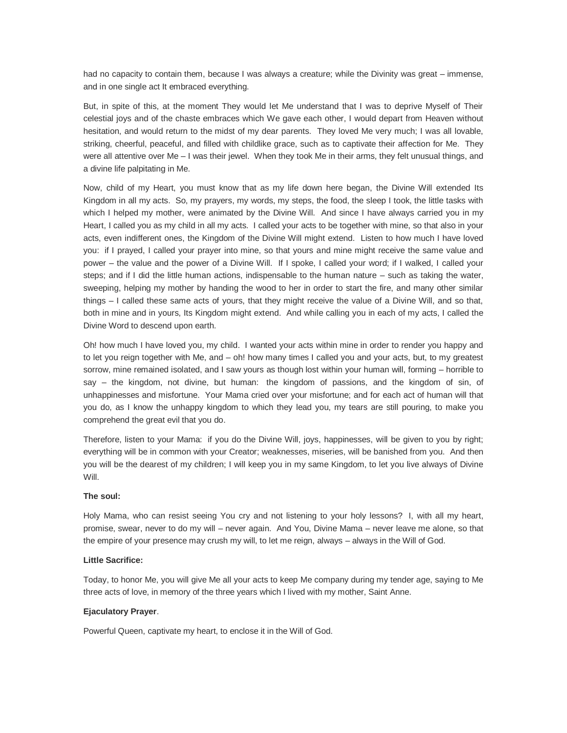had no capacity to contain them, because I was always a creature; while the Divinity was great – immense, and in one single act It embraced everything.

But, in spite of this, at the moment They would let Me understand that I was to deprive Myself of Their celestial joys and of the chaste embraces which We gave each other, I would depart from Heaven without hesitation, and would return to the midst of my dear parents. They loved Me very much; I was all lovable, striking, cheerful, peaceful, and filled with childlike grace, such as to captivate their affection for Me. They were all attentive over Me – I was their jewel. When they took Me in their arms, they felt unusual things, and a divine life palpitating in Me.

Now, child of my Heart, you must know that as my life down here began, the Divine Will extended Its Kingdom in all my acts. So, my prayers, my words, my steps, the food, the sleep I took, the little tasks with which I helped my mother, were animated by the Divine Will. And since I have always carried you in my Heart, I called you as my child in all my acts. I called your acts to be together with mine, so that also in your acts, even indifferent ones, the Kingdom of the Divine Will might extend. Listen to how much I have loved you: if I prayed, I called your prayer into mine, so that yours and mine might receive the same value and power – the value and the power of a Divine Will. If I spoke, I called your word; if I walked, I called your steps; and if I did the little human actions, indispensable to the human nature – such as taking the water, sweeping, helping my mother by handing the wood to her in order to start the fire, and many other similar things – I called these same acts of yours, that they might receive the value of a Divine Will, and so that, both in mine and in yours, Its Kingdom might extend. And while calling you in each of my acts, I called the Divine Word to descend upon earth.

Oh! how much I have loved you, my child. I wanted your acts within mine in order to render you happy and to let you reign together with Me, and – oh! how many times I called you and your acts, but, to my greatest sorrow, mine remained isolated, and I saw yours as though lost within your human will, forming – horrible to say – the kingdom, not divine, but human: the kingdom of passions, and the kingdom of sin, of unhappinesses and misfortune. Your Mama cried over your misfortune; and for each act of human will that you do, as I know the unhappy kingdom to which they lead you, my tears are still pouring, to make you comprehend the great evil that you do.

Therefore, listen to your Mama: if you do the Divine Will, joys, happinesses, will be given to you by right; everything will be in common with your Creator; weaknesses, miseries, will be banished from you. And then you will be the dearest of my children; I will keep you in my same Kingdom, to let you live always of Divine Will.

**The soul:**

Holy Mama, who can resist seeing You cry and not listening to your holy lessons? I, with all my heart, promise, swear, never to do my will – never again. And You, Divine Mama – never leave me alone, so that the empire of your presence may crush my will, to let me reign, always – always in the Will of God.

**Little Sacrifice:**

Today, to honor Me, you will give Me all your acts to keep Me company during my tender age, saying to Me three acts of love, in memory of the three years which I lived with my mother, Saint Anne.

**Ejaculatory Prayer**.

Powerful Queen, captivate my heart, to enclose it in the Will of God.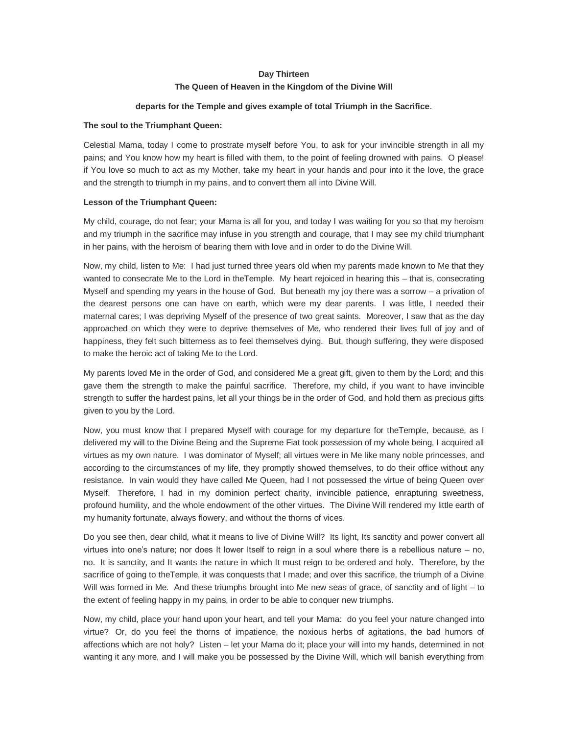**Day Thirteen**

**The Queen of Heaven in the Kingdom of the Divine Will**

**departs for the Temple and gives example of total Triumph in the Sacrifice**.

**The soul to the Triumphant Queen:**

Celestial Mama, today I come to prostrate myself before You, to ask for your invincible strength in all my pains; and You know how my heart is filled with them, to the point of feeling drowned with pains. O please! if You love so much to act as my Mother, take my heart in your hands and pour into it the love, the grace and the strength to triumph in my pains, and to convert them all into Divine Will.

**Lesson of the Triumphant Queen:**

My child, courage, do not fear; your Mama is all for you, and today I was waiting for you so that my heroism and my triumph in the sacrifice may infuse in you strength and courage, that I may see my child triumphant in her pains, with the heroism of bearing them with love and in order to do the Divine Will.

Now, my child, listen to Me: I had just turned three years old when my parents made known to Me that they wanted to consecrate Me to the Lord in theTemple. My heart rejoiced in hearing this – that is, consecrating Myself and spending my years in the house of God. But beneath my joy there was a sorrow – a privation of the dearest persons one can have on earth, which were my dear parents. I was little, I needed their maternal cares; I was depriving Myself of the presence of two great saints. Moreover, I saw that as the day approached on which they were to deprive themselves of Me, who rendered their lives full of joy and of happiness, they felt such bitterness as to feel themselves dying. But, though suffering, they were disposed to make the heroic act of taking Me to the Lord.

My parents loved Me in the order of God, and considered Me a great gift, given to them by the Lord; and this gave them the strength to make the painful sacrifice. Therefore, my child, if you want to have invincible strength to suffer the hardest pains, let all your things be in the order of God, and hold them as precious gifts given to you by the Lord.

Now, you must know that I prepared Myself with courage for my departure for theTemple, because, as I delivered my will to the Divine Being and the Supreme Fiat took possession of my whole being, I acquired all virtues as my own nature. I was dominator of Myself; all virtues were in Me like many noble princesses, and according to the circumstances of my life, they promptly showed themselves, to do their office without any resistance. In vain would they have called Me Queen, had I not possessed the virtue of being Queen over Myself. Therefore, I had in my dominion perfect charity, invincible patience, enrapturing sweetness, profound humility, and the whole endowment of the other virtues. The Divine Will rendered my little earth of my humanity fortunate, always flowery, and without the thorns of vices.

Do you see then, dear child, what it means to live of Divine Will? Its light, Its sanctity and power convert all virtues into one's nature; nor does It lower Itself to reign in a soul where there is a rebellious nature – no, no. It is sanctity, and It wants the nature in which It must reign to be ordered and holy. Therefore, by the sacrifice of going to theTemple, it was conquests that I made; and over this sacrifice, the triumph of a Divine Will was formed in Me. And these triumphs brought into Me new seas of grace, of sanctity and of light – to the extent of feeling happy in my pains, in order to be able to conquer new triumphs.

Now, my child, place your hand upon your heart, and tell your Mama: do you feel your nature changed into virtue? Or, do you feel the thorns of impatience, the noxious herbs of agitations, the bad humors of affections which are not holy? Listen – let your Mama do it; place your will into my hands, determined in not wanting it any more, and I will make you be possessed by the Divine Will, which will banish everything from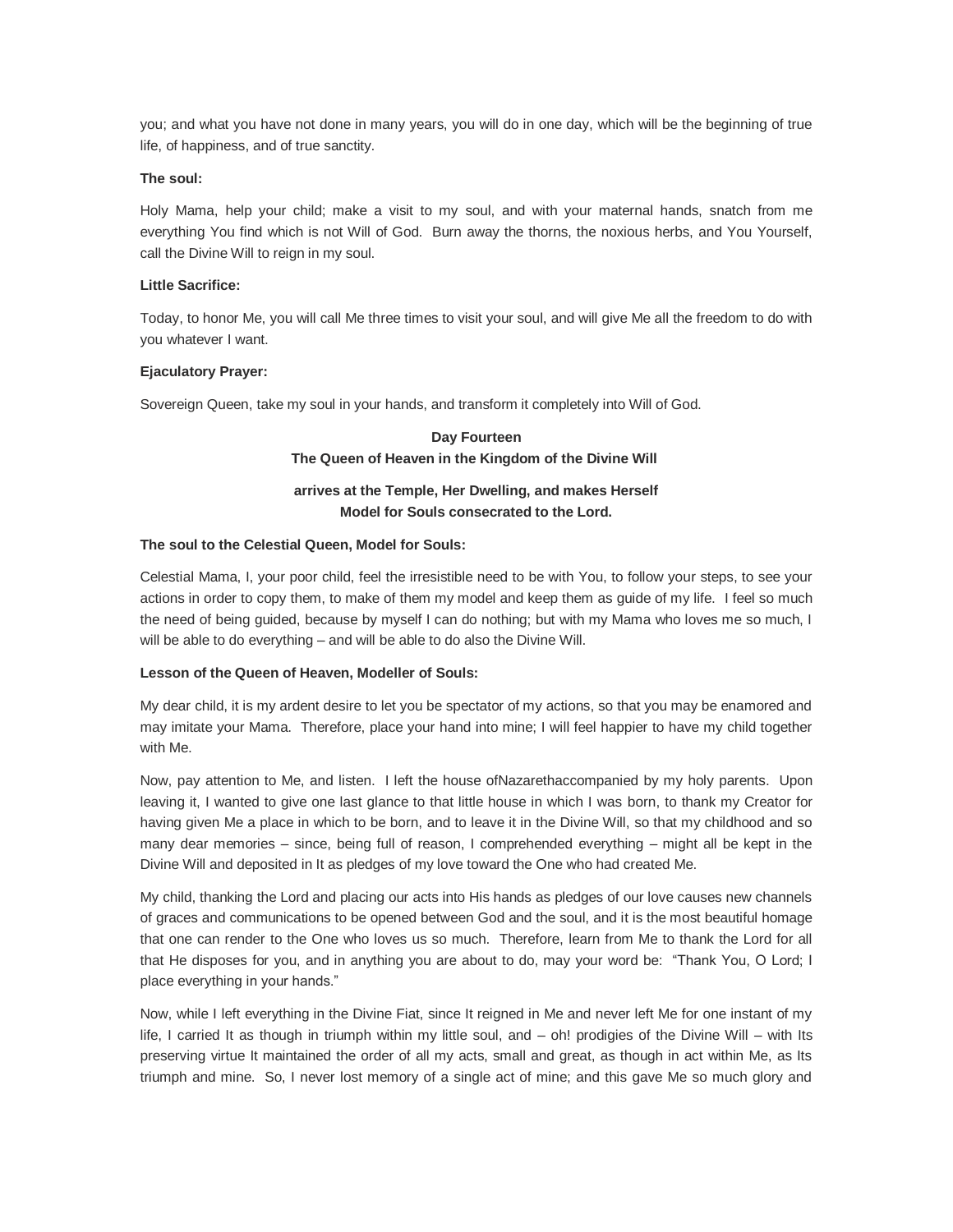you; and what you have not done in many years, you will do in one day, which will be the beginning of true life, of happiness, and of true sanctity.

**The soul:**

Holy Mama, help your child; make a visit to my soul, and with your maternal hands, snatch from me everything You find which is not Will of God. Burn away the thorns, the noxious herbs, and You Yourself, call the Divine Will to reign in my soul.

**Little Sacrifice:**

Today, to honor Me, you will call Me three times to visit your soul, and will give Me all the freedom to do with you whatever I want.

**Ejaculatory Prayer:**

Sovereign Queen, take my soul in your hands, and transform it completely into Will of God.

## Day Fourteen
## The Queen of Heaven in the Kingdom of the Divine Will

## arrives at the Temple, Her Dwelling, and makes Herself Model for Souls consecrated to the Lord.

**The soul to the Celestial Queen, Model for Souls:**

Celestial Mama, I, your poor child, feel the irresistible need to be with You, to follow your steps, to see your actions in order to copy them, to make of them my model and keep them as guide of my life. I feel so much the need of being guided, because by myself I can do nothing; but with my Mama who loves me so much, I will be able to do everything – and will be able to do also the Divine Will.

**Lesson of the Queen of Heaven, Modeller of Souls:**

My dear child, it is my ardent desire to let you be spectator of my actions, so that you may be enamored and may imitate your Mama. Therefore, place your hand into mine; I will feel happier to have my child together with Me.

Now, pay attention to Me, and listen. I left the house ofNazarethaccompanied by my holy parents. Upon leaving it, I wanted to give one last glance to that little house in which I was born, to thank my Creator for having given Me a place in which to be born, and to leave it in the Divine Will, so that my childhood and so many dear memories – since, being full of reason, I comprehended everything – might all be kept in the Divine Will and deposited in It as pledges of my love toward the One who had created Me.

My child, thanking the Lord and placing our acts into His hands as pledges of our love causes new channels of graces and communications to be opened between God and the soul, and it is the most beautiful homage that one can render to the One who loves us so much. Therefore, learn from Me to thank the Lord for all that He disposes for you, and in anything you are about to do, may your word be: "Thank You, O Lord; I place everything in your hands."

Now, while I left everything in the Divine Fiat, since It reigned in Me and never left Me for one instant of my life, I carried It as though in triumph within my little soul, and – oh! prodigies of the Divine Will – with Its preserving virtue It maintained the order of all my acts, small and great, as though in act within Me, as Its triumph and mine. So, I never lost memory of a single act of mine; and this gave Me so much glory and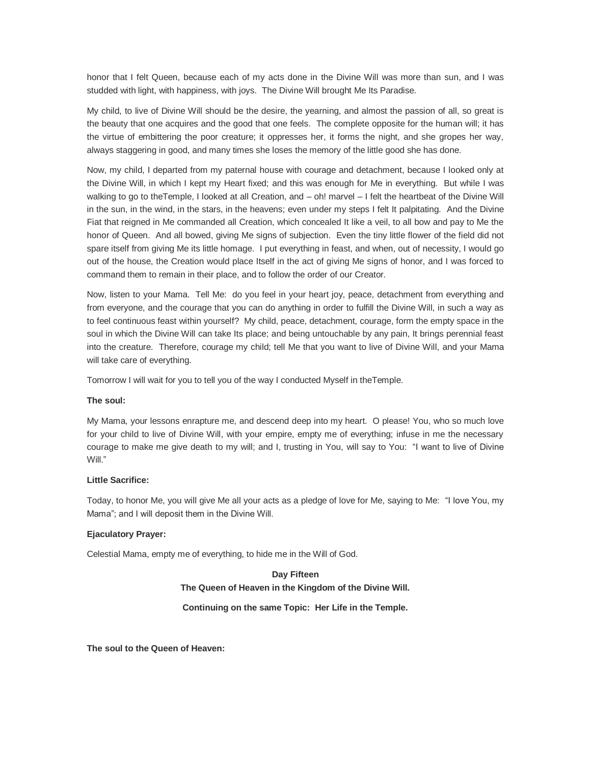honor that I felt Queen, because each of my acts done in the Divine Will was more than sun, and I was studded with light, with happiness, with joys. The Divine Will brought Me Its Paradise.

My child, to live of Divine Will should be the desire, the yearning, and almost the passion of all, so great is the beauty that one acquires and the good that one feels. The complete opposite for the human will; it has the virtue of embittering the poor creature; it oppresses her, it forms the night, and she gropes her way, always staggering in good, and many times she loses the memory of the little good she has done.

Now, my child, I departed from my paternal house with courage and detachment, because I looked only at the Divine Will, in which I kept my Heart fixed; and this was enough for Me in everything. But while I was walking to go to theTemple, I looked at all Creation, and – oh! marvel – I felt the heartbeat of the Divine Will in the sun, in the wind, in the stars, in the heavens; even under my steps I felt It palpitating. And the Divine Fiat that reigned in Me commanded all Creation, which concealed It like a veil, to all bow and pay to Me the honor of Queen. And all bowed, giving Me signs of subjection. Even the tiny little flower of the field did not spare itself from giving Me its little homage. I put everything in feast, and when, out of necessity, I would go out of the house, the Creation would place Itself in the act of giving Me signs of honor, and I was forced to command them to remain in their place, and to follow the order of our Creator.

Now, listen to your Mama. Tell Me: do you feel in your heart joy, peace, detachment from everything and from everyone, and the courage that you can do anything in order to fulfill the Divine Will, in such a way as to feel continuous feast within yourself? My child, peace, detachment, courage, form the empty space in the soul in which the Divine Will can take Its place; and being untouchable by any pain, It brings perennial feast into the creature. Therefore, courage my child; tell Me that you want to live of Divine Will, and your Mama will take care of everything.

Tomorrow I will wait for you to tell you of the way I conducted Myself in theTemple.

**The soul:**

My Mama, your lessons enrapture me, and descend deep into my heart. O please! You, who so much love for your child to live of Divine Will, with your empire, empty me of everything; infuse in me the necessary courage to make me give death to my will; and I, trusting in You, will say to You: "I want to live of Divine Will."

**Little Sacrifice:**

Today, to honor Me, you will give Me all your acts as a pledge of love for Me, saying to Me: "I love You, my Mama"; and I will deposit them in the Divine Will.

**Ejaculatory Prayer:**

Celestial Mama, empty me of everything, to hide me in the Will of God.

## Day Fifteen
### The Queen of Heaven in the Kingdom of the Divine Will.

### Continuing on the same Topic: Her Life in the Temple.

**The soul to the Queen of Heaven:**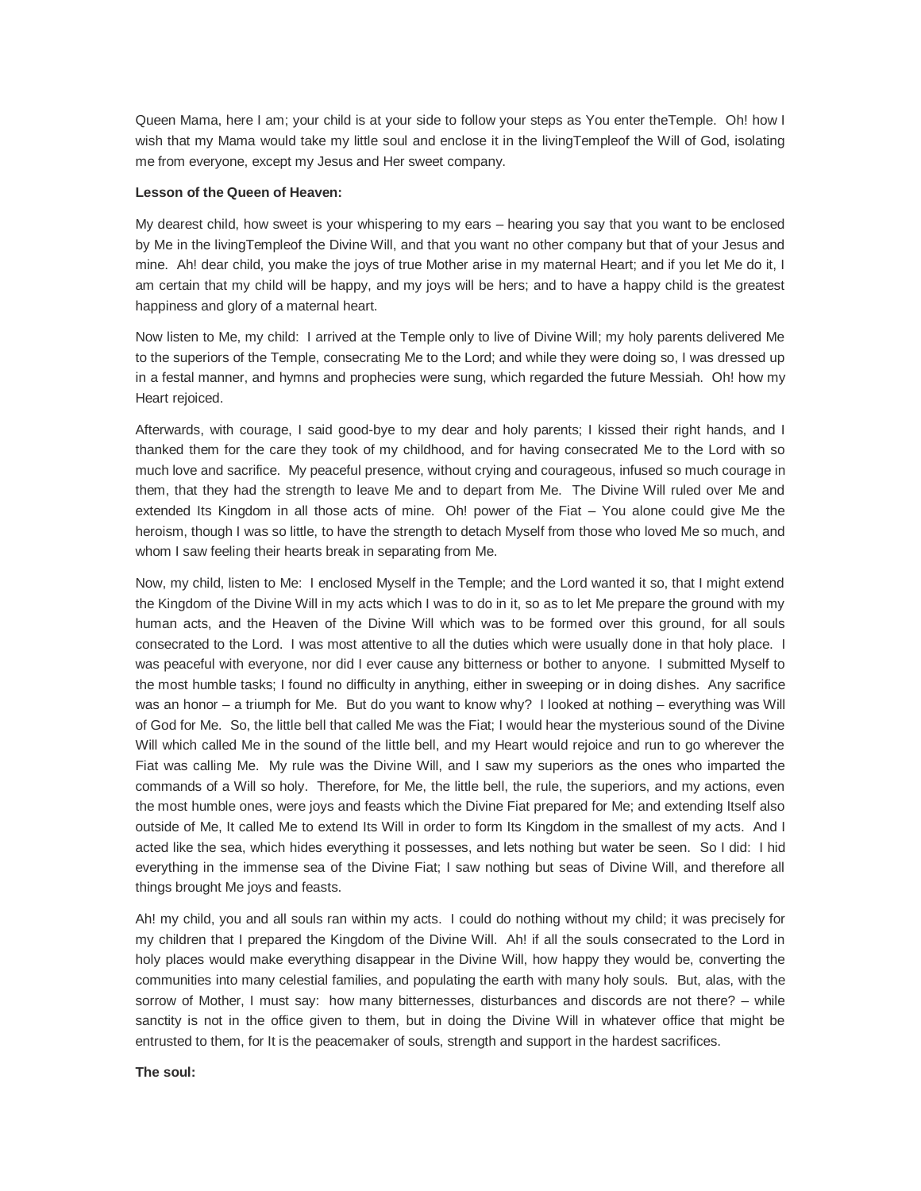Queen Mama, here I am; your child is at your side to follow your steps as You enter theTemple. Oh! how I wish that my Mama would take my little soul and enclose it in the livingTempleof the Will of God, isolating me from everyone, except my Jesus and Her sweet company.

**Lesson of the Queen of Heaven:**

My dearest child, how sweet is your whispering to my ears – hearing you say that you want to be enclosed by Me in the livingTempleof the Divine Will, and that you want no other company but that of your Jesus and mine. Ah! dear child, you make the joys of true Mother arise in my maternal Heart; and if you let Me do it, I am certain that my child will be happy, and my joys will be hers; and to have a happy child is the greatest happiness and glory of a maternal heart.

Now listen to Me, my child: I arrived at the Temple only to live of Divine Will; my holy parents delivered Me to the superiors of the Temple, consecrating Me to the Lord; and while they were doing so, I was dressed up in a festal manner, and hymns and prophecies were sung, which regarded the future Messiah. Oh! how my Heart rejoiced.

Afterwards, with courage, I said good-bye to my dear and holy parents; I kissed their right hands, and I thanked them for the care they took of my childhood, and for having consecrated Me to the Lord with so much love and sacrifice. My peaceful presence, without crying and courageous, infused so much courage in them, that they had the strength to leave Me and to depart from Me. The Divine Will ruled over Me and extended Its Kingdom in all those acts of mine. Oh! power of the Fiat – You alone could give Me the heroism, though I was so little, to have the strength to detach Myself from those who loved Me so much, and whom I saw feeling their hearts break in separating from Me.

Now, my child, listen to Me: I enclosed Myself in the Temple; and the Lord wanted it so, that I might extend the Kingdom of the Divine Will in my acts which I was to do in it, so as to let Me prepare the ground with my human acts, and the Heaven of the Divine Will which was to be formed over this ground, for all souls consecrated to the Lord. I was most attentive to all the duties which were usually done in that holy place. I was peaceful with everyone, nor did I ever cause any bitterness or bother to anyone. I submitted Myself to the most humble tasks; I found no difficulty in anything, either in sweeping or in doing dishes. Any sacrifice was an honor – a triumph for Me. But do you want to know why? I looked at nothing – everything was Will of God for Me. So, the little bell that called Me was the Fiat; I would hear the mysterious sound of the Divine Will which called Me in the sound of the little bell, and my Heart would rejoice and run to go wherever the Fiat was calling Me. My rule was the Divine Will, and I saw my superiors as the ones who imparted the commands of a Will so holy. Therefore, for Me, the little bell, the rule, the superiors, and my actions, even the most humble ones, were joys and feasts which the Divine Fiat prepared for Me; and extending Itself also outside of Me, It called Me to extend Its Will in order to form Its Kingdom in the smallest of my acts. And I acted like the sea, which hides everything it possesses, and lets nothing but water be seen. So I did: I hid everything in the immense sea of the Divine Fiat; I saw nothing but seas of Divine Will, and therefore all things brought Me joys and feasts.

Ah! my child, you and all souls ran within my acts. I could do nothing without my child; it was precisely for my children that I prepared the Kingdom of the Divine Will. Ah! if all the souls consecrated to the Lord in holy places would make everything disappear in the Divine Will, how happy they would be, converting the communities into many celestial families, and populating the earth with many holy souls. But, alas, with the sorrow of Mother, I must say: how many bitternesses, disturbances and discords are not there? – while sanctity is not in the office given to them, but in doing the Divine Will in whatever office that might be entrusted to them, for It is the peacemaker of souls, strength and support in the hardest sacrifices.

**The soul:**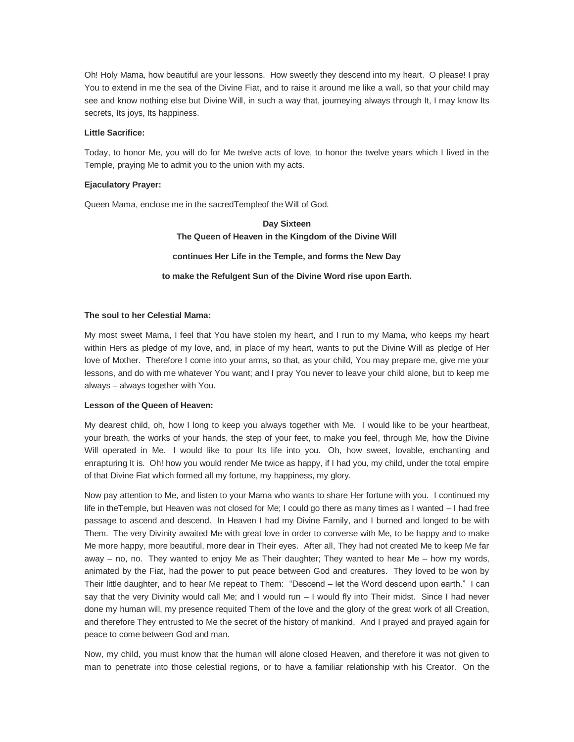Oh! Holy Mama, how beautiful are your lessons. How sweetly they descend into my heart. O please! I pray You to extend in me the sea of the Divine Fiat, and to raise it around me like a wall, so that your child may see and know nothing else but Divine Will, in such a way that, journeying always through It, I may know Its secrets, Its joys, Its happiness.

**Little Sacrifice:**

Today, to honor Me, you will do for Me twelve acts of love, to honor the twelve years which I lived in the Temple, praying Me to admit you to the union with my acts.

**Ejaculatory Prayer:**

Queen Mama, enclose me in the sacredTempleof the Will of God.

## Day Sixteen

**The Queen of Heaven in the Kingdom of the Divine Will**

**continues Her Life in the Temple, and forms the New Day**

**to make the Refulgent Sun of the Divine Word rise upon Earth.**

**The soul to her Celestial Mama:**

My most sweet Mama, I feel that You have stolen my heart, and I run to my Mama, who keeps my heart within Hers as pledge of my love, and, in place of my heart, wants to put the Divine Will as pledge of Her love of Mother. Therefore I come into your arms, so that, as your child, You may prepare me, give me your lessons, and do with me whatever You want; and I pray You never to leave your child alone, but to keep me always – always together with You.

**Lesson of the Queen of Heaven:**

My dearest child, oh, how I long to keep you always together with Me. I would like to be your heartbeat, your breath, the works of your hands, the step of your feet, to make you feel, through Me, how the Divine Will operated in Me. I would like to pour Its life into you. Oh, how sweet, lovable, enchanting and enrapturing It is. Oh! how you would render Me twice as happy, if I had you, my child, under the total empire of that Divine Fiat which formed all my fortune, my happiness, my glory.

Now pay attention to Me, and listen to your Mama who wants to share Her fortune with you. I continued my life in theTemple, but Heaven was not closed for Me; I could go there as many times as I wanted – I had free passage to ascend and descend. In Heaven I had my Divine Family, and I burned and longed to be with Them. The very Divinity awaited Me with great love in order to converse with Me, to be happy and to make Me more happy, more beautiful, more dear in Their eyes. After all, They had not created Me to keep Me far away – no, no. They wanted to enjoy Me as Their daughter; They wanted to hear Me – how my words, animated by the Fiat, had the power to put peace between God and creatures. They loved to be won by Their little daughter, and to hear Me repeat to Them: "Descend – let the Word descend upon earth." I can say that the very Divinity would call Me; and I would run – I would fly into Their midst. Since I had never done my human will, my presence requited Them of the love and the glory of the great work of all Creation, and therefore They entrusted to Me the secret of the history of mankind. And I prayed and prayed again for peace to come between God and man.

Now, my child, you must know that the human will alone closed Heaven, and therefore it was not given to man to penetrate into those celestial regions, or to have a familiar relationship with his Creator. On the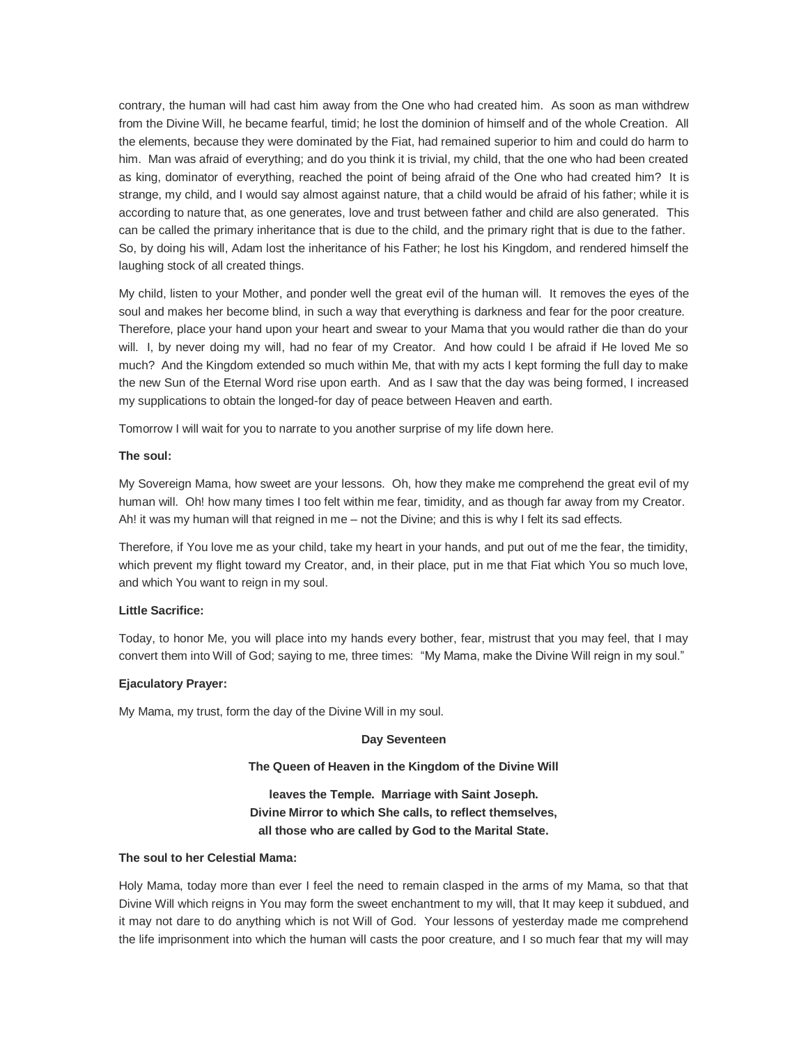contrary, the human will had cast him away from the One who had created him. As soon as man withdrew from the Divine Will, he became fearful, timid; he lost the dominion of himself and of the whole Creation. All the elements, because they were dominated by the Fiat, had remained superior to him and could do harm to him. Man was afraid of everything; and do you think it is trivial, my child, that the one who had been created as king, dominator of everything, reached the point of being afraid of the One who had created him? It is strange, my child, and I would say almost against nature, that a child would be afraid of his father; while it is according to nature that, as one generates, love and trust between father and child are also generated. This can be called the primary inheritance that is due to the child, and the primary right that is due to the father. So, by doing his will, Adam lost the inheritance of his Father; he lost his Kingdom, and rendered himself the laughing stock of all created things.

My child, listen to your Mother, and ponder well the great evil of the human will. It removes the eyes of the soul and makes her become blind, in such a way that everything is darkness and fear for the poor creature. Therefore, place your hand upon your heart and swear to your Mama that you would rather die than do your will. I, by never doing my will, had no fear of my Creator. And how could I be afraid if He loved Me so much? And the Kingdom extended so much within Me, that with my acts I kept forming the full day to make the new Sun of the Eternal Word rise upon earth. And as I saw that the day was being formed, I increased my supplications to obtain the longed-for day of peace between Heaven and earth.

Tomorrow I will wait for you to narrate to you another surprise of my life down here.

**The soul:**

My Sovereign Mama, how sweet are your lessons. Oh, how they make me comprehend the great evil of my human will. Oh! how many times I too felt within me fear, timidity, and as though far away from my Creator. Ah! it was my human will that reigned in me – not the Divine; and this is why I felt its sad effects.

Therefore, if You love me as your child, take my heart in your hands, and put out of me the fear, the timidity, which prevent my flight toward my Creator, and, in their place, put in me that Fiat which You so much love, and which You want to reign in my soul.

**Little Sacrifice:**

Today, to honor Me, you will place into my hands every bother, fear, mistrust that you may feel, that I may convert them into Will of God; saying to me, three times: "My Mama, make the Divine Will reign in my soul."

**Ejaculatory Prayer:**

My Mama, my trust, form the day of the Divine Will in my soul.

## Day Seventeen

### The Queen of Heaven in the Kingdom of the Divine Will

### leaves the Temple. Marriage with Saint Joseph. Divine Mirror to which She calls, to reflect themselves, all those who are called by God to the Marital State.

**The soul to her Celestial Mama:**

Holy Mama, today more than ever I feel the need to remain clasped in the arms of my Mama, so that that Divine Will which reigns in You may form the sweet enchantment to my will, that It may keep it subdued, and it may not dare to do anything which is not Will of God. Your lessons of yesterday made me comprehend the life imprisonment into which the human will casts the poor creature, and I so much fear that my will may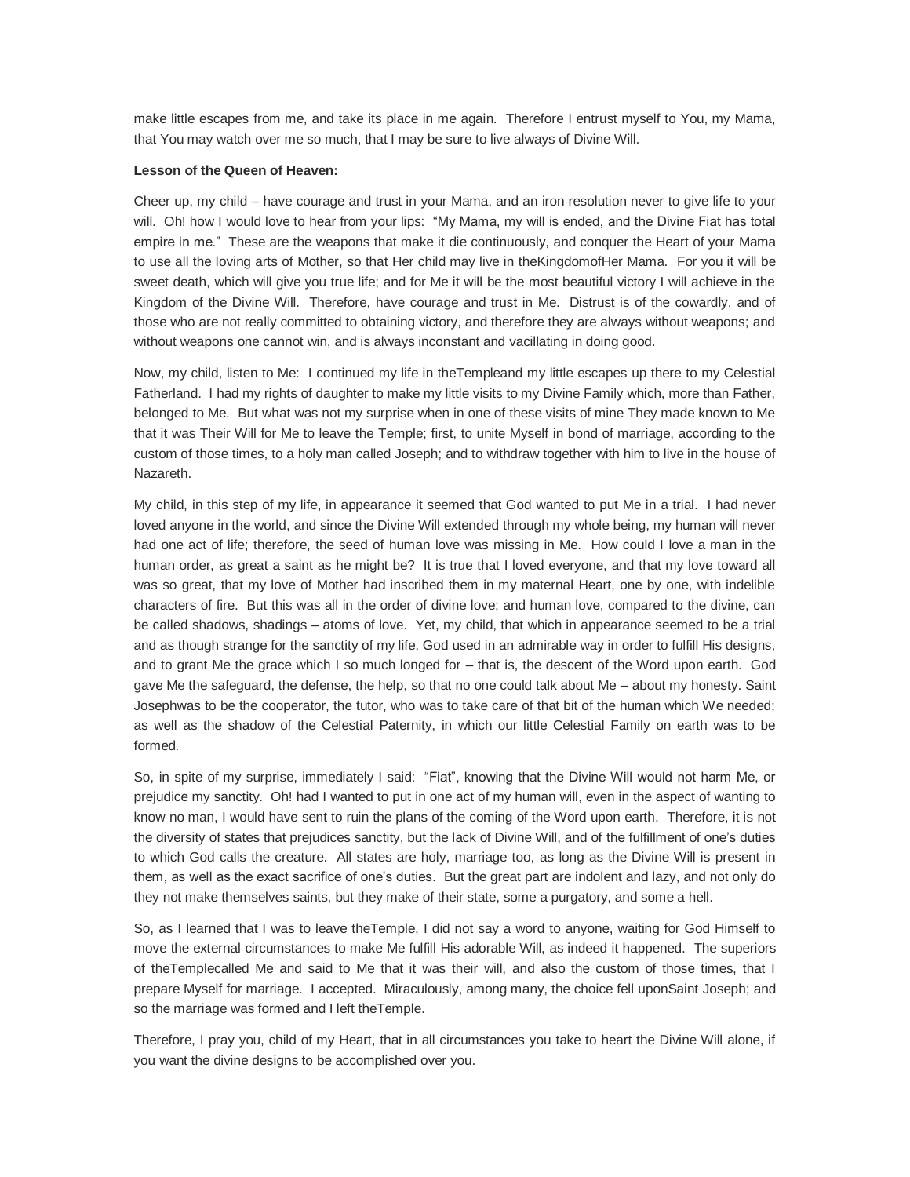make little escapes from me, and take its place in me again. Therefore I entrust myself to You, my Mama, that You may watch over me so much, that I may be sure to live always of Divine Will.

**Lesson of the Queen of Heaven:**

Cheer up, my child – have courage and trust in your Mama, and an iron resolution never to give life to your will. Oh! how I would love to hear from your lips: "My Mama, my will is ended, and the Divine Fiat has total empire in me." These are the weapons that make it die continuously, and conquer the Heart of your Mama to use all the loving arts of Mother, so that Her child may live in theKingdomofHer Mama. For you it will be sweet death, which will give you true life; and for Me it will be the most beautiful victory I will achieve in the Kingdom of the Divine Will. Therefore, have courage and trust in Me. Distrust is of the cowardly, and of those who are not really committed to obtaining victory, and therefore they are always without weapons; and without weapons one cannot win, and is always inconstant and vacillating in doing good.

Now, my child, listen to Me: I continued my life in theTempleand my little escapes up there to my Celestial Fatherland. I had my rights of daughter to make my little visits to my Divine Family which, more than Father, belonged to Me. But what was not my surprise when in one of these visits of mine They made known to Me that it was Their Will for Me to leave the Temple; first, to unite Myself in bond of marriage, according to the custom of those times, to a holy man called Joseph; and to withdraw together with him to live in the house of Nazareth.

My child, in this step of my life, in appearance it seemed that God wanted to put Me in a trial. I had never loved anyone in the world, and since the Divine Will extended through my whole being, my human will never had one act of life; therefore, the seed of human love was missing in Me. How could I love a man in the human order, as great a saint as he might be? It is true that I loved everyone, and that my love toward all was so great, that my love of Mother had inscribed them in my maternal Heart, one by one, with indelible characters of fire. But this was all in the order of divine love; and human love, compared to the divine, can be called shadows, shadings – atoms of love. Yet, my child, that which in appearance seemed to be a trial and as though strange for the sanctity of my life, God used in an admirable way in order to fulfill His designs, and to grant Me the grace which I so much longed for – that is, the descent of the Word upon earth. God gave Me the safeguard, the defense, the help, so that no one could talk about Me – about my honesty. Saint Josephwas to be the cooperator, the tutor, who was to take care of that bit of the human which We needed; as well as the shadow of the Celestial Paternity, in which our little Celestial Family on earth was to be formed.

So, in spite of my surprise, immediately I said: "Fiat", knowing that the Divine Will would not harm Me, or prejudice my sanctity. Oh! had I wanted to put in one act of my human will, even in the aspect of wanting to know no man, I would have sent to ruin the plans of the coming of the Word upon earth. Therefore, it is not the diversity of states that prejudices sanctity, but the lack of Divine Will, and of the fulfillment of one's duties to which God calls the creature. All states are holy, marriage too, as long as the Divine Will is present in them, as well as the exact sacrifice of one's duties. But the great part are indolent and lazy, and not only do they not make themselves saints, but they make of their state, some a purgatory, and some a hell.

So, as I learned that I was to leave theTemple, I did not say a word to anyone, waiting for God Himself to move the external circumstances to make Me fulfill His adorable Will, as indeed it happened. The superiors of theTemplecalled Me and said to Me that it was their will, and also the custom of those times, that I prepare Myself for marriage. I accepted. Miraculously, among many, the choice fell uponSaint Joseph; and so the marriage was formed and I left theTemple.

Therefore, I pray you, child of my Heart, that in all circumstances you take to heart the Divine Will alone, if you want the divine designs to be accomplished over you.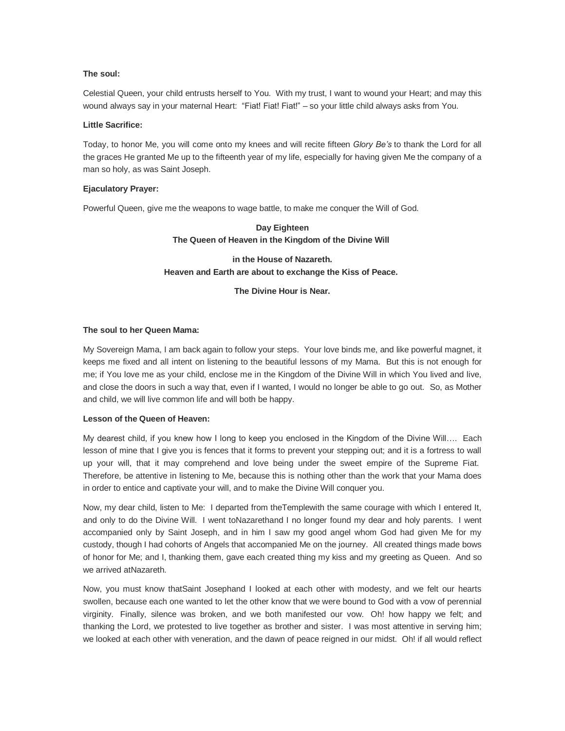**The soul:**

Celestial Queen, your child entrusts herself to You. With my trust, I want to wound your Heart; and may this wound always say in your maternal Heart: "Fiat! Fiat! Fiat!" – so your little child always asks from You.

**Little Sacrifice:**

Today, to honor Me, you will come onto my knees and will recite fifteen *Glory Be's* to thank the Lord for all the graces He granted Me up to the fifteenth year of my life, especially for having given Me the company of a man so holy, as was Saint Joseph.

**Ejaculatory Prayer:**

Powerful Queen, give me the weapons to wage battle, to make me conquer the Will of God.

## Day Eighteen
## The Queen of Heaven in the Kingdom of the Divine Will

## in the House of Nazareth.
## Heaven and Earth are about to exchange the Kiss of Peace.

## The Divine Hour is Near.

**The soul to her Queen Mama:**

My Sovereign Mama, I am back again to follow your steps. Your love binds me, and like powerful magnet, it keeps me fixed and all intent on listening to the beautiful lessons of my Mama. But this is not enough for me; if You love me as your child, enclose me in the Kingdom of the Divine Will in which You lived and live, and close the doors in such a way that, even if I wanted, I would no longer be able to go out. So, as Mother and child, we will live common life and will both be happy.

**Lesson of the Queen of Heaven:**

My dearest child, if you knew how I long to keep you enclosed in the Kingdom of the Divine Will…. Each lesson of mine that I give you is fences that it forms to prevent your stepping out; and it is a fortress to wall up your will, that it may comprehend and love being under the sweet empire of the Supreme Fiat. Therefore, be attentive in listening to Me, because this is nothing other than the work that your Mama does in order to entice and captivate your will, and to make the Divine Will conquer you.

Now, my dear child, listen to Me: I departed from theTemplewith the same courage with which I entered It, and only to do the Divine Will. I went toNazarethand I no longer found my dear and holy parents. I went accompanied only by Saint Joseph, and in him I saw my good angel whom God had given Me for my custody, though I had cohorts of Angels that accompanied Me on the journey. All created things made bows of honor for Me; and I, thanking them, gave each created thing my kiss and my greeting as Queen. And so we arrived atNazareth.

Now, you must know thatSaint Josephand I looked at each other with modesty, and we felt our hearts swollen, because each one wanted to let the other know that we were bound to God with a vow of perennial virginity. Finally, silence was broken, and we both manifested our vow. Oh! how happy we felt; and thanking the Lord, we protested to live together as brother and sister. I was most attentive in serving him; we looked at each other with veneration, and the dawn of peace reigned in our midst. Oh! if all would reflect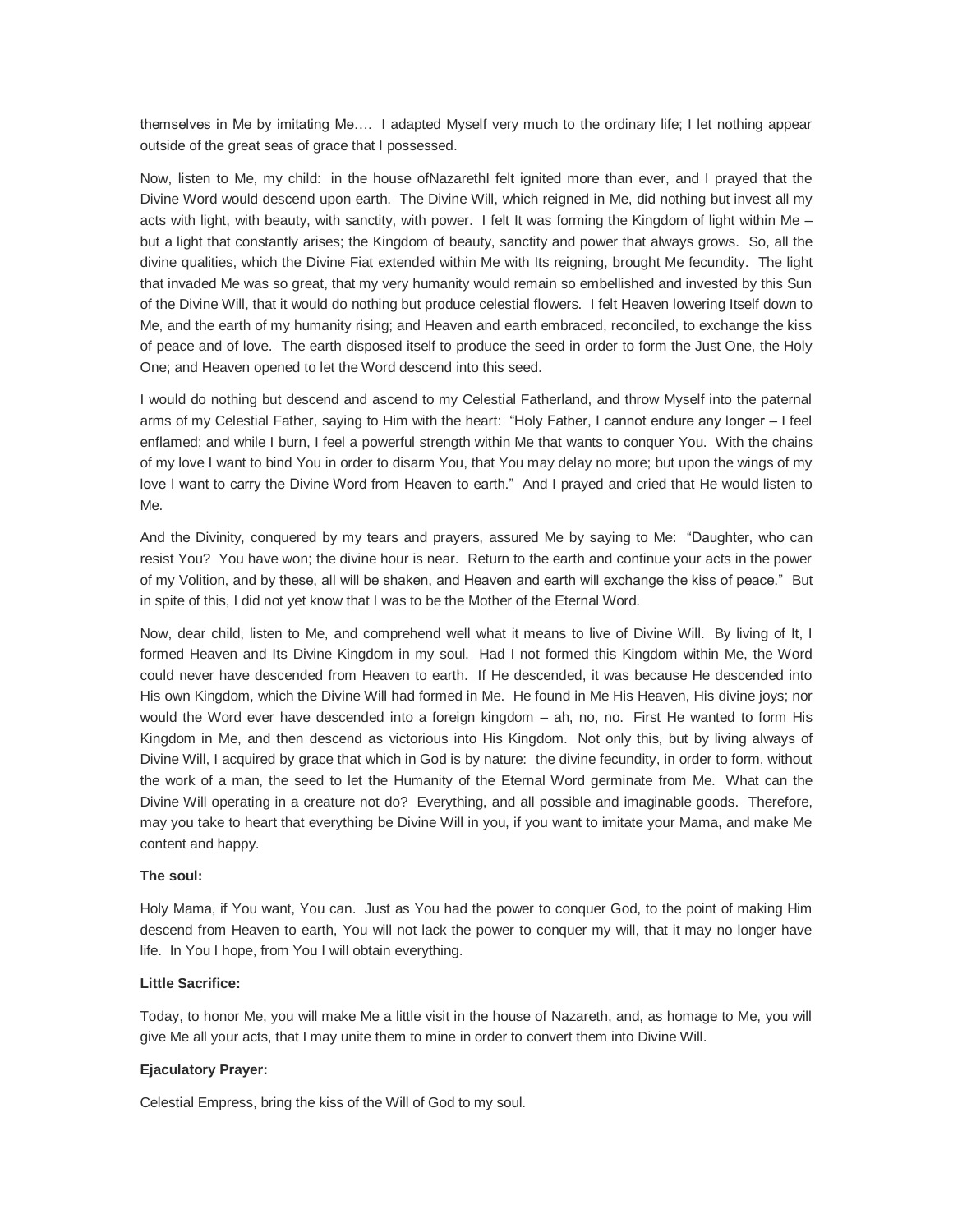themselves in Me by imitating Me…. I adapted Myself very much to the ordinary life; I let nothing appear outside of the great seas of grace that I possessed.

Now, listen to Me, my child: in the house ofNazarethI felt ignited more than ever, and I prayed that the Divine Word would descend upon earth. The Divine Will, which reigned in Me, did nothing but invest all my acts with light, with beauty, with sanctity, with power. I felt It was forming the Kingdom of light within Me – but a light that constantly arises; the Kingdom of beauty, sanctity and power that always grows. So, all the divine qualities, which the Divine Fiat extended within Me with Its reigning, brought Me fecundity. The light that invaded Me was so great, that my very humanity would remain so embellished and invested by this Sun of the Divine Will, that it would do nothing but produce celestial flowers. I felt Heaven lowering Itself down to Me, and the earth of my humanity rising; and Heaven and earth embraced, reconciled, to exchange the kiss of peace and of love. The earth disposed itself to produce the seed in order to form the Just One, the Holy One; and Heaven opened to let the Word descend into this seed.

I would do nothing but descend and ascend to my Celestial Fatherland, and throw Myself into the paternal arms of my Celestial Father, saying to Him with the heart: "Holy Father, I cannot endure any longer – I feel enflamed; and while I burn, I feel a powerful strength within Me that wants to conquer You. With the chains of my love I want to bind You in order to disarm You, that You may delay no more; but upon the wings of my love I want to carry the Divine Word from Heaven to earth." And I prayed and cried that He would listen to Me.

And the Divinity, conquered by my tears and prayers, assured Me by saying to Me: "Daughter, who can resist You? You have won; the divine hour is near. Return to the earth and continue your acts in the power of my Volition, and by these, all will be shaken, and Heaven and earth will exchange the kiss of peace." But in spite of this, I did not yet know that I was to be the Mother of the Eternal Word.

Now, dear child, listen to Me, and comprehend well what it means to live of Divine Will. By living of It, I formed Heaven and Its Divine Kingdom in my soul. Had I not formed this Kingdom within Me, the Word could never have descended from Heaven to earth. If He descended, it was because He descended into His own Kingdom, which the Divine Will had formed in Me. He found in Me His Heaven, His divine joys; nor would the Word ever have descended into a foreign kingdom – ah, no, no. First He wanted to form His Kingdom in Me, and then descend as victorious into His Kingdom. Not only this, but by living always of Divine Will, I acquired by grace that which in God is by nature: the divine fecundity, in order to form, without the work of a man, the seed to let the Humanity of the Eternal Word germinate from Me. What can the Divine Will operating in a creature not do? Everything, and all possible and imaginable goods. Therefore, may you take to heart that everything be Divine Will in you, if you want to imitate your Mama, and make Me content and happy.

**The soul:**

Holy Mama, if You want, You can. Just as You had the power to conquer God, to the point of making Him descend from Heaven to earth, You will not lack the power to conquer my will, that it may no longer have life. In You I hope, from You I will obtain everything.

**Little Sacrifice:**

Today, to honor Me, you will make Me a little visit in the house of Nazareth, and, as homage to Me, you will give Me all your acts, that I may unite them to mine in order to convert them into Divine Will.

**Ejaculatory Prayer:**

Celestial Empress, bring the kiss of the Will of God to my soul.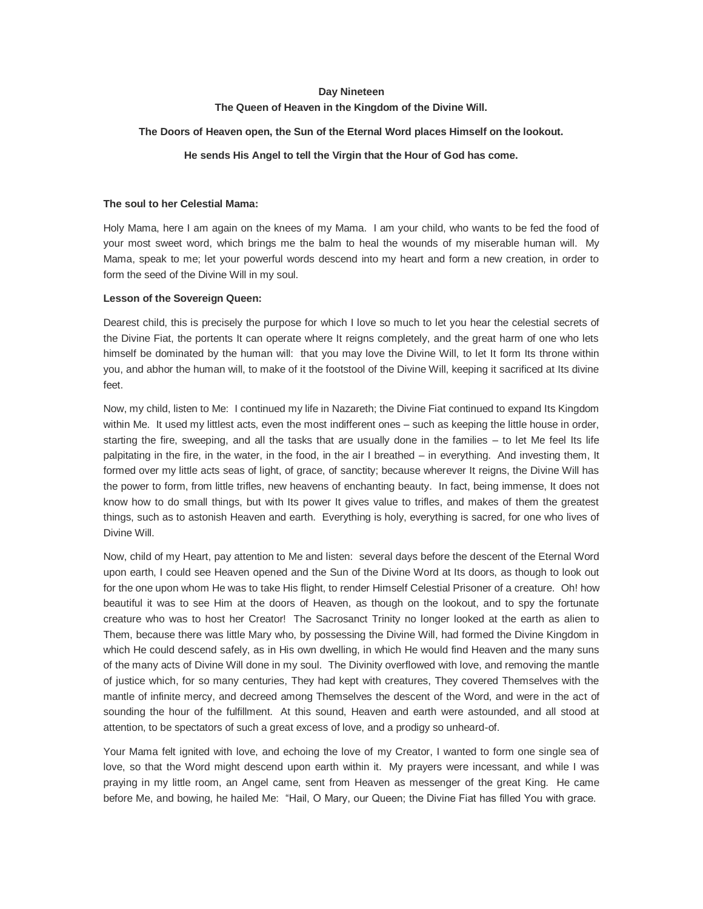**Day Nineteen**

**The Queen of Heaven in the Kingdom of the Divine Will.**

**The Doors of Heaven open, the Sun of the Eternal Word places Himself on the lookout.**

**He sends His Angel to tell the Virgin that the Hour of God has come.**

**The soul to her Celestial Mama:**

Holy Mama, here I am again on the knees of my Mama. I am your child, who wants to be fed the food of your most sweet word, which brings me the balm to heal the wounds of my miserable human will. My Mama, speak to me; let your powerful words descend into my heart and form a new creation, in order to form the seed of the Divine Will in my soul.

**Lesson of the Sovereign Queen:**

Dearest child, this is precisely the purpose for which I love so much to let you hear the celestial secrets of the Divine Fiat, the portents It can operate where It reigns completely, and the great harm of one who lets himself be dominated by the human will: that you may love the Divine Will, to let It form Its throne within you, and abhor the human will, to make of it the footstool of the Divine Will, keeping it sacrificed at Its divine feet.

Now, my child, listen to Me: I continued my life in Nazareth; the Divine Fiat continued to expand Its Kingdom within Me. It used my littlest acts, even the most indifferent ones – such as keeping the little house in order, starting the fire, sweeping, and all the tasks that are usually done in the families – to let Me feel Its life palpitating in the fire, in the water, in the food, in the air I breathed – in everything. And investing them, It formed over my little acts seas of light, of grace, of sanctity; because wherever It reigns, the Divine Will has the power to form, from little trifles, new heavens of enchanting beauty. In fact, being immense, It does not know how to do small things, but with Its power It gives value to trifles, and makes of them the greatest things, such as to astonish Heaven and earth. Everything is holy, everything is sacred, for one who lives of Divine Will.

Now, child of my Heart, pay attention to Me and listen: several days before the descent of the Eternal Word upon earth, I could see Heaven opened and the Sun of the Divine Word at Its doors, as though to look out for the one upon whom He was to take His flight, to render Himself Celestial Prisoner of a creature. Oh! how beautiful it was to see Him at the doors of Heaven, as though on the lookout, and to spy the fortunate creature who was to host her Creator! The Sacrosanct Trinity no longer looked at the earth as alien to Them, because there was little Mary who, by possessing the Divine Will, had formed the Divine Kingdom in which He could descend safely, as in His own dwelling, in which He would find Heaven and the many suns of the many acts of Divine Will done in my soul. The Divinity overflowed with love, and removing the mantle of justice which, for so many centuries, They had kept with creatures, They covered Themselves with the mantle of infinite mercy, and decreed among Themselves the descent of the Word, and were in the act of sounding the hour of the fulfillment. At this sound, Heaven and earth were astounded, and all stood at attention, to be spectators of such a great excess of love, and a prodigy so unheard-of.

Your Mama felt ignited with love, and echoing the love of my Creator, I wanted to form one single sea of love, so that the Word might descend upon earth within it. My prayers were incessant, and while I was praying in my little room, an Angel came, sent from Heaven as messenger of the great King. He came before Me, and bowing, he hailed Me: "Hail, O Mary, our Queen; the Divine Fiat has filled You with grace.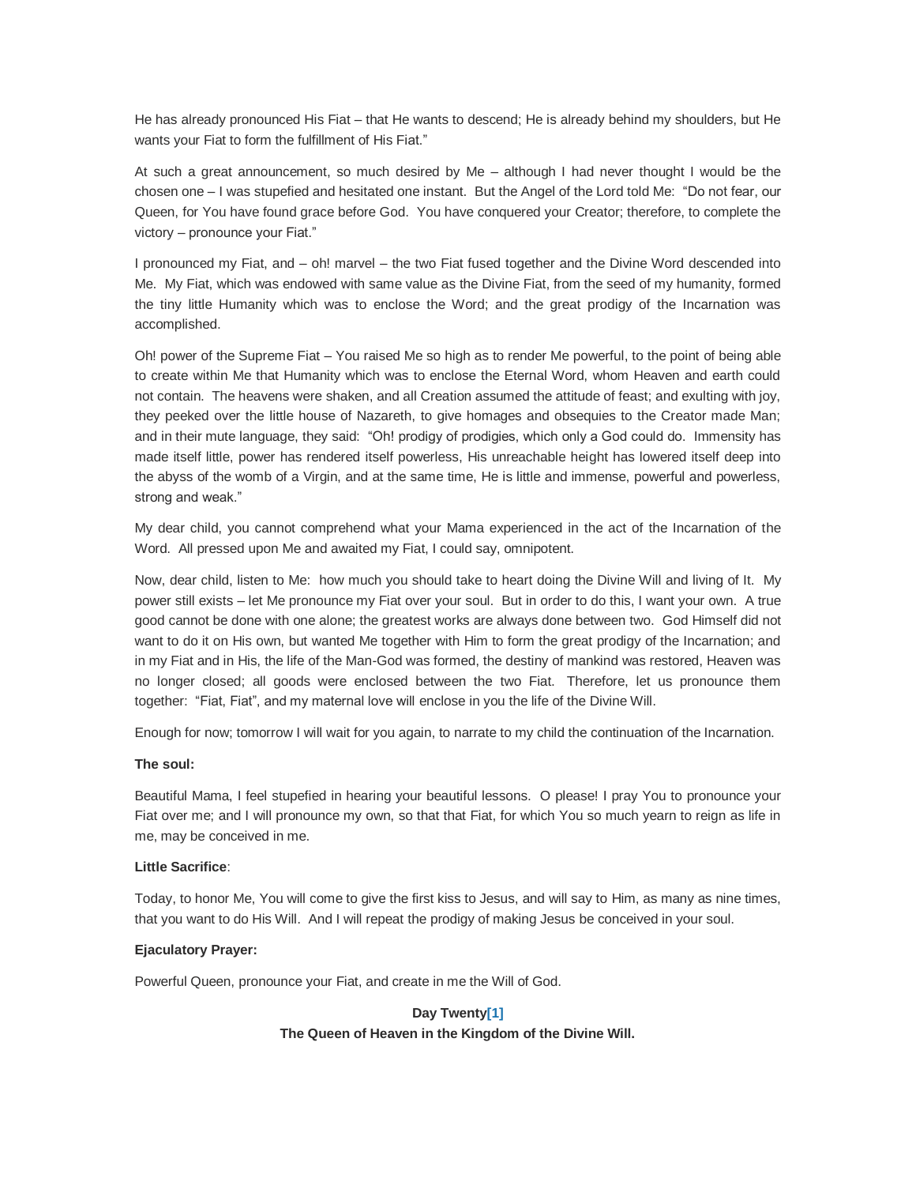He has already pronounced His Fiat – that He wants to descend; He is already behind my shoulders, but He wants your Fiat to form the fulfillment of His Fiat."

At such a great announcement, so much desired by Me – although I had never thought I would be the chosen one – I was stupefied and hesitated one instant. But the Angel of the Lord told Me: "Do not fear, our Queen, for You have found grace before God. You have conquered your Creator; therefore, to complete the victory – pronounce your Fiat."

I pronounced my Fiat, and – oh! marvel – the two Fiat fused together and the Divine Word descended into Me. My Fiat, which was endowed with same value as the Divine Fiat, from the seed of my humanity, formed the tiny little Humanity which was to enclose the Word; and the great prodigy of the Incarnation was accomplished.

Oh! power of the Supreme Fiat – You raised Me so high as to render Me powerful, to the point of being able to create within Me that Humanity which was to enclose the Eternal Word, whom Heaven and earth could not contain. The heavens were shaken, and all Creation assumed the attitude of feast; and exulting with joy, they peeked over the little house of Nazareth, to give homages and obsequies to the Creator made Man; and in their mute language, they said: "Oh! prodigy of prodigies, which only a God could do. Immensity has made itself little, power has rendered itself powerless, His unreachable height has lowered itself deep into the abyss of the womb of a Virgin, and at the same time, He is little and immense, powerful and powerless, strong and weak."

My dear child, you cannot comprehend what your Mama experienced in the act of the Incarnation of the Word. All pressed upon Me and awaited my Fiat, I could say, omnipotent.

Now, dear child, listen to Me: how much you should take to heart doing the Divine Will and living of It. My power still exists – let Me pronounce my Fiat over your soul. But in order to do this, I want your own. A true good cannot be done with one alone; the greatest works are always done between two. God Himself did not want to do it on His own, but wanted Me together with Him to form the great prodigy of the Incarnation; and in my Fiat and in His, the life of the Man-God was formed, the destiny of mankind was restored, Heaven was no longer closed; all goods were enclosed between the two Fiat. Therefore, let us pronounce them together: "Fiat, Fiat", and my maternal love will enclose in you the life of the Divine Will.

Enough for now; tomorrow I will wait for you again, to narrate to my child the continuation of the Incarnation.

**The soul:**

Beautiful Mama, I feel stupefied in hearing your beautiful lessons. O please! I pray You to pronounce your Fiat over me; and I will pronounce my own, so that that Fiat, for which You so much yearn to reign as life in me, may be conceived in me.

**Little Sacrifice**:

Today, to honor Me, You will come to give the first kiss to Jesus, and will say to Him, as many as nine times, that you want to do His Will. And I will repeat the prodigy of making Jesus be conceived in your soul.

**Ejaculatory Prayer:**

Powerful Queen, pronounce your Fiat, and create in me the Will of God.

## Day Twenty[1]
## The Queen of Heaven in the Kingdom of the Divine Will.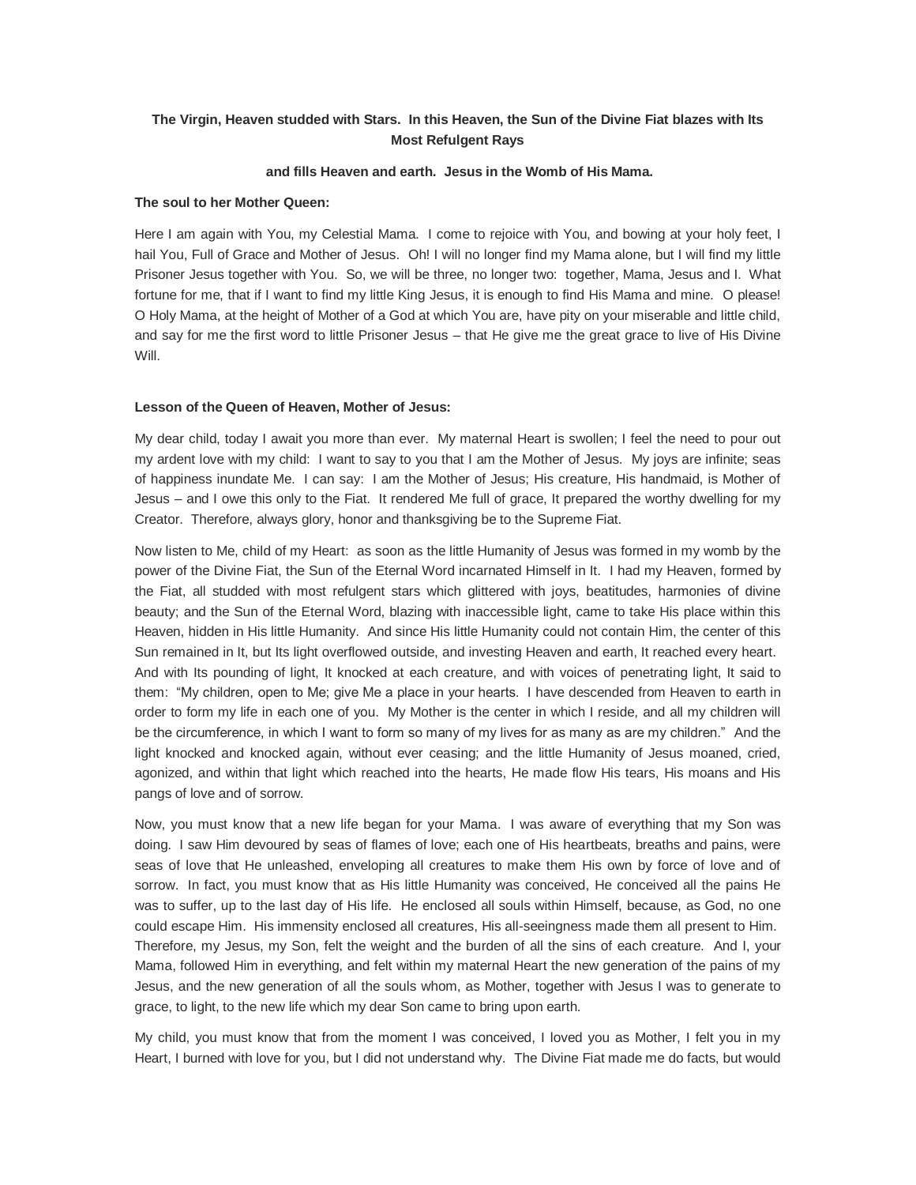**The Virgin, Heaven studded with Stars. In this Heaven, the Sun of the Divine Fiat blazes with Its Most Refulgent Rays**

**and fills Heaven and earth. Jesus in the Womb of His Mama.**

**The soul to her Mother Queen:**

Here I am again with You, my Celestial Mama. I come to rejoice with You, and bowing at your holy feet, I hail You, Full of Grace and Mother of Jesus. Oh! I will no longer find my Mama alone, but I will find my little Prisoner Jesus together with You. So, we will be three, no longer two: together, Mama, Jesus and I. What fortune for me, that if I want to find my little King Jesus, it is enough to find His Mama and mine. O please! O Holy Mama, at the height of Mother of a God at which You are, have pity on your miserable and little child, and say for me the first word to little Prisoner Jesus – that He give me the great grace to live of His Divine Will.

**Lesson of the Queen of Heaven, Mother of Jesus:**

My dear child, today I await you more than ever. My maternal Heart is swollen; I feel the need to pour out my ardent love with my child: I want to say to you that I am the Mother of Jesus. My joys are infinite; seas of happiness inundate Me. I can say: I am the Mother of Jesus; His creature, His handmaid, is Mother of Jesus – and I owe this only to the Fiat. It rendered Me full of grace, It prepared the worthy dwelling for my Creator. Therefore, always glory, honor and thanksgiving be to the Supreme Fiat.

Now listen to Me, child of my Heart: as soon as the little Humanity of Jesus was formed in my womb by the power of the Divine Fiat, the Sun of the Eternal Word incarnated Himself in It. I had my Heaven, formed by the Fiat, all studded with most refulgent stars which glittered with joys, beatitudes, harmonies of divine beauty; and the Sun of the Eternal Word, blazing with inaccessible light, came to take His place within this Heaven, hidden in His little Humanity. And since His little Humanity could not contain Him, the center of this Sun remained in It, but Its light overflowed outside, and investing Heaven and earth, It reached every heart. And with Its pounding of light, It knocked at each creature, and with voices of penetrating light, It said to them: "My children, open to Me; give Me a place in your hearts. I have descended from Heaven to earth in order to form my life in each one of you. My Mother is the center in which I reside, and all my children will be the circumference, in which I want to form so many of my lives for as many as are my children." And the light knocked and knocked again, without ever ceasing; and the little Humanity of Jesus moaned, cried, agonized, and within that light which reached into the hearts, He made flow His tears, His moans and His pangs of love and of sorrow.

Now, you must know that a new life began for your Mama. I was aware of everything that my Son was doing. I saw Him devoured by seas of flames of love; each one of His heartbeats, breaths and pains, were seas of love that He unleashed, enveloping all creatures to make them His own by force of love and of sorrow. In fact, you must know that as His little Humanity was conceived, He conceived all the pains He was to suffer, up to the last day of His life. He enclosed all souls within Himself, because, as God, no one could escape Him. His immensity enclosed all creatures, His all-seeingness made them all present to Him. Therefore, my Jesus, my Son, felt the weight and the burden of all the sins of each creature. And I, your Mama, followed Him in everything, and felt within my maternal Heart the new generation of the pains of my Jesus, and the new generation of all the souls whom, as Mother, together with Jesus I was to generate to grace, to light, to the new life which my dear Son came to bring upon earth.

My child, you must know that from the moment I was conceived, I loved you as Mother, I felt you in my Heart, I burned with love for you, but I did not understand why. The Divine Fiat made me do facts, but would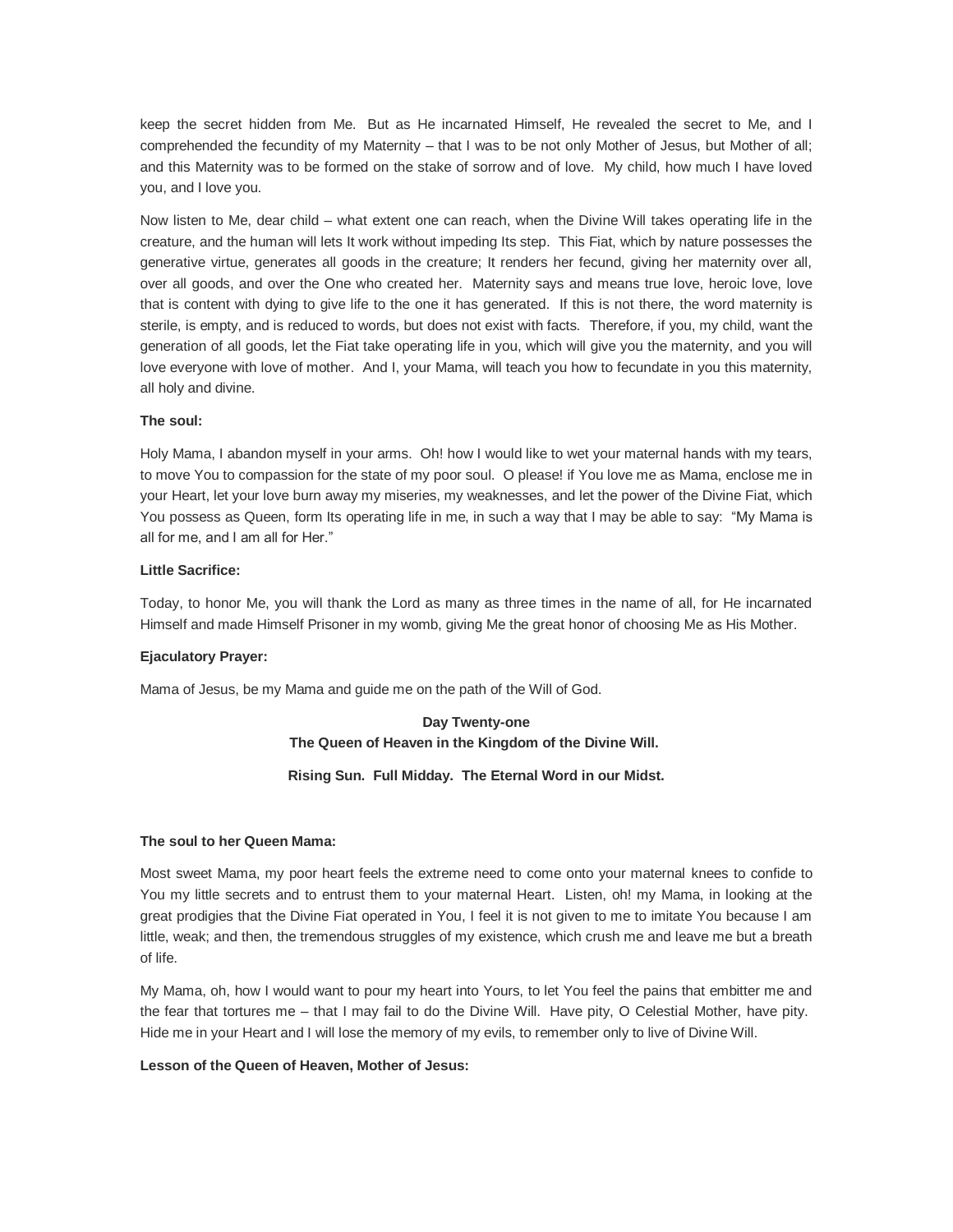keep the secret hidden from Me. But as He incarnated Himself, He revealed the secret to Me, and I comprehended the fecundity of my Maternity – that I was to be not only Mother of Jesus, but Mother of all; and this Maternity was to be formed on the stake of sorrow and of love. My child, how much I have loved you, and I love you.

Now listen to Me, dear child – what extent one can reach, when the Divine Will takes operating life in the creature, and the human will lets It work without impeding Its step. This Fiat, which by nature possesses the generative virtue, generates all goods in the creature; It renders her fecund, giving her maternity over all, over all goods, and over the One who created her. Maternity says and means true love, heroic love, love that is content with dying to give life to the one it has generated. If this is not there, the word maternity is sterile, is empty, and is reduced to words, but does not exist with facts. Therefore, if you, my child, want the generation of all goods, let the Fiat take operating life in you, which will give you the maternity, and you will love everyone with love of mother. And I, your Mama, will teach you how to fecundate in you this maternity, all holy and divine.

**The soul:**

Holy Mama, I abandon myself in your arms. Oh! how I would like to wet your maternal hands with my tears, to move You to compassion for the state of my poor soul. O please! if You love me as Mama, enclose me in your Heart, let your love burn away my miseries, my weaknesses, and let the power of the Divine Fiat, which You possess as Queen, form Its operating life in me, in such a way that I may be able to say: "My Mama is all for me, and I am all for Her."

**Little Sacrifice:**

Today, to honor Me, you will thank the Lord as many as three times in the name of all, for He incarnated Himself and made Himself Prisoner in my womb, giving Me the great honor of choosing Me as His Mother.

**Ejaculatory Prayer:**

Mama of Jesus, be my Mama and guide me on the path of the Will of God.

## Day Twenty-one
### The Queen of Heaven in the Kingdom of the Divine Will.

**Rising Sun. Full Midday. The Eternal Word in our Midst.**

**The soul to her Queen Mama:**

Most sweet Mama, my poor heart feels the extreme need to come onto your maternal knees to confide to You my little secrets and to entrust them to your maternal Heart. Listen, oh! my Mama, in looking at the great prodigies that the Divine Fiat operated in You, I feel it is not given to me to imitate You because I am little, weak; and then, the tremendous struggles of my existence, which crush me and leave me but a breath of life.

My Mama, oh, how I would want to pour my heart into Yours, to let You feel the pains that embitter me and the fear that tortures me – that I may fail to do the Divine Will. Have pity, O Celestial Mother, have pity. Hide me in your Heart and I will lose the memory of my evils, to remember only to live of Divine Will.

**Lesson of the Queen of Heaven, Mother of Jesus:**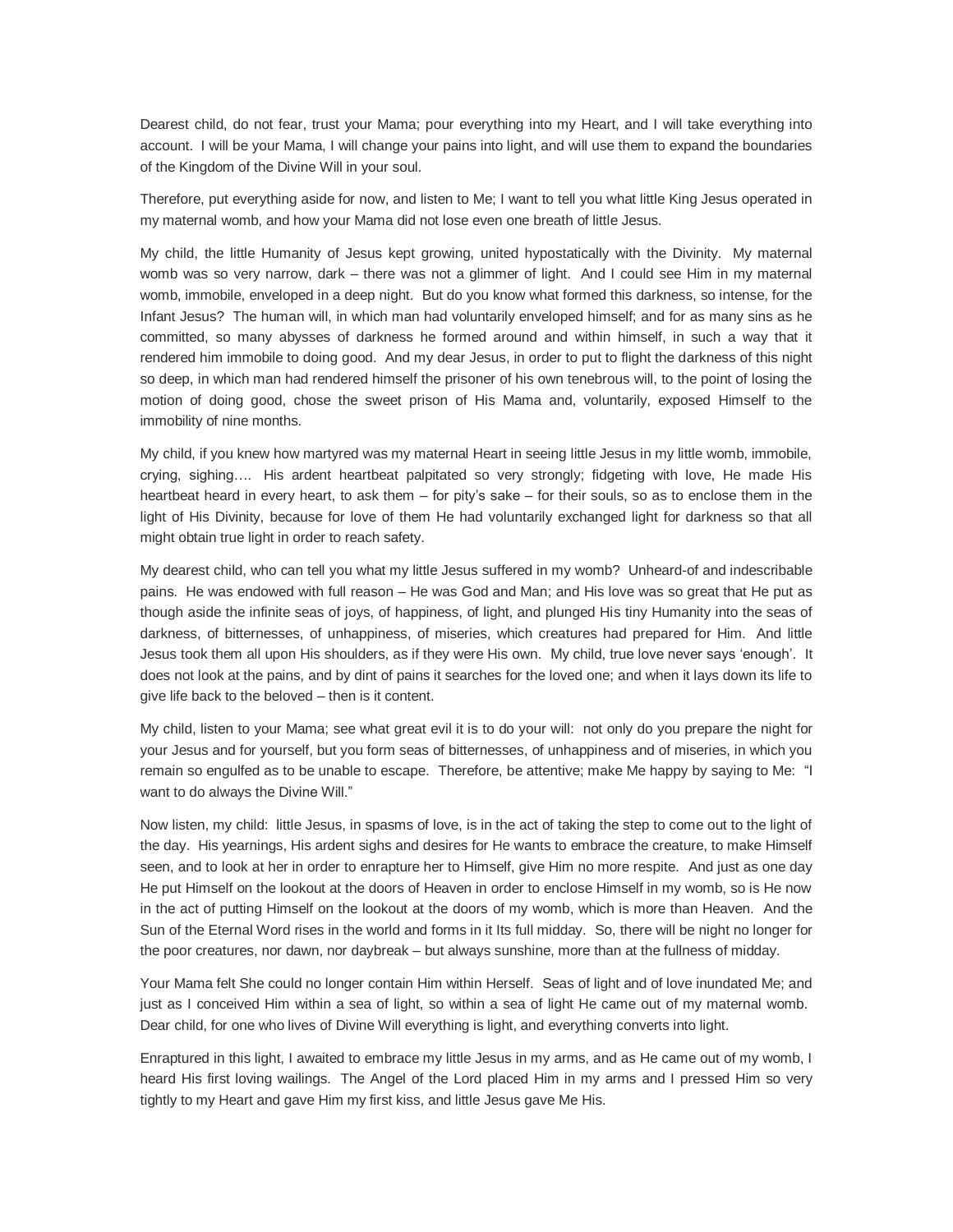Dearest child, do not fear, trust your Mama; pour everything into my Heart, and I will take everything into account. I will be your Mama, I will change your pains into light, and will use them to expand the boundaries of the Kingdom of the Divine Will in your soul.

Therefore, put everything aside for now, and listen to Me; I want to tell you what little King Jesus operated in my maternal womb, and how your Mama did not lose even one breath of little Jesus.

My child, the little Humanity of Jesus kept growing, united hypostatically with the Divinity. My maternal womb was so very narrow, dark – there was not a glimmer of light. And I could see Him in my maternal womb, immobile, enveloped in a deep night. But do you know what formed this darkness, so intense, for the Infant Jesus? The human will, in which man had voluntarily enveloped himself; and for as many sins as he committed, so many abysses of darkness he formed around and within himself, in such a way that it rendered him immobile to doing good. And my dear Jesus, in order to put to flight the darkness of this night so deep, in which man had rendered himself the prisoner of his own tenebrous will, to the point of losing the motion of doing good, chose the sweet prison of His Mama and, voluntarily, exposed Himself to the immobility of nine months.

My child, if you knew how martyred was my maternal Heart in seeing little Jesus in my little womb, immobile, crying, sighing…. His ardent heartbeat palpitated so very strongly; fidgeting with love, He made His heartbeat heard in every heart, to ask them – for pity's sake – for their souls, so as to enclose them in the light of His Divinity, because for love of them He had voluntarily exchanged light for darkness so that all might obtain true light in order to reach safety.

My dearest child, who can tell you what my little Jesus suffered in my womb? Unheard-of and indescribable pains. He was endowed with full reason – He was God and Man; and His love was so great that He put as though aside the infinite seas of joys, of happiness, of light, and plunged His tiny Humanity into the seas of darkness, of bitternesses, of unhappiness, of miseries, which creatures had prepared for Him. And little Jesus took them all upon His shoulders, as if they were His own. My child, true love never says 'enough'. It does not look at the pains, and by dint of pains it searches for the loved one; and when it lays down its life to give life back to the beloved – then is it content.

My child, listen to your Mama; see what great evil it is to do your will: not only do you prepare the night for your Jesus and for yourself, but you form seas of bitternesses, of unhappiness and of miseries, in which you remain so engulfed as to be unable to escape. Therefore, be attentive; make Me happy by saying to Me: "I want to do always the Divine Will."

Now listen, my child: little Jesus, in spasms of love, is in the act of taking the step to come out to the light of the day. His yearnings, His ardent sighs and desires for He wants to embrace the creature, to make Himself seen, and to look at her in order to enrapture her to Himself, give Him no more respite. And just as one day He put Himself on the lookout at the doors of Heaven in order to enclose Himself in my womb, so is He now in the act of putting Himself on the lookout at the doors of my womb, which is more than Heaven. And the Sun of the Eternal Word rises in the world and forms in it Its full midday. So, there will be night no longer for the poor creatures, nor dawn, nor daybreak – but always sunshine, more than at the fullness of midday.

Your Mama felt She could no longer contain Him within Herself. Seas of light and of love inundated Me; and just as I conceived Him within a sea of light, so within a sea of light He came out of my maternal womb. Dear child, for one who lives of Divine Will everything is light, and everything converts into light.

Enraptured in this light, I awaited to embrace my little Jesus in my arms, and as He came out of my womb, I heard His first loving wailings. The Angel of the Lord placed Him in my arms and I pressed Him so very tightly to my Heart and gave Him my first kiss, and little Jesus gave Me His.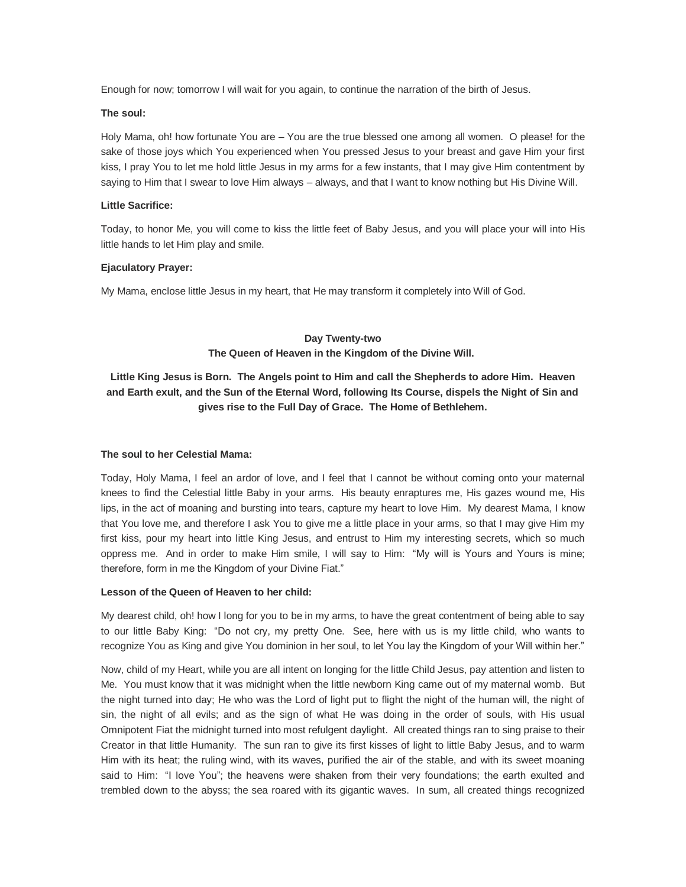Enough for now; tomorrow I will wait for you again, to continue the narration of the birth of Jesus.

**The soul:**

Holy Mama, oh! how fortunate You are – You are the true blessed one among all women. O please! for the sake of those joys which You experienced when You pressed Jesus to your breast and gave Him your first kiss, I pray You to let me hold little Jesus in my arms for a few instants, that I may give Him contentment by saying to Him that I swear to love Him always – always, and that I want to know nothing but His Divine Will.

**Little Sacrifice:**

Today, to honor Me, you will come to kiss the little feet of Baby Jesus, and you will place your will into His little hands to let Him play and smile.

**Ejaculatory Prayer:**

My Mama, enclose little Jesus in my heart, that He may transform it completely into Will of God.

## Day Twenty-two
## The Queen of Heaven in the Kingdom of the Divine Will.

### Little King Jesus is Born. The Angels point to Him and call the Shepherds to adore Him. Heaven and Earth exult, and the Sun of the Eternal Word, following Its Course, dispels the Night of Sin and gives rise to the Full Day of Grace. The Home of Bethlehem.

**The soul to her Celestial Mama:**

Today, Holy Mama, I feel an ardor of love, and I feel that I cannot be without coming onto your maternal knees to find the Celestial little Baby in your arms. His beauty enraptures me, His gazes wound me, His lips, in the act of moaning and bursting into tears, capture my heart to love Him. My dearest Mama, I know that You love me, and therefore I ask You to give me a little place in your arms, so that I may give Him my first kiss, pour my heart into little King Jesus, and entrust to Him my interesting secrets, which so much oppress me. And in order to make Him smile, I will say to Him: "My will is Yours and Yours is mine; therefore, form in me the Kingdom of your Divine Fiat."

**Lesson of the Queen of Heaven to her child:**

My dearest child, oh! how I long for you to be in my arms, to have the great contentment of being able to say to our little Baby King: "Do not cry, my pretty One. See, here with us is my little child, who wants to recognize You as King and give You dominion in her soul, to let You lay the Kingdom of your Will within her."

Now, child of my Heart, while you are all intent on longing for the little Child Jesus, pay attention and listen to Me. You must know that it was midnight when the little newborn King came out of my maternal womb. But the night turned into day; He who was the Lord of light put to flight the night of the human will, the night of sin, the night of all evils; and as the sign of what He was doing in the order of souls, with His usual Omnipotent Fiat the midnight turned into most refulgent daylight. All created things ran to sing praise to their Creator in that little Humanity. The sun ran to give its first kisses of light to little Baby Jesus, and to warm Him with its heat; the ruling wind, with its waves, purified the air of the stable, and with its sweet moaning said to Him: "I love You"; the heavens were shaken from their very foundations; the earth exulted and trembled down to the abyss; the sea roared with its gigantic waves. In sum, all created things recognized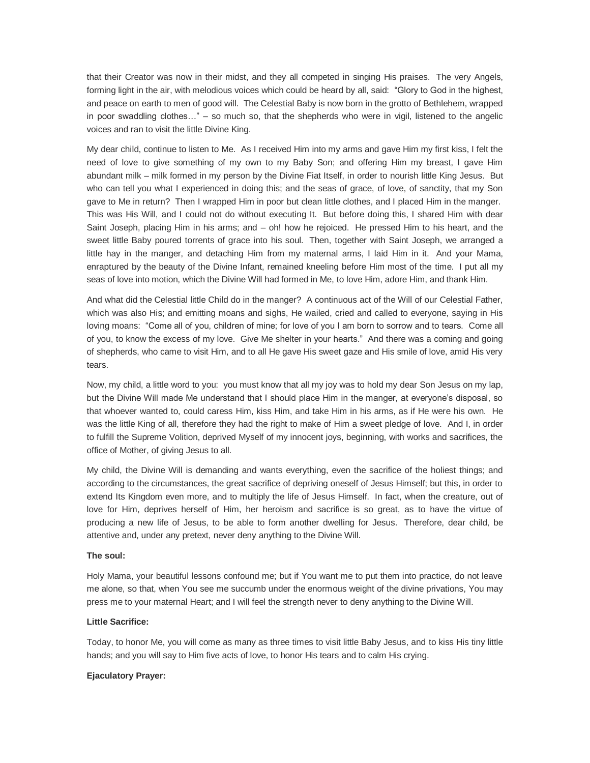that their Creator was now in their midst, and they all competed in singing His praises. The very Angels, forming light in the air, with melodious voices which could be heard by all, said: "Glory to God in the highest, and peace on earth to men of good will. The Celestial Baby is now born in the grotto of Bethlehem, wrapped in poor swaddling clothes…" – so much so, that the shepherds who were in vigil, listened to the angelic voices and ran to visit the little Divine King.

My dear child, continue to listen to Me. As I received Him into my arms and gave Him my first kiss, I felt the need of love to give something of my own to my Baby Son; and offering Him my breast, I gave Him abundant milk – milk formed in my person by the Divine Fiat Itself, in order to nourish little King Jesus. But who can tell you what I experienced in doing this; and the seas of grace, of love, of sanctity, that my Son gave to Me in return? Then I wrapped Him in poor but clean little clothes, and I placed Him in the manger. This was His Will, and I could not do without executing It. But before doing this, I shared Him with dear Saint Joseph, placing Him in his arms; and – oh! how he rejoiced. He pressed Him to his heart, and the sweet little Baby poured torrents of grace into his soul. Then, together with Saint Joseph, we arranged a little hay in the manger, and detaching Him from my maternal arms, I laid Him in it. And your Mama, enraptured by the beauty of the Divine Infant, remained kneeling before Him most of the time. I put all my seas of love into motion, which the Divine Will had formed in Me, to love Him, adore Him, and thank Him.

And what did the Celestial little Child do in the manger? A continuous act of the Will of our Celestial Father, which was also His; and emitting moans and sighs, He wailed, cried and called to everyone, saying in His loving moans: "Come all of you, children of mine; for love of you I am born to sorrow and to tears. Come all of you, to know the excess of my love. Give Me shelter in your hearts." And there was a coming and going of shepherds, who came to visit Him, and to all He gave His sweet gaze and His smile of love, amid His very tears.

Now, my child, a little word to you: you must know that all my joy was to hold my dear Son Jesus on my lap, but the Divine Will made Me understand that I should place Him in the manger, at everyone's disposal, so that whoever wanted to, could caress Him, kiss Him, and take Him in his arms, as if He were his own. He was the little King of all, therefore they had the right to make of Him a sweet pledge of love. And I, in order to fulfill the Supreme Volition, deprived Myself of my innocent joys, beginning, with works and sacrifices, the office of Mother, of giving Jesus to all.

My child, the Divine Will is demanding and wants everything, even the sacrifice of the holiest things; and according to the circumstances, the great sacrifice of depriving oneself of Jesus Himself; but this, in order to extend Its Kingdom even more, and to multiply the life of Jesus Himself. In fact, when the creature, out of love for Him, deprives herself of Him, her heroism and sacrifice is so great, as to have the virtue of producing a new life of Jesus, to be able to form another dwelling for Jesus. Therefore, dear child, be attentive and, under any pretext, never deny anything to the Divine Will.

**The soul:**

Holy Mama, your beautiful lessons confound me; but if You want me to put them into practice, do not leave me alone, so that, when You see me succumb under the enormous weight of the divine privations, You may press me to your maternal Heart; and I will feel the strength never to deny anything to the Divine Will.

**Little Sacrifice:**

Today, to honor Me, you will come as many as three times to visit little Baby Jesus, and to kiss His tiny little hands; and you will say to Him five acts of love, to honor His tears and to calm His crying.

**Ejaculatory Prayer:**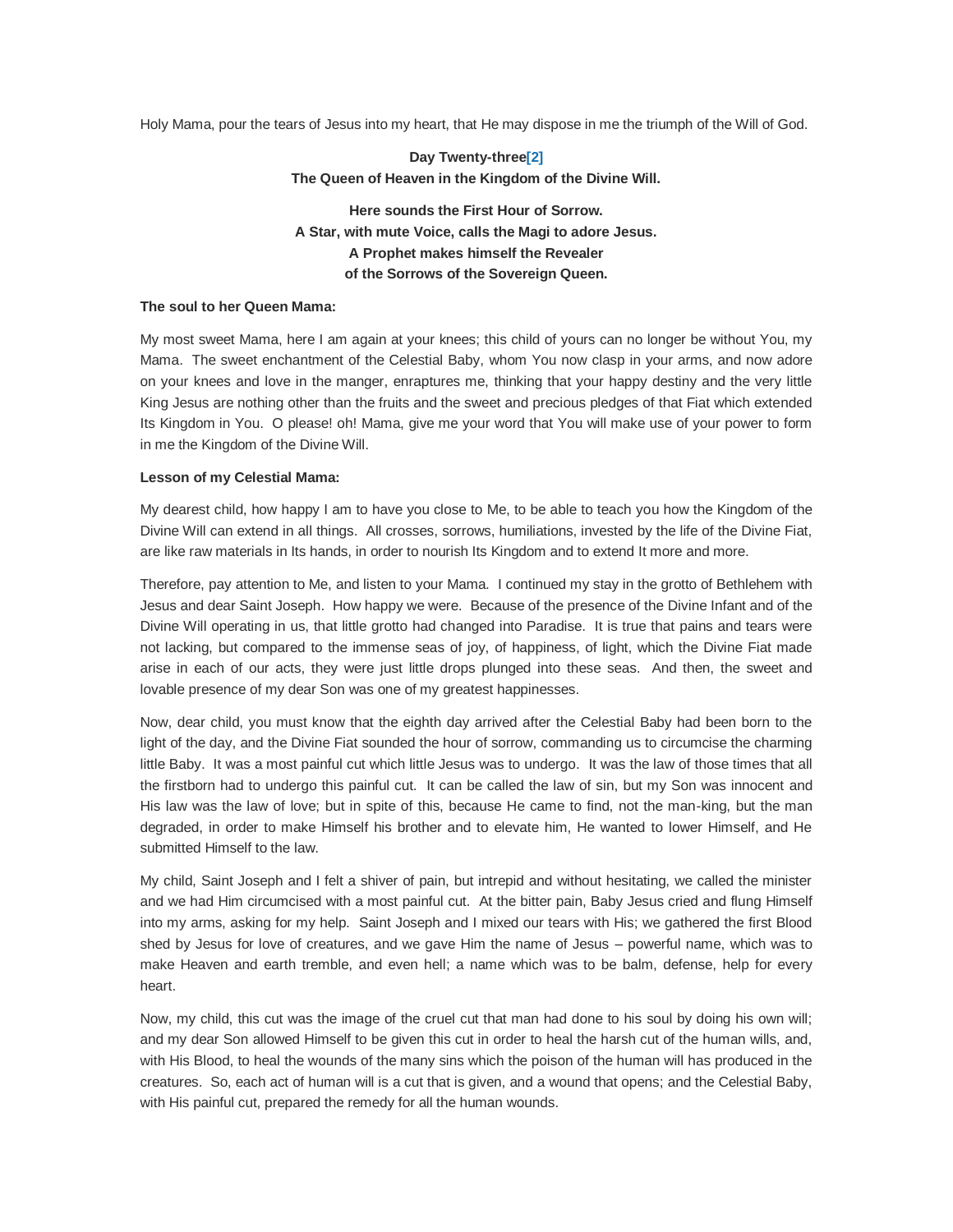Holy Mama, pour the tears of Jesus into my heart, that He may dispose in me the triumph of the Will of God.

**Day Twenty-three[2]**
**The Queen of Heaven in the Kingdom of the Divine Will.**

**Here sounds the First Hour of Sorrow.**
**A Star, with mute Voice, calls the Magi to adore Jesus.**
**A Prophet makes himself the Revealer**
**of the Sorrows of the Sovereign Queen.**

**The soul to her Queen Mama:**

My most sweet Mama, here I am again at your knees; this child of yours can no longer be without You, my Mama. The sweet enchantment of the Celestial Baby, whom You now clasp in your arms, and now adore on your knees and love in the manger, enraptures me, thinking that your happy destiny and the very little King Jesus are nothing other than the fruits and the sweet and precious pledges of that Fiat which extended Its Kingdom in You. O please! oh! Mama, give me your word that You will make use of your power to form in me the Kingdom of the Divine Will.

**Lesson of my Celestial Mama:**

My dearest child, how happy I am to have you close to Me, to be able to teach you how the Kingdom of the Divine Will can extend in all things. All crosses, sorrows, humiliations, invested by the life of the Divine Fiat, are like raw materials in Its hands, in order to nourish Its Kingdom and to extend It more and more.

Therefore, pay attention to Me, and listen to your Mama. I continued my stay in the grotto of Bethlehem with Jesus and dear Saint Joseph. How happy we were. Because of the presence of the Divine Infant and of the Divine Will operating in us, that little grotto had changed into Paradise. It is true that pains and tears were not lacking, but compared to the immense seas of joy, of happiness, of light, which the Divine Fiat made arise in each of our acts, they were just little drops plunged into these seas. And then, the sweet and lovable presence of my dear Son was one of my greatest happinesses.

Now, dear child, you must know that the eighth day arrived after the Celestial Baby had been born to the light of the day, and the Divine Fiat sounded the hour of sorrow, commanding us to circumcise the charming little Baby. It was a most painful cut which little Jesus was to undergo. It was the law of those times that all the firstborn had to undergo this painful cut. It can be called the law of sin, but my Son was innocent and His law was the law of love; but in spite of this, because He came to find, not the man-king, but the man degraded, in order to make Himself his brother and to elevate him, He wanted to lower Himself, and He submitted Himself to the law.

My child, Saint Joseph and I felt a shiver of pain, but intrepid and without hesitating, we called the minister and we had Him circumcised with a most painful cut. At the bitter pain, Baby Jesus cried and flung Himself into my arms, asking for my help. Saint Joseph and I mixed our tears with His; we gathered the first Blood shed by Jesus for love of creatures, and we gave Him the name of Jesus – powerful name, which was to make Heaven and earth tremble, and even hell; a name which was to be balm, defense, help for every heart.

Now, my child, this cut was the image of the cruel cut that man had done to his soul by doing his own will; and my dear Son allowed Himself to be given this cut in order to heal the harsh cut of the human wills, and, with His Blood, to heal the wounds of the many sins which the poison of the human will has produced in the creatures. So, each act of human will is a cut that is given, and a wound that opens; and the Celestial Baby, with His painful cut, prepared the remedy for all the human wounds.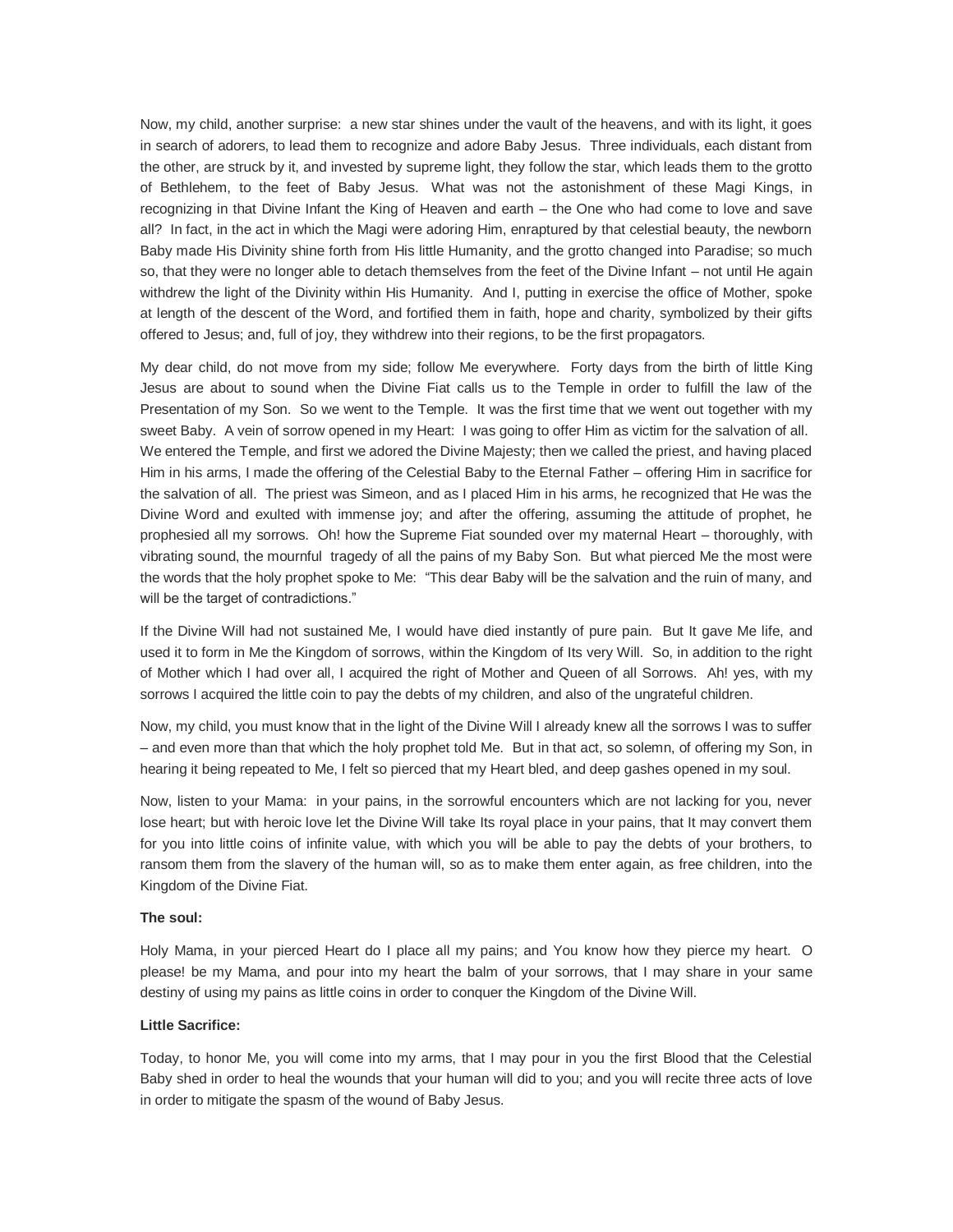Now, my child, another surprise: a new star shines under the vault of the heavens, and with its light, it goes in search of adorers, to lead them to recognize and adore Baby Jesus. Three individuals, each distant from the other, are struck by it, and invested by supreme light, they follow the star, which leads them to the grotto of Bethlehem, to the feet of Baby Jesus. What was not the astonishment of these Magi Kings, in recognizing in that Divine Infant the King of Heaven and earth – the One who had come to love and save all? In fact, in the act in which the Magi were adoring Him, enraptured by that celestial beauty, the newborn Baby made His Divinity shine forth from His little Humanity, and the grotto changed into Paradise; so much so, that they were no longer able to detach themselves from the feet of the Divine Infant – not until He again withdrew the light of the Divinity within His Humanity. And I, putting in exercise the office of Mother, spoke at length of the descent of the Word, and fortified them in faith, hope and charity, symbolized by their gifts offered to Jesus; and, full of joy, they withdrew into their regions, to be the first propagators.

My dear child, do not move from my side; follow Me everywhere. Forty days from the birth of little King Jesus are about to sound when the Divine Fiat calls us to the Temple in order to fulfill the law of the Presentation of my Son. So we went to the Temple. It was the first time that we went out together with my sweet Baby. A vein of sorrow opened in my Heart: I was going to offer Him as victim for the salvation of all. We entered the Temple, and first we adored the Divine Majesty; then we called the priest, and having placed Him in his arms, I made the offering of the Celestial Baby to the Eternal Father – offering Him in sacrifice for the salvation of all. The priest was Simeon, and as I placed Him in his arms, he recognized that He was the Divine Word and exulted with immense joy; and after the offering, assuming the attitude of prophet, he prophesied all my sorrows. Oh! how the Supreme Fiat sounded over my maternal Heart – thoroughly, with vibrating sound, the mournful tragedy of all the pains of my Baby Son. But what pierced Me the most were the words that the holy prophet spoke to Me: "This dear Baby will be the salvation and the ruin of many, and will be the target of contradictions."

If the Divine Will had not sustained Me, I would have died instantly of pure pain. But It gave Me life, and used it to form in Me the Kingdom of sorrows, within the Kingdom of Its very Will. So, in addition to the right of Mother which I had over all, I acquired the right of Mother and Queen of all Sorrows. Ah! yes, with my sorrows I acquired the little coin to pay the debts of my children, and also of the ungrateful children.

Now, my child, you must know that in the light of the Divine Will I already knew all the sorrows I was to suffer – and even more than that which the holy prophet told Me. But in that act, so solemn, of offering my Son, in hearing it being repeated to Me, I felt so pierced that my Heart bled, and deep gashes opened in my soul.

Now, listen to your Mama: in your pains, in the sorrowful encounters which are not lacking for you, never lose heart; but with heroic love let the Divine Will take Its royal place in your pains, that It may convert them for you into little coins of infinite value, with which you will be able to pay the debts of your brothers, to ransom them from the slavery of the human will, so as to make them enter again, as free children, into the Kingdom of the Divine Fiat.

**The soul:**

Holy Mama, in your pierced Heart do I place all my pains; and You know how they pierce my heart. O please! be my Mama, and pour into my heart the balm of your sorrows, that I may share in your same destiny of using my pains as little coins in order to conquer the Kingdom of the Divine Will.

**Little Sacrifice:**

Today, to honor Me, you will come into my arms, that I may pour in you the first Blood that the Celestial Baby shed in order to heal the wounds that your human will did to you; and you will recite three acts of love in order to mitigate the spasm of the wound of Baby Jesus.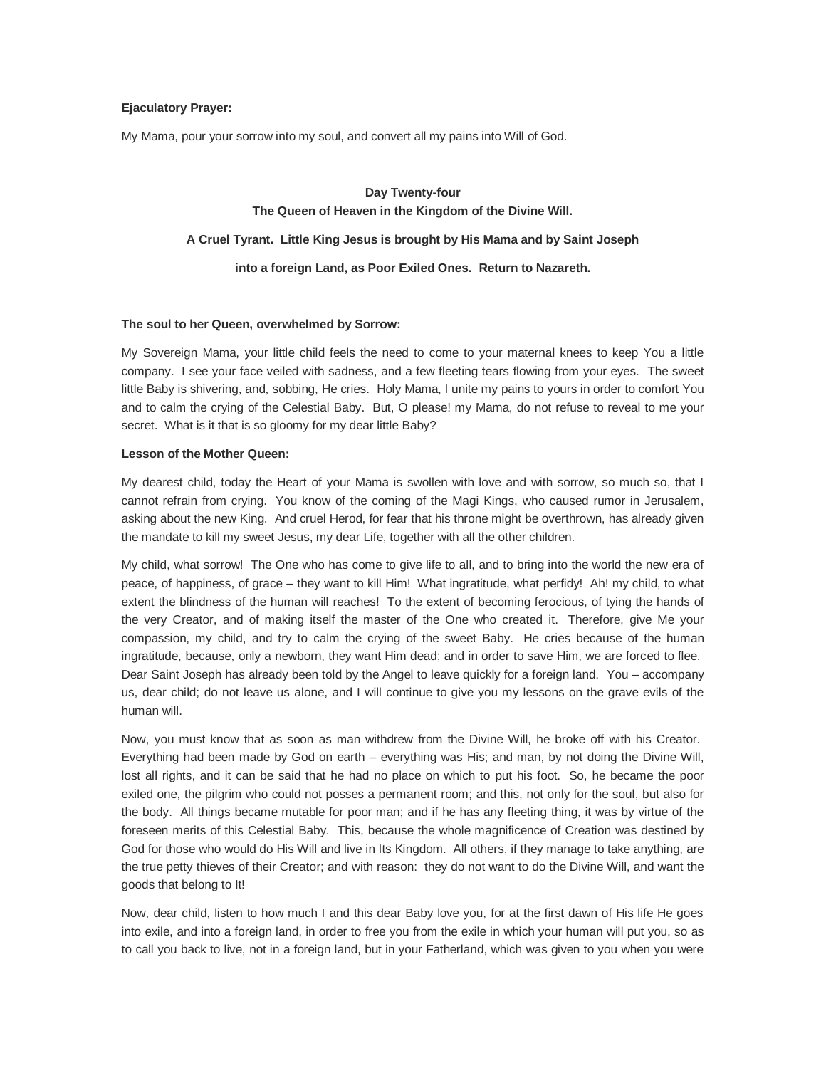**Ejaculatory Prayer:**

My Mama, pour your sorrow into my soul, and convert all my pains into Will of God.

**Day Twenty-four**
**The Queen of Heaven in the Kingdom of the Divine Will.**

**A Cruel Tyrant. Little King Jesus is brought by His Mama and by Saint Joseph into a foreign Land, as Poor Exiled Ones. Return to Nazareth.**

**The soul to her Queen, overwhelmed by Sorrow:**

My Sovereign Mama, your little child feels the need to come to your maternal knees to keep You a little company. I see your face veiled with sadness, and a few fleeting tears flowing from your eyes. The sweet little Baby is shivering, and, sobbing, He cries. Holy Mama, I unite my pains to yours in order to comfort You and to calm the crying of the Celestial Baby. But, O please! my Mama, do not refuse to reveal to me your secret. What is it that is so gloomy for my dear little Baby?

**Lesson of the Mother Queen:**

My dearest child, today the Heart of your Mama is swollen with love and with sorrow, so much so, that I cannot refrain from crying. You know of the coming of the Magi Kings, who caused rumor in Jerusalem, asking about the new King. And cruel Herod, for fear that his throne might be overthrown, has already given the mandate to kill my sweet Jesus, my dear Life, together with all the other children.

My child, what sorrow! The One who has come to give life to all, and to bring into the world the new era of peace, of happiness, of grace – they want to kill Him! What ingratitude, what perfidy! Ah! my child, to what extent the blindness of the human will reaches! To the extent of becoming ferocious, of tying the hands of the very Creator, and of making itself the master of the One who created it. Therefore, give Me your compassion, my child, and try to calm the crying of the sweet Baby. He cries because of the human ingratitude, because, only a newborn, they want Him dead; and in order to save Him, we are forced to flee. Dear Saint Joseph has already been told by the Angel to leave quickly for a foreign land. You – accompany us, dear child; do not leave us alone, and I will continue to give you my lessons on the grave evils of the human will.

Now, you must know that as soon as man withdrew from the Divine Will, he broke off with his Creator. Everything had been made by God on earth – everything was His; and man, by not doing the Divine Will, lost all rights, and it can be said that he had no place on which to put his foot. So, he became the poor exiled one, the pilgrim who could not posses a permanent room; and this, not only for the soul, but also for the body. All things became mutable for poor man; and if he has any fleeting thing, it was by virtue of the foreseen merits of this Celestial Baby. This, because the whole magnificence of Creation was destined by God for those who would do His Will and live in Its Kingdom. All others, if they manage to take anything, are the true petty thieves of their Creator; and with reason: they do not want to do the Divine Will, and want the goods that belong to It!

Now, dear child, listen to how much I and this dear Baby love you, for at the first dawn of His life He goes into exile, and into a foreign land, in order to free you from the exile in which your human will put you, so as to call you back to live, not in a foreign land, but in your Fatherland, which was given to you when you were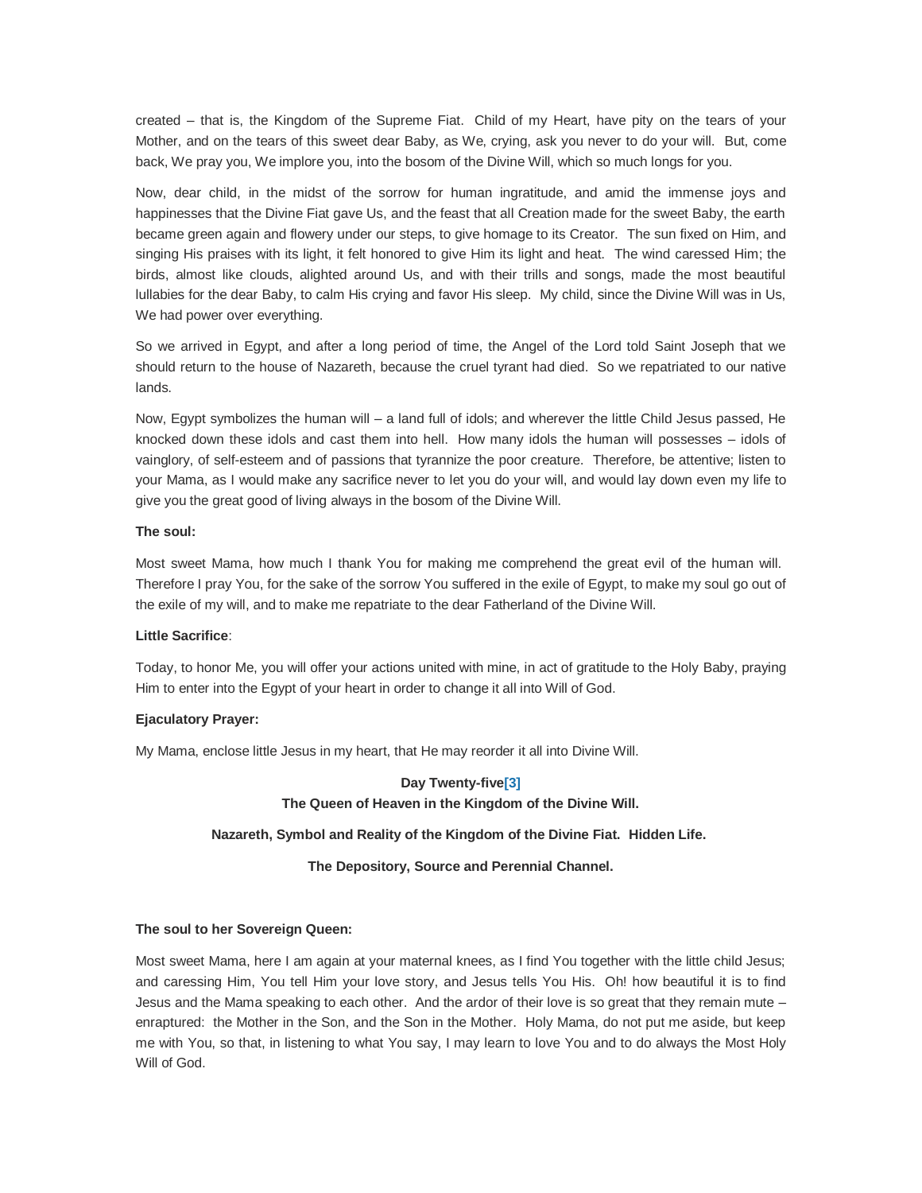created – that is, the Kingdom of the Supreme Fiat. Child of my Heart, have pity on the tears of your Mother, and on the tears of this sweet dear Baby, as We, crying, ask you never to do your will. But, come back, We pray you, We implore you, into the bosom of the Divine Will, which so much longs for you.

Now, dear child, in the midst of the sorrow for human ingratitude, and amid the immense joys and happinesses that the Divine Fiat gave Us, and the feast that all Creation made for the sweet Baby, the earth became green again and flowery under our steps, to give homage to its Creator. The sun fixed on Him, and singing His praises with its light, it felt honored to give Him its light and heat. The wind caressed Him; the birds, almost like clouds, alighted around Us, and with their trills and songs, made the most beautiful lullabies for the dear Baby, to calm His crying and favor His sleep. My child, since the Divine Will was in Us, We had power over everything.

So we arrived in Egypt, and after a long period of time, the Angel of the Lord told Saint Joseph that we should return to the house of Nazareth, because the cruel tyrant had died. So we repatriated to our native lands.

Now, Egypt symbolizes the human will – a land full of idols; and wherever the little Child Jesus passed, He knocked down these idols and cast them into hell. How many idols the human will possesses – idols of vainglory, of self-esteem and of passions that tyrannize the poor creature. Therefore, be attentive; listen to your Mama, as I would make any sacrifice never to let you do your will, and would lay down even my life to give you the great good of living always in the bosom of the Divine Will.

**The soul:**

Most sweet Mama, how much I thank You for making me comprehend the great evil of the human will. Therefore I pray You, for the sake of the sorrow You suffered in the exile of Egypt, to make my soul go out of the exile of my will, and to make me repatriate to the dear Fatherland of the Divine Will.

**Little Sacrifice**:

Today, to honor Me, you will offer your actions united with mine, in act of gratitude to the Holy Baby, praying Him to enter into the Egypt of your heart in order to change it all into Will of God.

**Ejaculatory Prayer:**

My Mama, enclose little Jesus in my heart, that He may reorder it all into Divine Will.

## Day Twenty-five[3]

### The Queen of Heaven in the Kingdom of the Divine Will.

### Nazareth, Symbol and Reality of the Kingdom of the Divine Fiat. Hidden Life.

### The Depository, Source and Perennial Channel.

**The soul to her Sovereign Queen:**

Most sweet Mama, here I am again at your maternal knees, as I find You together with the little child Jesus; and caressing Him, You tell Him your love story, and Jesus tells You His. Oh! how beautiful it is to find Jesus and the Mama speaking to each other. And the ardor of their love is so great that they remain mute – enraptured: the Mother in the Son, and the Son in the Mother. Holy Mama, do not put me aside, but keep me with You, so that, in listening to what You say, I may learn to love You and to do always the Most Holy Will of God.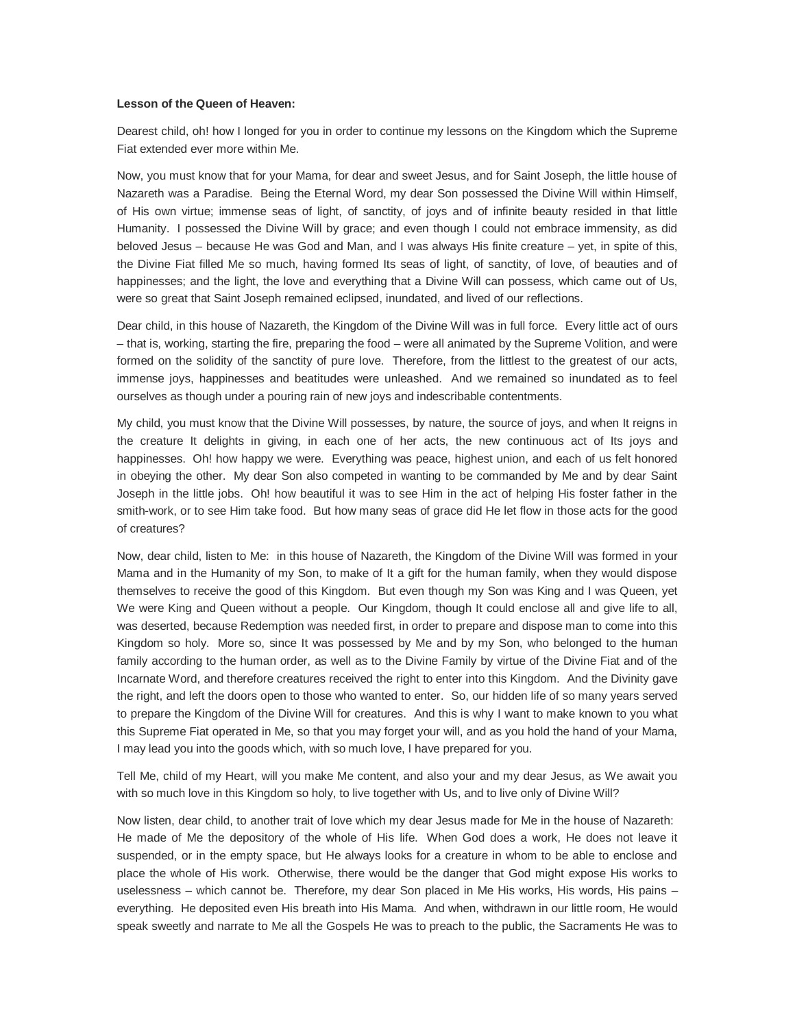**Lesson of the Queen of Heaven:**

Dearest child, oh! how I longed for you in order to continue my lessons on the Kingdom which the Supreme Fiat extended ever more within Me.

Now, you must know that for your Mama, for dear and sweet Jesus, and for Saint Joseph, the little house of Nazareth was a Paradise. Being the Eternal Word, my dear Son possessed the Divine Will within Himself, of His own virtue; immense seas of light, of sanctity, of joys and of infinite beauty resided in that little Humanity. I possessed the Divine Will by grace; and even though I could not embrace immensity, as did beloved Jesus – because He was God and Man, and I was always His finite creature – yet, in spite of this, the Divine Fiat filled Me so much, having formed Its seas of light, of sanctity, of love, of beauties and of happinesses; and the light, the love and everything that a Divine Will can possess, which came out of Us, were so great that Saint Joseph remained eclipsed, inundated, and lived of our reflections.

Dear child, in this house of Nazareth, the Kingdom of the Divine Will was in full force. Every little act of ours – that is, working, starting the fire, preparing the food – were all animated by the Supreme Volition, and were formed on the solidity of the sanctity of pure love. Therefore, from the littlest to the greatest of our acts, immense joys, happinesses and beatitudes were unleashed. And we remained so inundated as to feel ourselves as though under a pouring rain of new joys and indescribable contentments.

My child, you must know that the Divine Will possesses, by nature, the source of joys, and when It reigns in the creature It delights in giving, in each one of her acts, the new continuous act of Its joys and happinesses. Oh! how happy we were. Everything was peace, highest union, and each of us felt honored in obeying the other. My dear Son also competed in wanting to be commanded by Me and by dear Saint Joseph in the little jobs. Oh! how beautiful it was to see Him in the act of helping His foster father in the smith-work, or to see Him take food. But how many seas of grace did He let flow in those acts for the good of creatures?

Now, dear child, listen to Me: in this house of Nazareth, the Kingdom of the Divine Will was formed in your Mama and in the Humanity of my Son, to make of It a gift for the human family, when they would dispose themselves to receive the good of this Kingdom. But even though my Son was King and I was Queen, yet We were King and Queen without a people. Our Kingdom, though It could enclose all and give life to all, was deserted, because Redemption was needed first, in order to prepare and dispose man to come into this Kingdom so holy. More so, since It was possessed by Me and by my Son, who belonged to the human family according to the human order, as well as to the Divine Family by virtue of the Divine Fiat and of the Incarnate Word, and therefore creatures received the right to enter into this Kingdom. And the Divinity gave the right, and left the doors open to those who wanted to enter. So, our hidden life of so many years served to prepare the Kingdom of the Divine Will for creatures. And this is why I want to make known to you what this Supreme Fiat operated in Me, so that you may forget your will, and as you hold the hand of your Mama, I may lead you into the goods which, with so much love, I have prepared for you.

Tell Me, child of my Heart, will you make Me content, and also your and my dear Jesus, as We await you with so much love in this Kingdom so holy, to live together with Us, and to live only of Divine Will?

Now listen, dear child, to another trait of love which my dear Jesus made for Me in the house of Nazareth: He made of Me the depository of the whole of His life. When God does a work, He does not leave it suspended, or in the empty space, but He always looks for a creature in whom to be able to enclose and place the whole of His work. Otherwise, there would be the danger that God might expose His works to uselessness – which cannot be. Therefore, my dear Son placed in Me His works, His words, His pains – everything. He deposited even His breath into His Mama. And when, withdrawn in our little room, He would speak sweetly and narrate to Me all the Gospels He was to preach to the public, the Sacraments He was to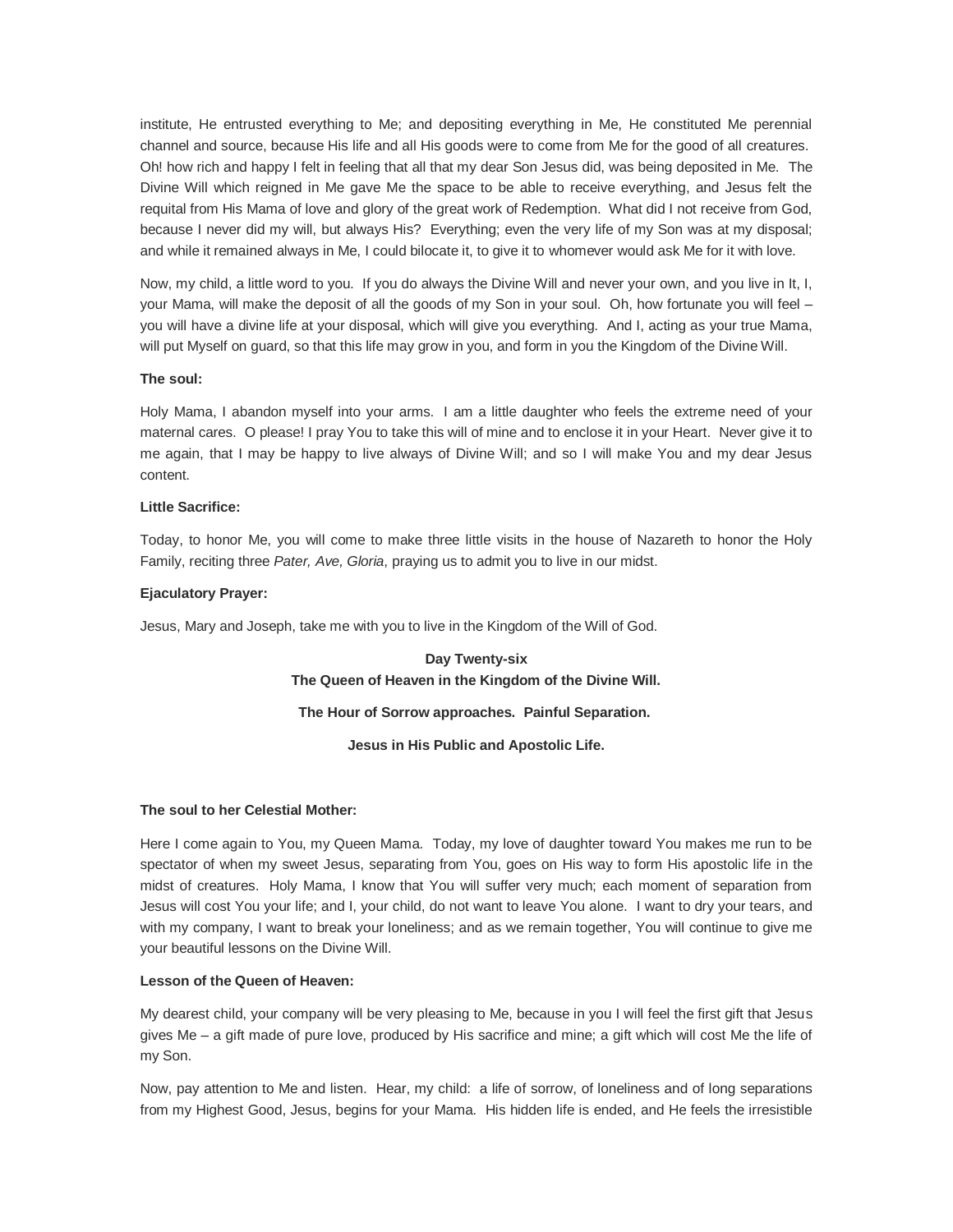institute, He entrusted everything to Me; and depositing everything in Me, He constituted Me perennial channel and source, because His life and all His goods were to come from Me for the good of all creatures. Oh! how rich and happy I felt in feeling that all that my dear Son Jesus did, was being deposited in Me. The Divine Will which reigned in Me gave Me the space to be able to receive everything, and Jesus felt the requital from His Mama of love and glory of the great work of Redemption. What did I not receive from God, because I never did my will, but always His? Everything; even the very life of my Son was at my disposal; and while it remained always in Me, I could bilocate it, to give it to whomever would ask Me for it with love.

Now, my child, a little word to you. If you do always the Divine Will and never your own, and you live in It, I, your Mama, will make the deposit of all the goods of my Son in your soul. Oh, how fortunate you will feel – you will have a divine life at your disposal, which will give you everything. And I, acting as your true Mama, will put Myself on guard, so that this life may grow in you, and form in you the Kingdom of the Divine Will.

**The soul:**

Holy Mama, I abandon myself into your arms. I am a little daughter who feels the extreme need of your maternal cares. O please! I pray You to take this will of mine and to enclose it in your Heart. Never give it to me again, that I may be happy to live always of Divine Will; and so I will make You and my dear Jesus content.

**Little Sacrifice:**

Today, to honor Me, you will come to make three little visits in the house of Nazareth to honor the Holy Family, reciting three *Pater, Ave, Gloria*, praying us to admit you to live in our midst.

**Ejaculatory Prayer:**

Jesus, Mary and Joseph, take me with you to live in the Kingdom of the Will of God.

## Day Twenty-six
## The Queen of Heaven in the Kingdom of the Divine Will.

### The Hour of Sorrow approaches. Painful Separation.

### Jesus in His Public and Apostolic Life.

**The soul to her Celestial Mother:**

Here I come again to You, my Queen Mama. Today, my love of daughter toward You makes me run to be spectator of when my sweet Jesus, separating from You, goes on His way to form His apostolic life in the midst of creatures. Holy Mama, I know that You will suffer very much; each moment of separation from Jesus will cost You your life; and I, your child, do not want to leave You alone. I want to dry your tears, and with my company, I want to break your loneliness; and as we remain together, You will continue to give me your beautiful lessons on the Divine Will.

**Lesson of the Queen of Heaven:**

My dearest child, your company will be very pleasing to Me, because in you I will feel the first gift that Jesus gives Me – a gift made of pure love, produced by His sacrifice and mine; a gift which will cost Me the life of my Son.

Now, pay attention to Me and listen. Hear, my child: a life of sorrow, of loneliness and of long separations from my Highest Good, Jesus, begins for your Mama. His hidden life is ended, and He feels the irresistible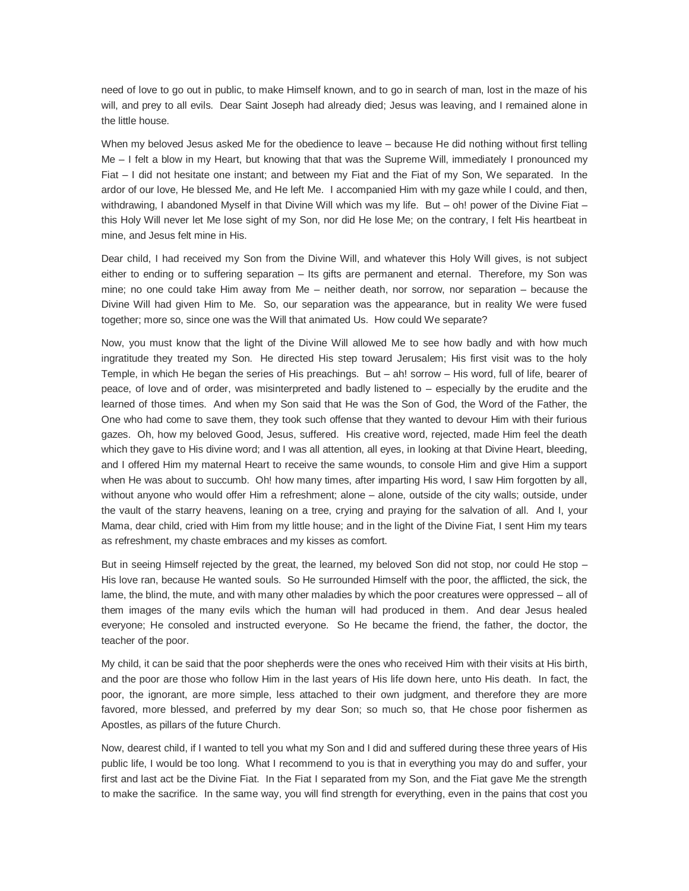need of love to go out in public, to make Himself known, and to go in search of man, lost in the maze of his will, and prey to all evils. Dear Saint Joseph had already died; Jesus was leaving, and I remained alone in the little house.

When my beloved Jesus asked Me for the obedience to leave – because He did nothing without first telling Me – I felt a blow in my Heart, but knowing that that was the Supreme Will, immediately I pronounced my Fiat – I did not hesitate one instant; and between my Fiat and the Fiat of my Son, We separated. In the ardor of our love, He blessed Me, and He left Me. I accompanied Him with my gaze while I could, and then, withdrawing, I abandoned Myself in that Divine Will which was my life. But – oh! power of the Divine Fiat – this Holy Will never let Me lose sight of my Son, nor did He lose Me; on the contrary, I felt His heartbeat in mine, and Jesus felt mine in His.

Dear child, I had received my Son from the Divine Will, and whatever this Holy Will gives, is not subject either to ending or to suffering separation – Its gifts are permanent and eternal. Therefore, my Son was mine; no one could take Him away from Me – neither death, nor sorrow, nor separation – because the Divine Will had given Him to Me. So, our separation was the appearance, but in reality We were fused together; more so, since one was the Will that animated Us. How could We separate?

Now, you must know that the light of the Divine Will allowed Me to see how badly and with how much ingratitude they treated my Son. He directed His step toward Jerusalem; His first visit was to the holy Temple, in which He began the series of His preachings. But – ah! sorrow – His word, full of life, bearer of peace, of love and of order, was misinterpreted and badly listened to – especially by the erudite and the learned of those times. And when my Son said that He was the Son of God, the Word of the Father, the One who had come to save them, they took such offense that they wanted to devour Him with their furious gazes. Oh, how my beloved Good, Jesus, suffered. His creative word, rejected, made Him feel the death which they gave to His divine word; and I was all attention, all eyes, in looking at that Divine Heart, bleeding, and I offered Him my maternal Heart to receive the same wounds, to console Him and give Him a support when He was about to succumb. Oh! how many times, after imparting His word, I saw Him forgotten by all, without anyone who would offer Him a refreshment; alone – alone, outside of the city walls; outside, under the vault of the starry heavens, leaning on a tree, crying and praying for the salvation of all. And I, your Mama, dear child, cried with Him from my little house; and in the light of the Divine Fiat, I sent Him my tears as refreshment, my chaste embraces and my kisses as comfort.

But in seeing Himself rejected by the great, the learned, my beloved Son did not stop, nor could He stop – His love ran, because He wanted souls. So He surrounded Himself with the poor, the afflicted, the sick, the lame, the blind, the mute, and with many other maladies by which the poor creatures were oppressed – all of them images of the many evils which the human will had produced in them. And dear Jesus healed everyone; He consoled and instructed everyone. So He became the friend, the father, the doctor, the teacher of the poor.

My child, it can be said that the poor shepherds were the ones who received Him with their visits at His birth, and the poor are those who follow Him in the last years of His life down here, unto His death. In fact, the poor, the ignorant, are more simple, less attached to their own judgment, and therefore they are more favored, more blessed, and preferred by my dear Son; so much so, that He chose poor fishermen as Apostles, as pillars of the future Church.

Now, dearest child, if I wanted to tell you what my Son and I did and suffered during these three years of His public life, I would be too long. What I recommend to you is that in everything you may do and suffer, your first and last act be the Divine Fiat. In the Fiat I separated from my Son, and the Fiat gave Me the strength to make the sacrifice. In the same way, you will find strength for everything, even in the pains that cost you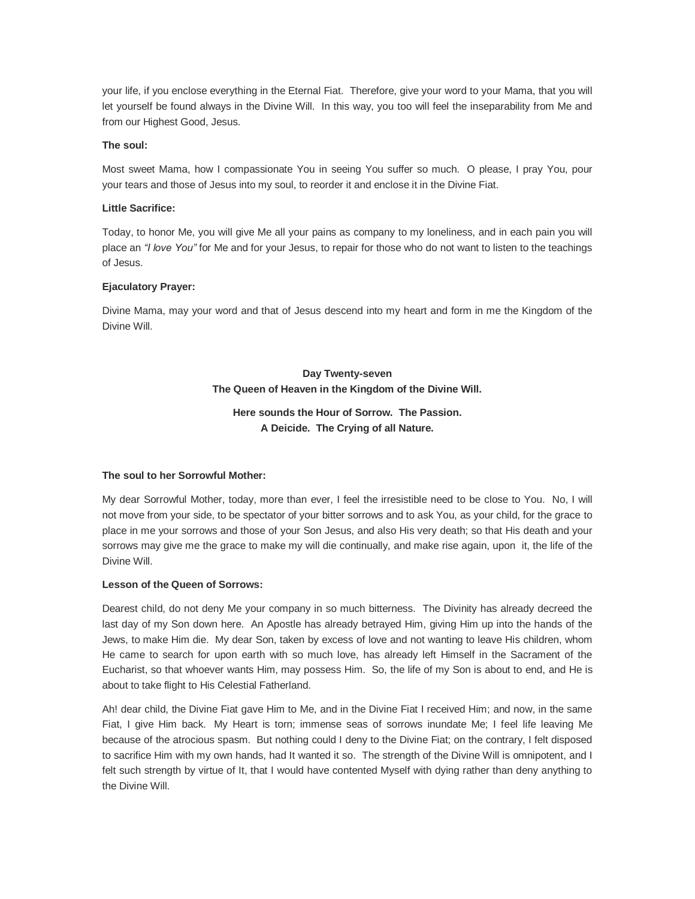your life, if you enclose everything in the Eternal Fiat. Therefore, give your word to your Mama, that you will let yourself be found always in the Divine Will. In this way, you too will feel the inseparability from Me and from our Highest Good, Jesus.

**The soul:**

Most sweet Mama, how I compassionate You in seeing You suffer so much. O please, I pray You, pour your tears and those of Jesus into my soul, to reorder it and enclose it in the Divine Fiat.

**Little Sacrifice:**

Today, to honor Me, you will give Me all your pains as company to my loneliness, and in each pain you will place an *"I love You"* for Me and for your Jesus, to repair for those who do not want to listen to the teachings of Jesus.

**Ejaculatory Prayer:**

Divine Mama, may your word and that of Jesus descend into my heart and form in me the Kingdom of the Divine Will.

## Day Twenty-seven
## The Queen of Heaven in the Kingdom of the Divine Will.

### Here sounds the Hour of Sorrow. The Passion. A Deicide. The Crying of all Nature.

**The soul to her Sorrowful Mother:**

My dear Sorrowful Mother, today, more than ever, I feel the irresistible need to be close to You. No, I will not move from your side, to be spectator of your bitter sorrows and to ask You, as your child, for the grace to place in me your sorrows and those of your Son Jesus, and also His very death; so that His death and your sorrows may give me the grace to make my will die continually, and make rise again, upon it, the life of the Divine Will.

**Lesson of the Queen of Sorrows:**

Dearest child, do not deny Me your company in so much bitterness. The Divinity has already decreed the last day of my Son down here. An Apostle has already betrayed Him, giving Him up into the hands of the Jews, to make Him die. My dear Son, taken by excess of love and not wanting to leave His children, whom He came to search for upon earth with so much love, has already left Himself in the Sacrament of the Eucharist, so that whoever wants Him, may possess Him. So, the life of my Son is about to end, and He is about to take flight to His Celestial Fatherland.

Ah! dear child, the Divine Fiat gave Him to Me, and in the Divine Fiat I received Him; and now, in the same Fiat, I give Him back. My Heart is torn; immense seas of sorrows inundate Me; I feel life leaving Me because of the atrocious spasm. But nothing could I deny to the Divine Fiat; on the contrary, I felt disposed to sacrifice Him with my own hands, had It wanted it so. The strength of the Divine Will is omnipotent, and I felt such strength by virtue of It, that I would have contented Myself with dying rather than deny anything to the Divine Will.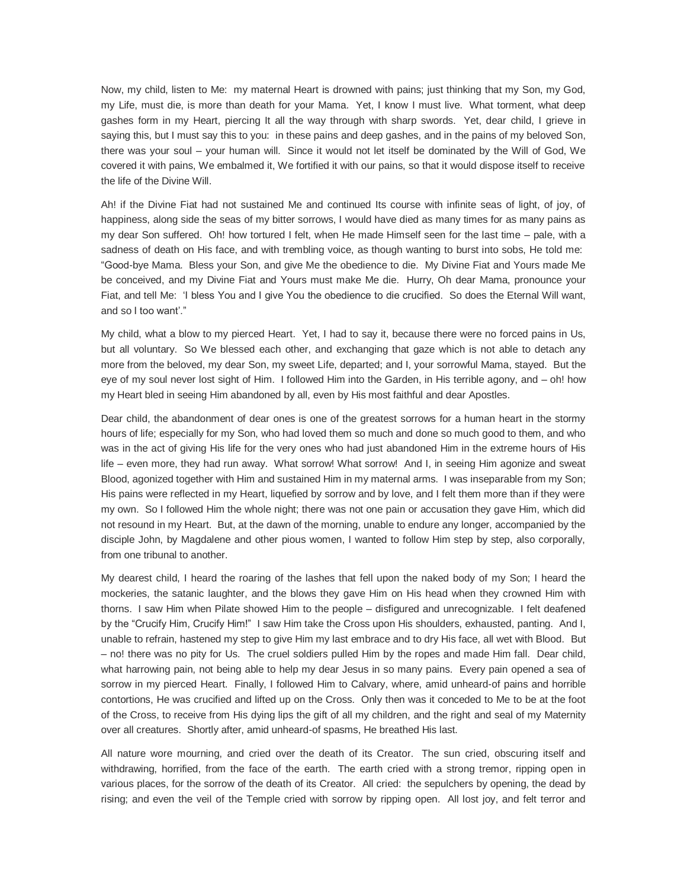Now, my child, listen to Me: my maternal Heart is drowned with pains; just thinking that my Son, my God, my Life, must die, is more than death for your Mama. Yet, I know I must live. What torment, what deep gashes form in my Heart, piercing It all the way through with sharp swords. Yet, dear child, I grieve in saying this, but I must say this to you: in these pains and deep gashes, and in the pains of my beloved Son, there was your soul – your human will. Since it would not let itself be dominated by the Will of God, We covered it with pains, We embalmed it, We fortified it with our pains, so that it would dispose itself to receive the life of the Divine Will.

Ah! if the Divine Fiat had not sustained Me and continued Its course with infinite seas of light, of joy, of happiness, along side the seas of my bitter sorrows, I would have died as many times for as many pains as my dear Son suffered. Oh! how tortured I felt, when He made Himself seen for the last time – pale, with a sadness of death on His face, and with trembling voice, as though wanting to burst into sobs, He told me: "Good-bye Mama. Bless your Son, and give Me the obedience to die. My Divine Fiat and Yours made Me be conceived, and my Divine Fiat and Yours must make Me die. Hurry, Oh dear Mama, pronounce your Fiat, and tell Me: 'I bless You and I give You the obedience to die crucified. So does the Eternal Will want, and so I too want'."

My child, what a blow to my pierced Heart. Yet, I had to say it, because there were no forced pains in Us, but all voluntary. So We blessed each other, and exchanging that gaze which is not able to detach any more from the beloved, my dear Son, my sweet Life, departed; and I, your sorrowful Mama, stayed. But the eye of my soul never lost sight of Him. I followed Him into the Garden, in His terrible agony, and – oh! how my Heart bled in seeing Him abandoned by all, even by His most faithful and dear Apostles.

Dear child, the abandonment of dear ones is one of the greatest sorrows for a human heart in the stormy hours of life; especially for my Son, who had loved them so much and done so much good to them, and who was in the act of giving His life for the very ones who had just abandoned Him in the extreme hours of His life – even more, they had run away. What sorrow! What sorrow! And I, in seeing Him agonize and sweat Blood, agonized together with Him and sustained Him in my maternal arms. I was inseparable from my Son; His pains were reflected in my Heart, liquefied by sorrow and by love, and I felt them more than if they were my own. So I followed Him the whole night; there was not one pain or accusation they gave Him, which did not resound in my Heart. But, at the dawn of the morning, unable to endure any longer, accompanied by the disciple John, by Magdalene and other pious women, I wanted to follow Him step by step, also corporally, from one tribunal to another.

My dearest child, I heard the roaring of the lashes that fell upon the naked body of my Son; I heard the mockeries, the satanic laughter, and the blows they gave Him on His head when they crowned Him with thorns. I saw Him when Pilate showed Him to the people – disfigured and unrecognizable. I felt deafened by the "Crucify Him, Crucify Him!" I saw Him take the Cross upon His shoulders, exhausted, panting. And I, unable to refrain, hastened my step to give Him my last embrace and to dry His face, all wet with Blood. But – no! there was no pity for Us. The cruel soldiers pulled Him by the ropes and made Him fall. Dear child, what harrowing pain, not being able to help my dear Jesus in so many pains. Every pain opened a sea of sorrow in my pierced Heart. Finally, I followed Him to Calvary, where, amid unheard-of pains and horrible contortions, He was crucified and lifted up on the Cross. Only then was it conceded to Me to be at the foot of the Cross, to receive from His dying lips the gift of all my children, and the right and seal of my Maternity over all creatures. Shortly after, amid unheard-of spasms, He breathed His last.

All nature wore mourning, and cried over the death of its Creator. The sun cried, obscuring itself and withdrawing, horrified, from the face of the earth. The earth cried with a strong tremor, ripping open in various places, for the sorrow of the death of its Creator. All cried: the sepulchers by opening, the dead by rising; and even the veil of the Temple cried with sorrow by ripping open. All lost joy, and felt terror and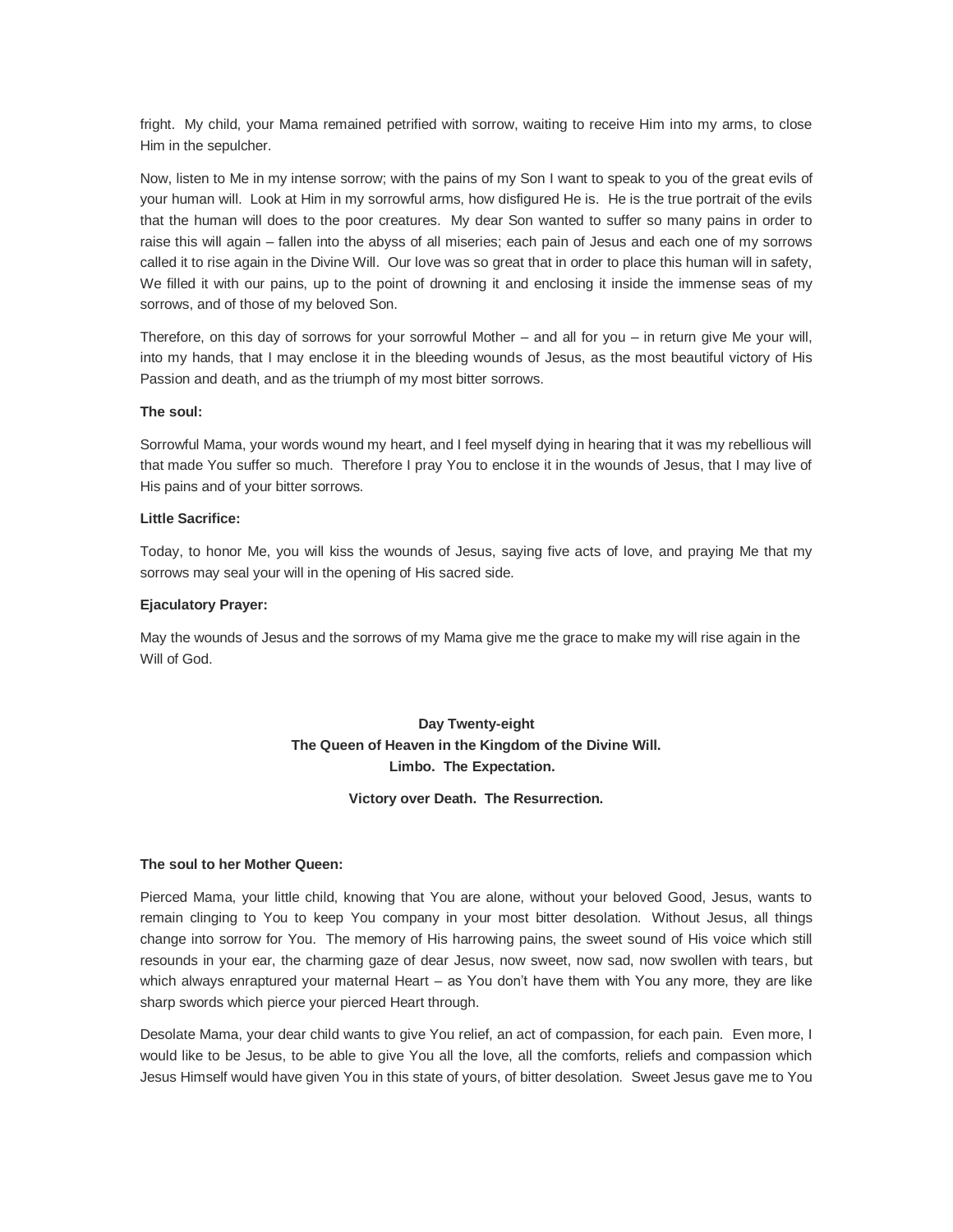fright. My child, your Mama remained petrified with sorrow, waiting to receive Him into my arms, to close Him in the sepulcher.

Now, listen to Me in my intense sorrow; with the pains of my Son I want to speak to you of the great evils of your human will. Look at Him in my sorrowful arms, how disfigured He is. He is the true portrait of the evils that the human will does to the poor creatures. My dear Son wanted to suffer so many pains in order to raise this will again – fallen into the abyss of all miseries; each pain of Jesus and each one of my sorrows called it to rise again in the Divine Will. Our love was so great that in order to place this human will in safety, We filled it with our pains, up to the point of drowning it and enclosing it inside the immense seas of my sorrows, and of those of my beloved Son.

Therefore, on this day of sorrows for your sorrowful Mother – and all for you – in return give Me your will, into my hands, that I may enclose it in the bleeding wounds of Jesus, as the most beautiful victory of His Passion and death, and as the triumph of my most bitter sorrows.

**The soul:**

Sorrowful Mama, your words wound my heart, and I feel myself dying in hearing that it was my rebellious will that made You suffer so much. Therefore I pray You to enclose it in the wounds of Jesus, that I may live of His pains and of your bitter sorrows.

**Little Sacrifice:**

Today, to honor Me, you will kiss the wounds of Jesus, saying five acts of love, and praying Me that my sorrows may seal your will in the opening of His sacred side.

**Ejaculatory Prayer:**

May the wounds of Jesus and the sorrows of my Mama give me the grace to make my will rise again in the Will of God.

## Day Twenty-eight
## The Queen of Heaven in the Kingdom of the Divine Will.
## Limbo. The Expectation.

### Victory over Death. The Resurrection.

**The soul to her Mother Queen:**

Pierced Mama, your little child, knowing that You are alone, without your beloved Good, Jesus, wants to remain clinging to You to keep You company in your most bitter desolation. Without Jesus, all things change into sorrow for You. The memory of His harrowing pains, the sweet sound of His voice which still resounds in your ear, the charming gaze of dear Jesus, now sweet, now sad, now swollen with tears, but which always enraptured your maternal Heart – as You don't have them with You any more, they are like sharp swords which pierce your pierced Heart through.

Desolate Mama, your dear child wants to give You relief, an act of compassion, for each pain. Even more, I would like to be Jesus, to be able to give You all the love, all the comforts, reliefs and compassion which Jesus Himself would have given You in this state of yours, of bitter desolation. Sweet Jesus gave me to You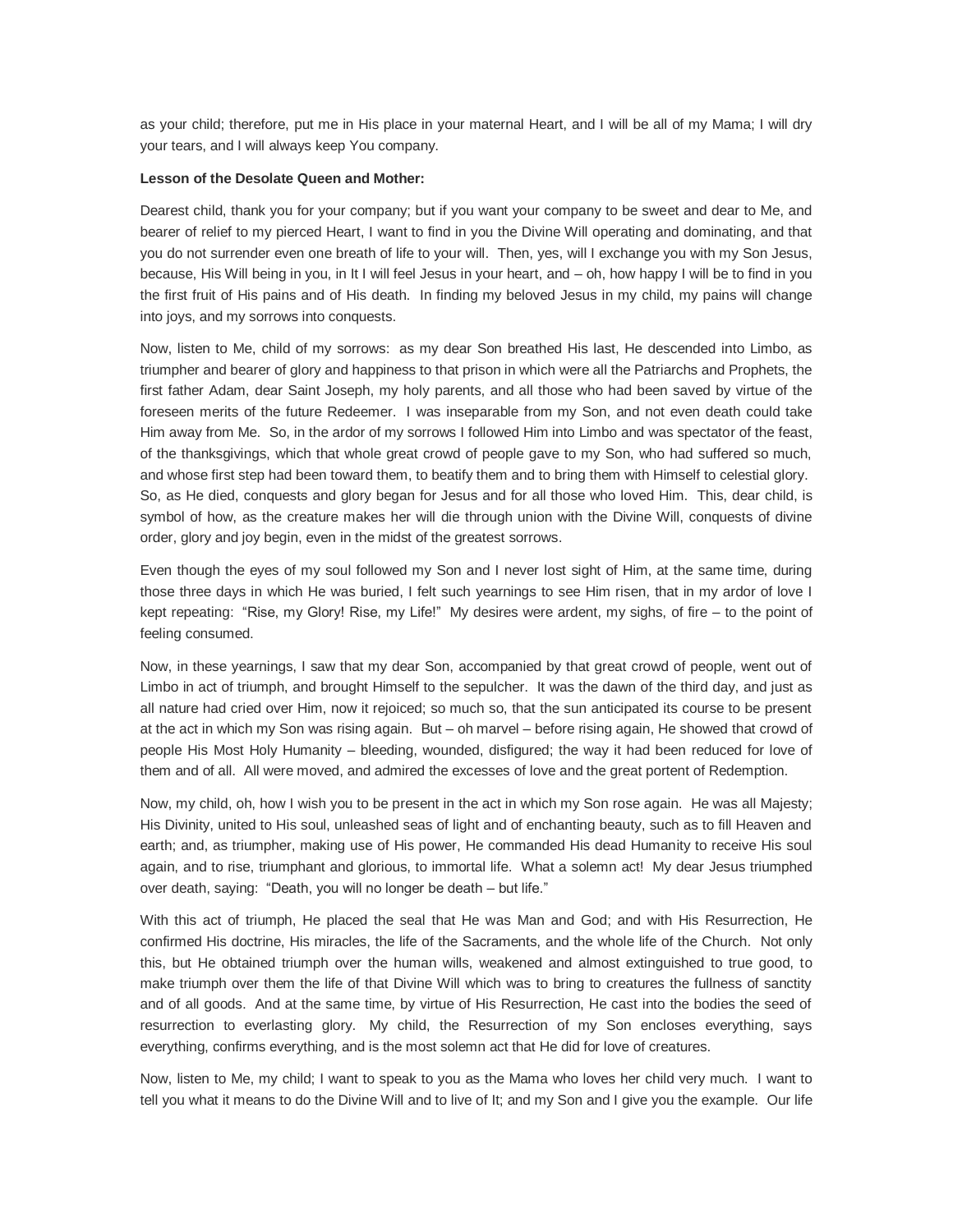as your child; therefore, put me in His place in your maternal Heart, and I will be all of my Mama; I will dry your tears, and I will always keep You company.

**Lesson of the Desolate Queen and Mother:**

Dearest child, thank you for your company; but if you want your company to be sweet and dear to Me, and bearer of relief to my pierced Heart, I want to find in you the Divine Will operating and dominating, and that you do not surrender even one breath of life to your will. Then, yes, will I exchange you with my Son Jesus, because, His Will being in you, in It I will feel Jesus in your heart, and – oh, how happy I will be to find in you the first fruit of His pains and of His death. In finding my beloved Jesus in my child, my pains will change into joys, and my sorrows into conquests.

Now, listen to Me, child of my sorrows: as my dear Son breathed His last, He descended into Limbo, as triumpher and bearer of glory and happiness to that prison in which were all the Patriarchs and Prophets, the first father Adam, dear Saint Joseph, my holy parents, and all those who had been saved by virtue of the foreseen merits of the future Redeemer. I was inseparable from my Son, and not even death could take Him away from Me. So, in the ardor of my sorrows I followed Him into Limbo and was spectator of the feast, of the thanksgivings, which that whole great crowd of people gave to my Son, who had suffered so much, and whose first step had been toward them, to beatify them and to bring them with Himself to celestial glory. So, as He died, conquests and glory began for Jesus and for all those who loved Him. This, dear child, is symbol of how, as the creature makes her will die through union with the Divine Will, conquests of divine order, glory and joy begin, even in the midst of the greatest sorrows.

Even though the eyes of my soul followed my Son and I never lost sight of Him, at the same time, during those three days in which He was buried, I felt such yearnings to see Him risen, that in my ardor of love I kept repeating: "Rise, my Glory! Rise, my Life!" My desires were ardent, my sighs, of fire – to the point of feeling consumed.

Now, in these yearnings, I saw that my dear Son, accompanied by that great crowd of people, went out of Limbo in act of triumph, and brought Himself to the sepulcher. It was the dawn of the third day, and just as all nature had cried over Him, now it rejoiced; so much so, that the sun anticipated its course to be present at the act in which my Son was rising again. But – oh marvel – before rising again, He showed that crowd of people His Most Holy Humanity – bleeding, wounded, disfigured; the way it had been reduced for love of them and of all. All were moved, and admired the excesses of love and the great portent of Redemption.

Now, my child, oh, how I wish you to be present in the act in which my Son rose again. He was all Majesty; His Divinity, united to His soul, unleashed seas of light and of enchanting beauty, such as to fill Heaven and earth; and, as triumpher, making use of His power, He commanded His dead Humanity to receive His soul again, and to rise, triumphant and glorious, to immortal life. What a solemn act! My dear Jesus triumphed over death, saying: "Death, you will no longer be death – but life."

With this act of triumph, He placed the seal that He was Man and God; and with His Resurrection, He confirmed His doctrine, His miracles, the life of the Sacraments, and the whole life of the Church. Not only this, but He obtained triumph over the human wills, weakened and almost extinguished to true good, to make triumph over them the life of that Divine Will which was to bring to creatures the fullness of sanctity and of all goods. And at the same time, by virtue of His Resurrection, He cast into the bodies the seed of resurrection to everlasting glory. My child, the Resurrection of my Son encloses everything, says everything, confirms everything, and is the most solemn act that He did for love of creatures.

Now, listen to Me, my child; I want to speak to you as the Mama who loves her child very much. I want to tell you what it means to do the Divine Will and to live of It; and my Son and I give you the example. Our life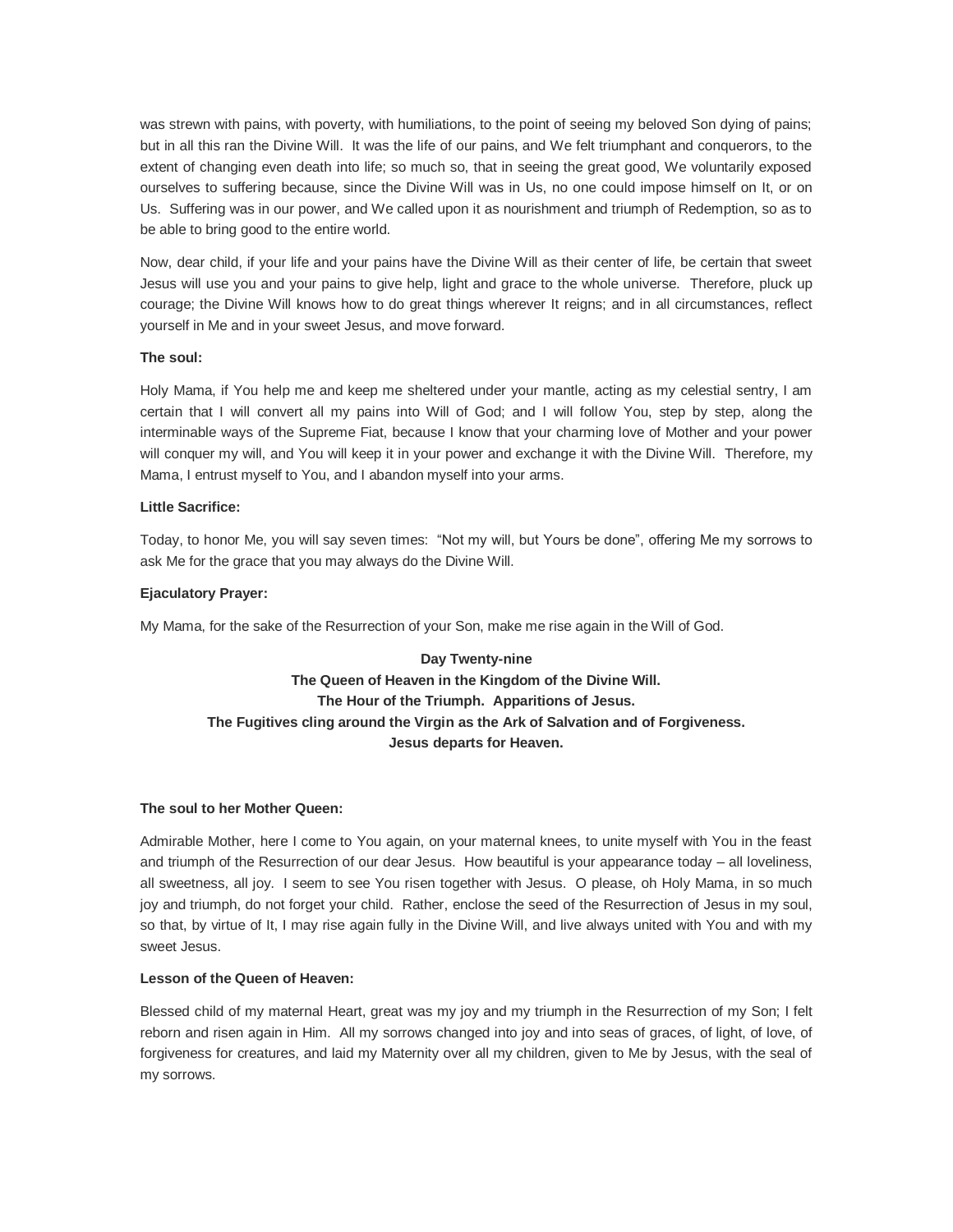was strewn with pains, with poverty, with humiliations, to the point of seeing my beloved Son dying of pains; but in all this ran the Divine Will. It was the life of our pains, and We felt triumphant and conquerors, to the extent of changing even death into life; so much so, that in seeing the great good, We voluntarily exposed ourselves to suffering because, since the Divine Will was in Us, no one could impose himself on It, or on Us. Suffering was in our power, and We called upon it as nourishment and triumph of Redemption, so as to be able to bring good to the entire world.

Now, dear child, if your life and your pains have the Divine Will as their center of life, be certain that sweet Jesus will use you and your pains to give help, light and grace to the whole universe. Therefore, pluck up courage; the Divine Will knows how to do great things wherever It reigns; and in all circumstances, reflect yourself in Me and in your sweet Jesus, and move forward.

**The soul:**

Holy Mama, if You help me and keep me sheltered under your mantle, acting as my celestial sentry, I am certain that I will convert all my pains into Will of God; and I will follow You, step by step, along the interminable ways of the Supreme Fiat, because I know that your charming love of Mother and your power will conquer my will, and You will keep it in your power and exchange it with the Divine Will. Therefore, my Mama, I entrust myself to You, and I abandon myself into your arms.

**Little Sacrifice:**

Today, to honor Me, you will say seven times: "Not my will, but Yours be done", offering Me my sorrows to ask Me for the grace that you may always do the Divine Will.

**Ejaculatory Prayer:**

My Mama, for the sake of the Resurrection of your Son, make me rise again in the Will of God.

## Day Twenty-nine
## The Queen of Heaven in the Kingdom of the Divine Will.
## The Hour of the Triumph. Apparitions of Jesus.
## The Fugitives cling around the Virgin as the Ark of Salvation and of Forgiveness.
## Jesus departs for Heaven.

**The soul to her Mother Queen:**

Admirable Mother, here I come to You again, on your maternal knees, to unite myself with You in the feast and triumph of the Resurrection of our dear Jesus. How beautiful is your appearance today – all loveliness, all sweetness, all joy. I seem to see You risen together with Jesus. O please, oh Holy Mama, in so much joy and triumph, do not forget your child. Rather, enclose the seed of the Resurrection of Jesus in my soul, so that, by virtue of It, I may rise again fully in the Divine Will, and live always united with You and with my sweet Jesus.

**Lesson of the Queen of Heaven:**

Blessed child of my maternal Heart, great was my joy and my triumph in the Resurrection of my Son; I felt reborn and risen again in Him. All my sorrows changed into joy and into seas of graces, of light, of love, of forgiveness for creatures, and laid my Maternity over all my children, given to Me by Jesus, with the seal of my sorrows.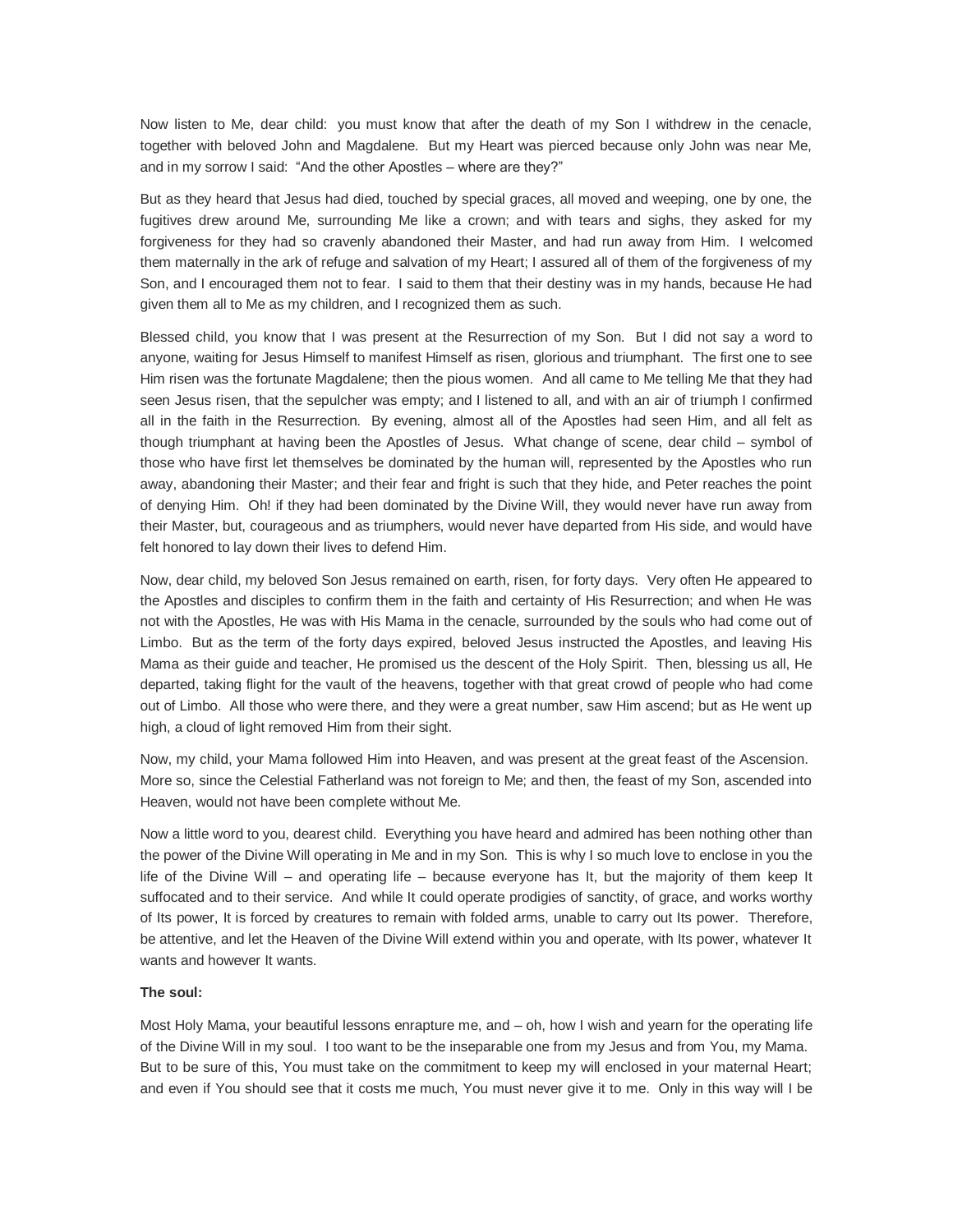Now listen to Me, dear child: you must know that after the death of my Son I withdrew in the cenacle, together with beloved John and Magdalene. But my Heart was pierced because only John was near Me, and in my sorrow I said: "And the other Apostles – where are they?"

But as they heard that Jesus had died, touched by special graces, all moved and weeping, one by one, the fugitives drew around Me, surrounding Me like a crown; and with tears and sighs, they asked for my forgiveness for they had so cravenly abandoned their Master, and had run away from Him. I welcomed them maternally in the ark of refuge and salvation of my Heart; I assured all of them of the forgiveness of my Son, and I encouraged them not to fear. I said to them that their destiny was in my hands, because He had given them all to Me as my children, and I recognized them as such.

Blessed child, you know that I was present at the Resurrection of my Son. But I did not say a word to anyone, waiting for Jesus Himself to manifest Himself as risen, glorious and triumphant. The first one to see Him risen was the fortunate Magdalene; then the pious women. And all came to Me telling Me that they had seen Jesus risen, that the sepulcher was empty; and I listened to all, and with an air of triumph I confirmed all in the faith in the Resurrection. By evening, almost all of the Apostles had seen Him, and all felt as though triumphant at having been the Apostles of Jesus. What change of scene, dear child – symbol of those who have first let themselves be dominated by the human will, represented by the Apostles who run away, abandoning their Master; and their fear and fright is such that they hide, and Peter reaches the point of denying Him. Oh! if they had been dominated by the Divine Will, they would never have run away from their Master, but, courageous and as triumphers, would never have departed from His side, and would have felt honored to lay down their lives to defend Him.

Now, dear child, my beloved Son Jesus remained on earth, risen, for forty days. Very often He appeared to the Apostles and disciples to confirm them in the faith and certainty of His Resurrection; and when He was not with the Apostles, He was with His Mama in the cenacle, surrounded by the souls who had come out of Limbo. But as the term of the forty days expired, beloved Jesus instructed the Apostles, and leaving His Mama as their guide and teacher, He promised us the descent of the Holy Spirit. Then, blessing us all, He departed, taking flight for the vault of the heavens, together with that great crowd of people who had come out of Limbo. All those who were there, and they were a great number, saw Him ascend; but as He went up high, a cloud of light removed Him from their sight.

Now, my child, your Mama followed Him into Heaven, and was present at the great feast of the Ascension. More so, since the Celestial Fatherland was not foreign to Me; and then, the feast of my Son, ascended into Heaven, would not have been complete without Me.

Now a little word to you, dearest child. Everything you have heard and admired has been nothing other than the power of the Divine Will operating in Me and in my Son. This is why I so much love to enclose in you the life of the Divine Will – and operating life – because everyone has It, but the majority of them keep It suffocated and to their service. And while It could operate prodigies of sanctity, of grace, and works worthy of Its power, It is forced by creatures to remain with folded arms, unable to carry out Its power. Therefore, be attentive, and let the Heaven of the Divine Will extend within you and operate, with Its power, whatever It wants and however It wants.

**The soul:**

Most Holy Mama, your beautiful lessons enrapture me, and – oh, how I wish and yearn for the operating life of the Divine Will in my soul. I too want to be the inseparable one from my Jesus and from You, my Mama. But to be sure of this, You must take on the commitment to keep my will enclosed in your maternal Heart; and even if You should see that it costs me much, You must never give it to me. Only in this way will I be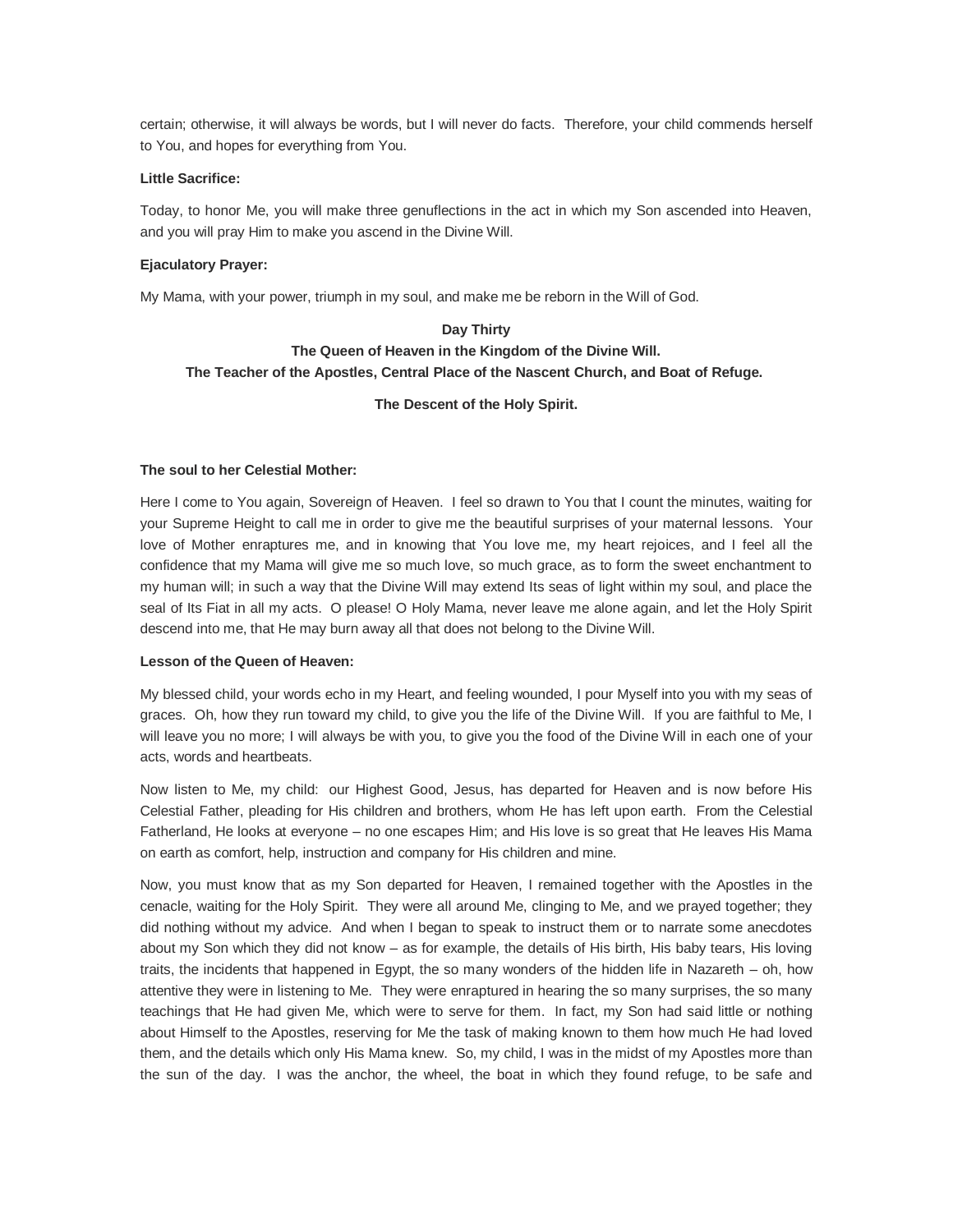certain; otherwise, it will always be words, but I will never do facts. Therefore, your child commends herself to You, and hopes for everything from You.

**Little Sacrifice:**

Today, to honor Me, you will make three genuflections in the act in which my Son ascended into Heaven, and you will pray Him to make you ascend in the Divine Will.

**Ejaculatory Prayer:**

My Mama, with your power, triumph in my soul, and make me be reborn in the Will of God.

## Day Thirty

### The Queen of Heaven in the Kingdom of the Divine Will.
### The Teacher of the Apostles, Central Place of the Nascent Church, and Boat of Refuge.

### The Descent of the Holy Spirit.

**The soul to her Celestial Mother:**

Here I come to You again, Sovereign of Heaven. I feel so drawn to You that I count the minutes, waiting for your Supreme Height to call me in order to give me the beautiful surprises of your maternal lessons. Your love of Mother enraptures me, and in knowing that You love me, my heart rejoices, and I feel all the confidence that my Mama will give me so much love, so much grace, as to form the sweet enchantment to my human will; in such a way that the Divine Will may extend Its seas of light within my soul, and place the seal of Its Fiat in all my acts. O please! O Holy Mama, never leave me alone again, and let the Holy Spirit descend into me, that He may burn away all that does not belong to the Divine Will.

**Lesson of the Queen of Heaven:**

My blessed child, your words echo in my Heart, and feeling wounded, I pour Myself into you with my seas of graces. Oh, how they run toward my child, to give you the life of the Divine Will. If you are faithful to Me, I will leave you no more; I will always be with you, to give you the food of the Divine Will in each one of your acts, words and heartbeats.

Now listen to Me, my child: our Highest Good, Jesus, has departed for Heaven and is now before His Celestial Father, pleading for His children and brothers, whom He has left upon earth. From the Celestial Fatherland, He looks at everyone – no one escapes Him; and His love is so great that He leaves His Mama on earth as comfort, help, instruction and company for His children and mine.

Now, you must know that as my Son departed for Heaven, I remained together with the Apostles in the cenacle, waiting for the Holy Spirit. They were all around Me, clinging to Me, and we prayed together; they did nothing without my advice. And when I began to speak to instruct them or to narrate some anecdotes about my Son which they did not know – as for example, the details of His birth, His baby tears, His loving traits, the incidents that happened in Egypt, the so many wonders of the hidden life in Nazareth – oh, how attentive they were in listening to Me. They were enraptured in hearing the so many surprises, the so many teachings that He had given Me, which were to serve for them. In fact, my Son had said little or nothing about Himself to the Apostles, reserving for Me the task of making known to them how much He had loved them, and the details which only His Mama knew. So, my child, I was in the midst of my Apostles more than the sun of the day. I was the anchor, the wheel, the boat in which they found refuge, to be safe and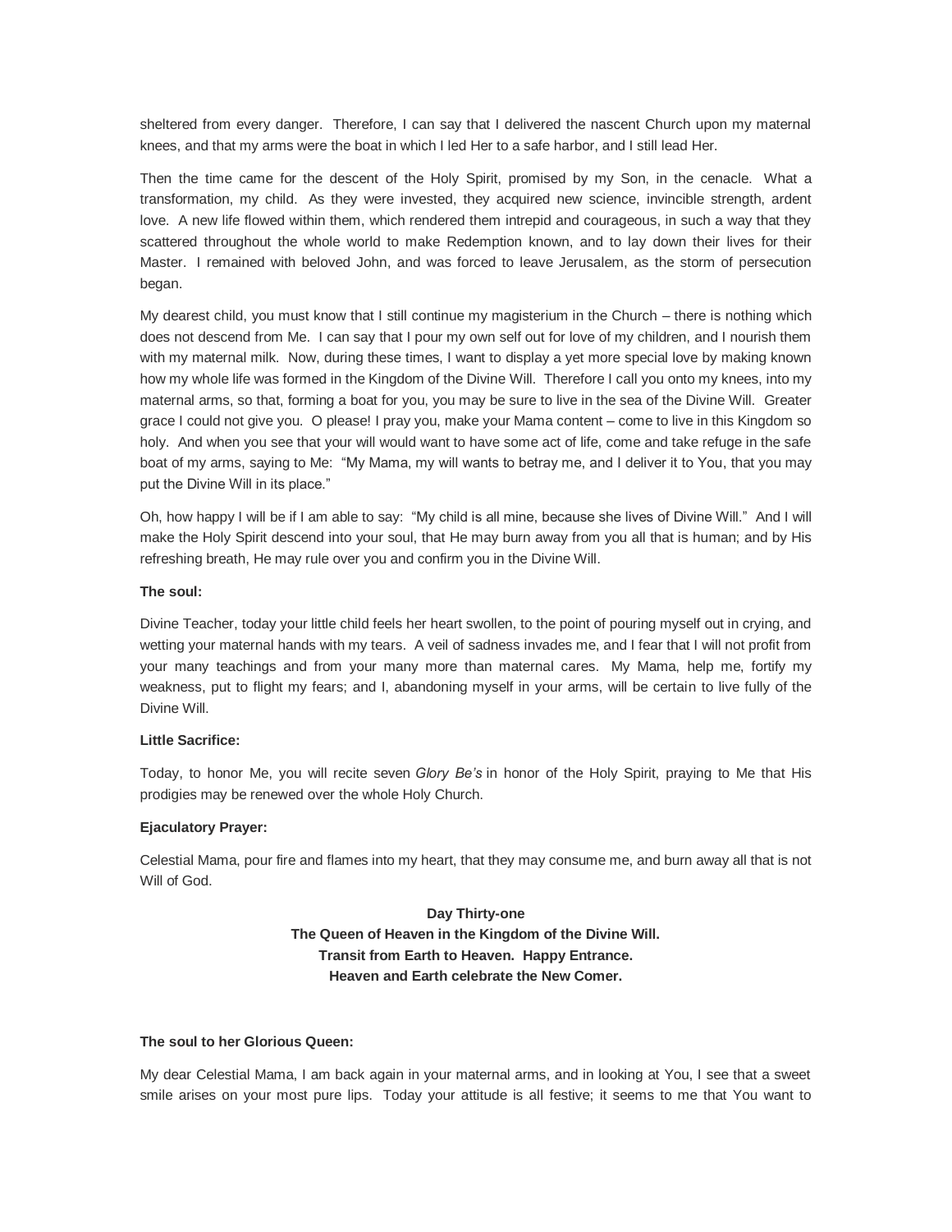sheltered from every danger. Therefore, I can say that I delivered the nascent Church upon my maternal knees, and that my arms were the boat in which I led Her to a safe harbor, and I still lead Her.

Then the time came for the descent of the Holy Spirit, promised by my Son, in the cenacle. What a transformation, my child. As they were invested, they acquired new science, invincible strength, ardent love. A new life flowed within them, which rendered them intrepid and courageous, in such a way that they scattered throughout the whole world to make Redemption known, and to lay down their lives for their Master. I remained with beloved John, and was forced to leave Jerusalem, as the storm of persecution began.

My dearest child, you must know that I still continue my magisterium in the Church – there is nothing which does not descend from Me. I can say that I pour my own self out for love of my children, and I nourish them with my maternal milk. Now, during these times, I want to display a yet more special love by making known how my whole life was formed in the Kingdom of the Divine Will. Therefore I call you onto my knees, into my maternal arms, so that, forming a boat for you, you may be sure to live in the sea of the Divine Will. Greater grace I could not give you. O please! I pray you, make your Mama content – come to live in this Kingdom so holy. And when you see that your will would want to have some act of life, come and take refuge in the safe boat of my arms, saying to Me: "My Mama, my will wants to betray me, and I deliver it to You, that you may put the Divine Will in its place."

Oh, how happy I will be if I am able to say: "My child is all mine, because she lives of Divine Will." And I will make the Holy Spirit descend into your soul, that He may burn away from you all that is human; and by His refreshing breath, He may rule over you and confirm you in the Divine Will.

**The soul:**

Divine Teacher, today your little child feels her heart swollen, to the point of pouring myself out in crying, and wetting your maternal hands with my tears. A veil of sadness invades me, and I fear that I will not profit from your many teachings and from your many more than maternal cares. My Mama, help me, fortify my weakness, put to flight my fears; and I, abandoning myself in your arms, will be certain to live fully of the Divine Will.

**Little Sacrifice:**

Today, to honor Me, you will recite seven *Glory Be's* in honor of the Holy Spirit, praying to Me that His prodigies may be renewed over the whole Holy Church.

**Ejaculatory Prayer:**

Celestial Mama, pour fire and flames into my heart, that they may consume me, and burn away all that is not Will of God.

## Day Thirty-one
### The Queen of Heaven in the Kingdom of the Divine Will. Transit from Earth to Heaven. Happy Entrance. Heaven and Earth celebrate the New Comer.

**The soul to her Glorious Queen:**

My dear Celestial Mama, I am back again in your maternal arms, and in looking at You, I see that a sweet smile arises on your most pure lips. Today your attitude is all festive; it seems to me that You want to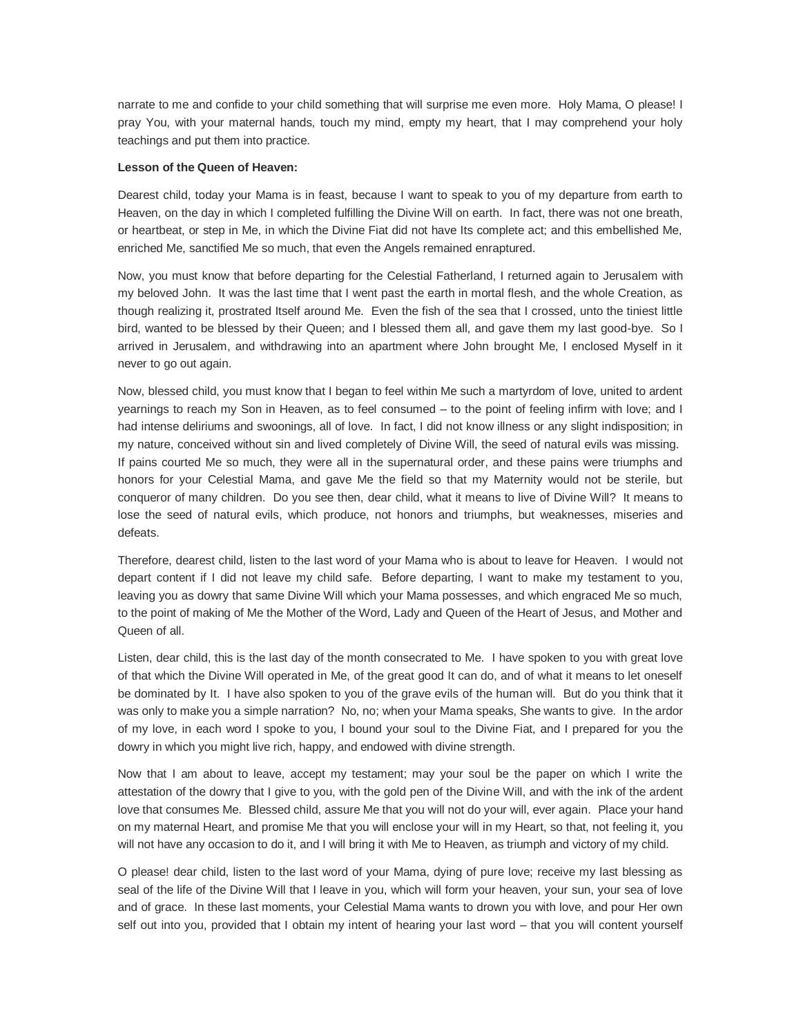narrate to me and confide to your child something that will surprise me even more. Holy Mama, O please! I pray You, with your maternal hands, touch my mind, empty my heart, that I may comprehend your holy teachings and put them into practice.

**Lesson of the Queen of Heaven:**

Dearest child, today your Mama is in feast, because I want to speak to you of my departure from earth to Heaven, on the day in which I completed fulfilling the Divine Will on earth. In fact, there was not one breath, or heartbeat, or step in Me, in which the Divine Fiat did not have Its complete act; and this embellished Me, enriched Me, sanctified Me so much, that even the Angels remained enraptured.

Now, you must know that before departing for the Celestial Fatherland, I returned again to Jerusalem with my beloved John. It was the last time that I went past the earth in mortal flesh, and the whole Creation, as though realizing it, prostrated Itself around Me. Even the fish of the sea that I crossed, unto the tiniest little bird, wanted to be blessed by their Queen; and I blessed them all, and gave them my last good-bye. So I arrived in Jerusalem, and withdrawing into an apartment where John brought Me, I enclosed Myself in it never to go out again.

Now, blessed child, you must know that I began to feel within Me such a martyrdom of love, united to ardent yearnings to reach my Son in Heaven, as to feel consumed – to the point of feeling infirm with love; and I had intense deliriums and swoonings, all of love. In fact, I did not know illness or any slight indisposition; in my nature, conceived without sin and lived completely of Divine Will, the seed of natural evils was missing. If pains courted Me so much, they were all in the supernatural order, and these pains were triumphs and honors for your Celestial Mama, and gave Me the field so that my Maternity would not be sterile, but conqueror of many children. Do you see then, dear child, what it means to live of Divine Will? It means to lose the seed of natural evils, which produce, not honors and triumphs, but weaknesses, miseries and defeats.

Therefore, dearest child, listen to the last word of your Mama who is about to leave for Heaven. I would not depart content if I did not leave my child safe. Before departing, I want to make my testament to you, leaving you as dowry that same Divine Will which your Mama possesses, and which engraced Me so much, to the point of making of Me the Mother of the Word, Lady and Queen of the Heart of Jesus, and Mother and Queen of all.

Listen, dear child, this is the last day of the month consecrated to Me. I have spoken to you with great love of that which the Divine Will operated in Me, of the great good It can do, and of what it means to let oneself be dominated by It. I have also spoken to you of the grave evils of the human will. But do you think that it was only to make you a simple narration? No, no; when your Mama speaks, She wants to give. In the ardor of my love, in each word I spoke to you, I bound your soul to the Divine Fiat, and I prepared for you the dowry in which you might live rich, happy, and endowed with divine strength.

Now that I am about to leave, accept my testament; may your soul be the paper on which I write the attestation of the dowry that I give to you, with the gold pen of the Divine Will, and with the ink of the ardent love that consumes Me. Blessed child, assure Me that you will not do your will, ever again. Place your hand on my maternal Heart, and promise Me that you will enclose your will in my Heart, so that, not feeling it, you will not have any occasion to do it, and I will bring it with Me to Heaven, as triumph and victory of my child.

O please! dear child, listen to the last word of your Mama, dying of pure love; receive my last blessing as seal of the life of the Divine Will that I leave in you, which will form your heaven, your sun, your sea of love and of grace. In these last moments, your Celestial Mama wants to drown you with love, and pour Her own self out into you, provided that I obtain my intent of hearing your last word – that you will content yourself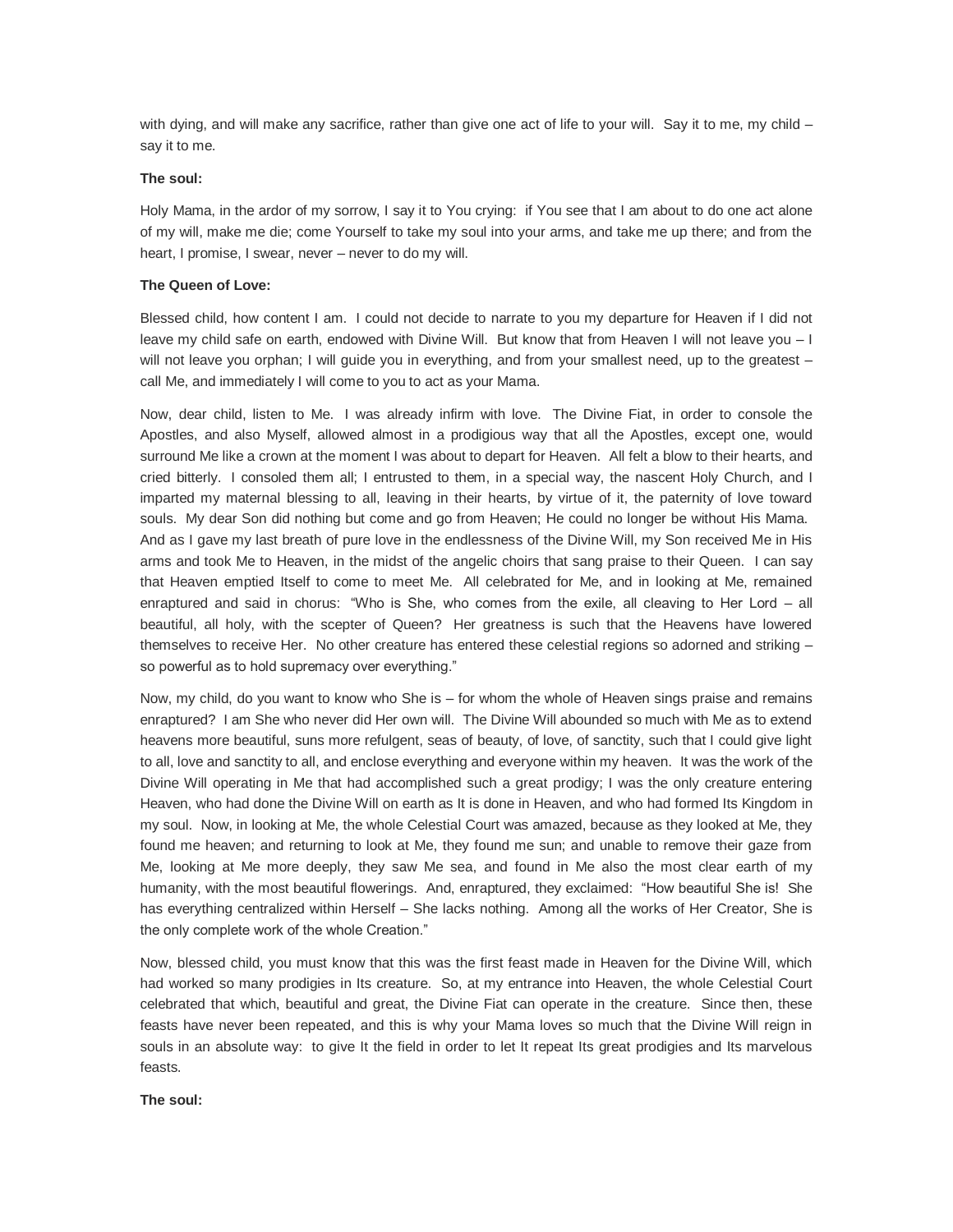with dying, and will make any sacrifice, rather than give one act of life to your will. Say it to me, my child – say it to me.

**The soul:**

Holy Mama, in the ardor of my sorrow, I say it to You crying: if You see that I am about to do one act alone of my will, make me die; come Yourself to take my soul into your arms, and take me up there; and from the heart, I promise, I swear, never – never to do my will.

**The Queen of Love:**

Blessed child, how content I am. I could not decide to narrate to you my departure for Heaven if I did not leave my child safe on earth, endowed with Divine Will. But know that from Heaven I will not leave you – I will not leave you orphan; I will guide you in everything, and from your smallest need, up to the greatest – call Me, and immediately I will come to you to act as your Mama.

Now, dear child, listen to Me. I was already infirm with love. The Divine Fiat, in order to console the Apostles, and also Myself, allowed almost in a prodigious way that all the Apostles, except one, would surround Me like a crown at the moment I was about to depart for Heaven. All felt a blow to their hearts, and cried bitterly. I consoled them all; I entrusted to them, in a special way, the nascent Holy Church, and I imparted my maternal blessing to all, leaving in their hearts, by virtue of it, the paternity of love toward souls. My dear Son did nothing but come and go from Heaven; He could no longer be without His Mama. And as I gave my last breath of pure love in the endlessness of the Divine Will, my Son received Me in His arms and took Me to Heaven, in the midst of the angelic choirs that sang praise to their Queen. I can say that Heaven emptied Itself to come to meet Me. All celebrated for Me, and in looking at Me, remained enraptured and said in chorus: "Who is She, who comes from the exile, all cleaving to Her Lord – all beautiful, all holy, with the scepter of Queen? Her greatness is such that the Heavens have lowered themselves to receive Her. No other creature has entered these celestial regions so adorned and striking – so powerful as to hold supremacy over everything."

Now, my child, do you want to know who She is – for whom the whole of Heaven sings praise and remains enraptured? I am She who never did Her own will. The Divine Will abounded so much with Me as to extend heavens more beautiful, suns more refulgent, seas of beauty, of love, of sanctity, such that I could give light to all, love and sanctity to all, and enclose everything and everyone within my heaven. It was the work of the Divine Will operating in Me that had accomplished such a great prodigy; I was the only creature entering Heaven, who had done the Divine Will on earth as It is done in Heaven, and who had formed Its Kingdom in my soul. Now, in looking at Me, the whole Celestial Court was amazed, because as they looked at Me, they found me heaven; and returning to look at Me, they found me sun; and unable to remove their gaze from Me, looking at Me more deeply, they saw Me sea, and found in Me also the most clear earth of my humanity, with the most beautiful flowerings. And, enraptured, they exclaimed: "How beautiful She is! She has everything centralized within Herself – She lacks nothing. Among all the works of Her Creator, She is the only complete work of the whole Creation."

Now, blessed child, you must know that this was the first feast made in Heaven for the Divine Will, which had worked so many prodigies in Its creature. So, at my entrance into Heaven, the whole Celestial Court celebrated that which, beautiful and great, the Divine Fiat can operate in the creature. Since then, these feasts have never been repeated, and this is why your Mama loves so much that the Divine Will reign in souls in an absolute way: to give It the field in order to let It repeat Its great prodigies and Its marvelous feasts.

**The soul:**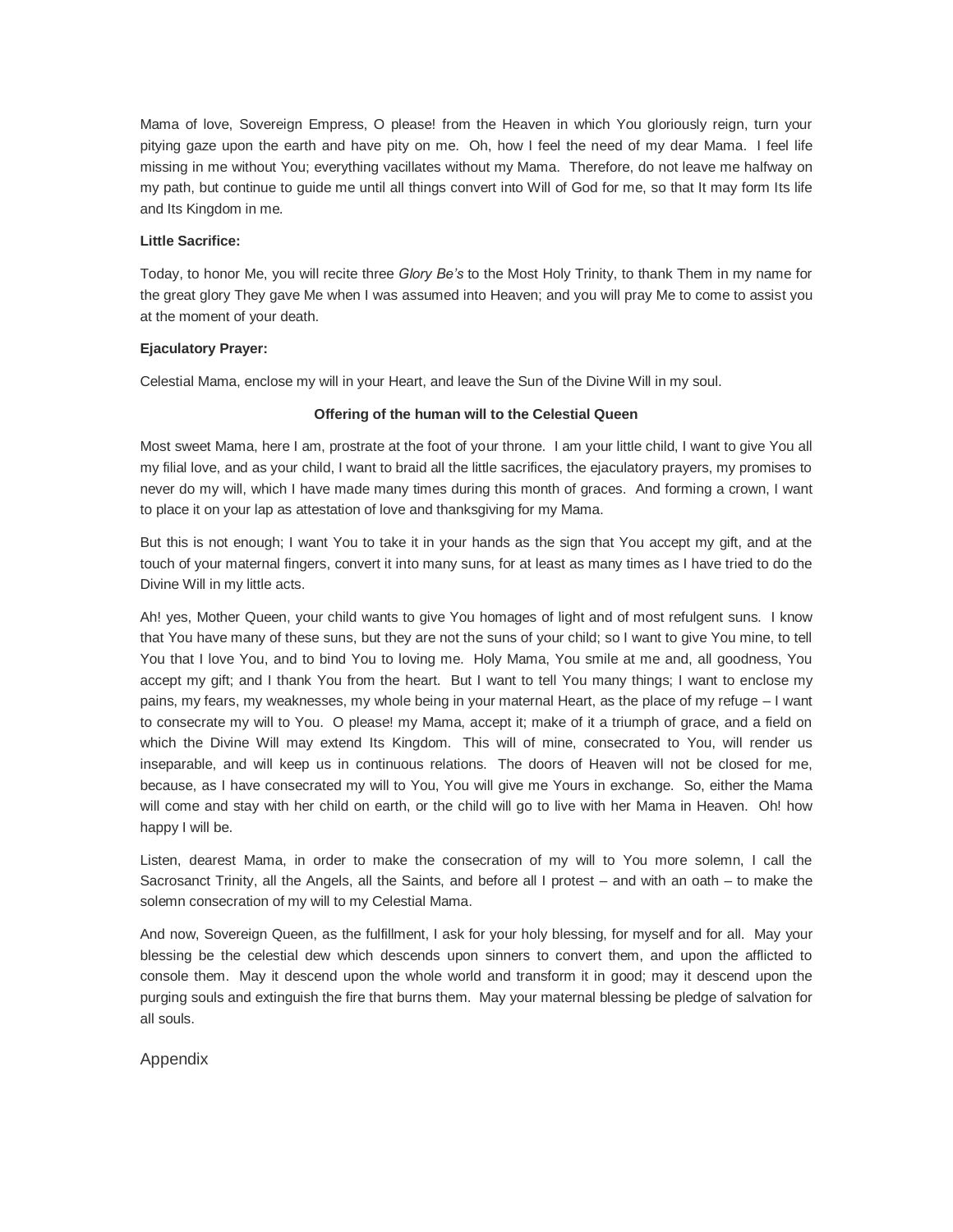Mama of love, Sovereign Empress, O please! from the Heaven in which You gloriously reign, turn your pitying gaze upon the earth and have pity on me. Oh, how I feel the need of my dear Mama. I feel life missing in me without You; everything vacillates without my Mama. Therefore, do not leave me halfway on my path, but continue to guide me until all things convert into Will of God for me, so that It may form Its life and Its Kingdom in me.

**Little Sacrifice:**

Today, to honor Me, you will recite three *Glory Be's* to the Most Holy Trinity, to thank Them in my name for the great glory They gave Me when I was assumed into Heaven; and you will pray Me to come to assist you at the moment of your death.

**Ejaculatory Prayer:**

Celestial Mama, enclose my will in your Heart, and leave the Sun of the Divine Will in my soul.

**Offering of the human will to the Celestial Queen**

Most sweet Mama, here I am, prostrate at the foot of your throne. I am your little child, I want to give You all my filial love, and as your child, I want to braid all the little sacrifices, the ejaculatory prayers, my promises to never do my will, which I have made many times during this month of graces. And forming a crown, I want to place it on your lap as attestation of love and thanksgiving for my Mama.

But this is not enough; I want You to take it in your hands as the sign that You accept my gift, and at the touch of your maternal fingers, convert it into many suns, for at least as many times as I have tried to do the Divine Will in my little acts.

Ah! yes, Mother Queen, your child wants to give You homages of light and of most refulgent suns. I know that You have many of these suns, but they are not the suns of your child; so I want to give You mine, to tell You that I love You, and to bind You to loving me. Holy Mama, You smile at me and, all goodness, You accept my gift; and I thank You from the heart. But I want to tell You many things; I want to enclose my pains, my fears, my weaknesses, my whole being in your maternal Heart, as the place of my refuge – I want to consecrate my will to You. O please! my Mama, accept it; make of it a triumph of grace, and a field on which the Divine Will may extend Its Kingdom. This will of mine, consecrated to You, will render us inseparable, and will keep us in continuous relations. The doors of Heaven will not be closed for me, because, as I have consecrated my will to You, You will give me Yours in exchange. So, either the Mama will come and stay with her child on earth, or the child will go to live with her Mama in Heaven. Oh! how happy I will be.

Listen, dearest Mama, in order to make the consecration of my will to You more solemn, I call the Sacrosanct Trinity, all the Angels, all the Saints, and before all I protest – and with an oath – to make the solemn consecration of my will to my Celestial Mama.

And now, Sovereign Queen, as the fulfillment, I ask for your holy blessing, for myself and for all. May your blessing be the celestial dew which descends upon sinners to convert them, and upon the afflicted to console them. May it descend upon the whole world and transform it in good; may it descend upon the purging souls and extinguish the fire that burns them. May your maternal blessing be pledge of salvation for all souls.

## Appendix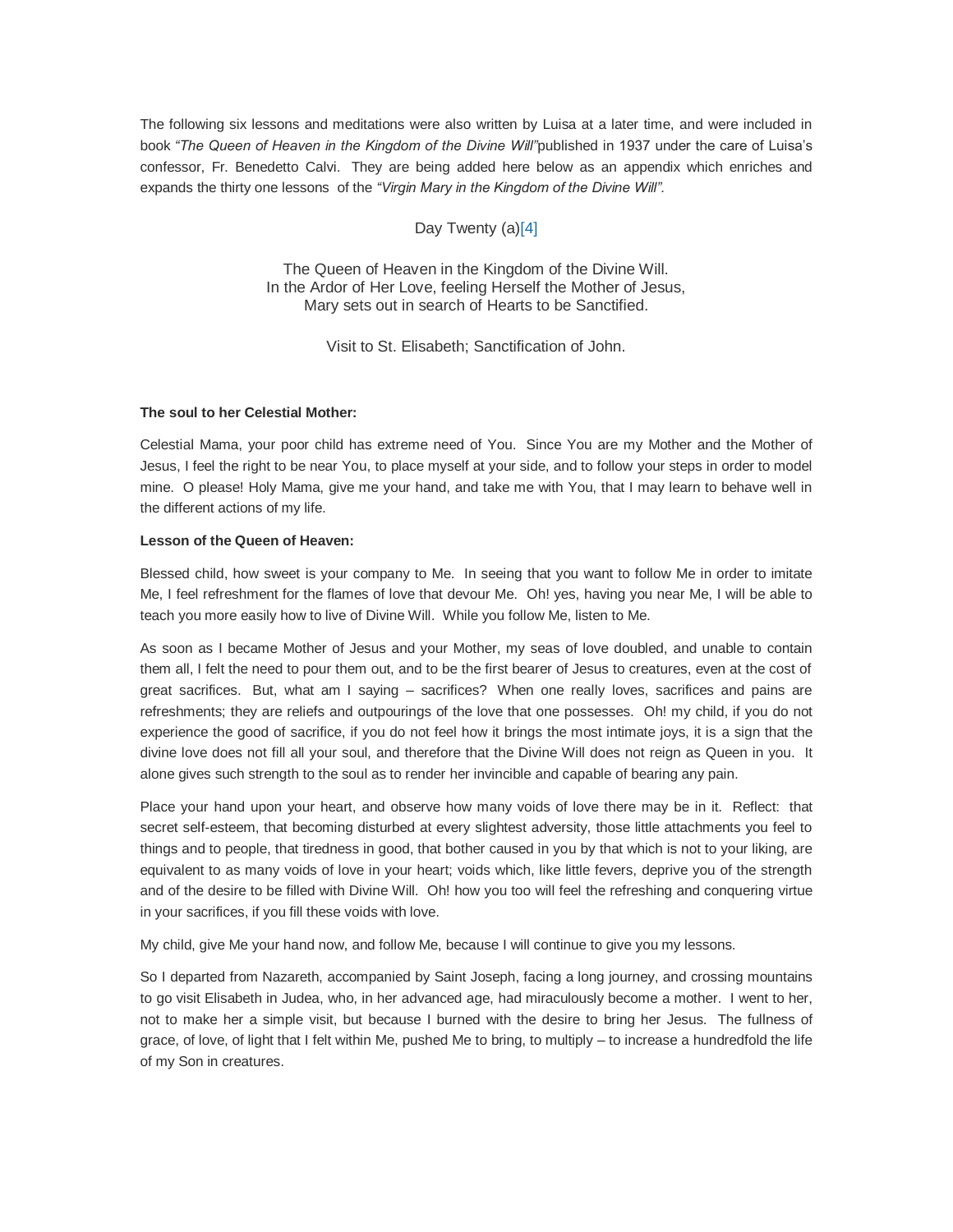The following six lessons and meditations were also written by Luisa at a later time, and were included in book *"The Queen of Heaven in the Kingdom of the Divine Will"* published in 1937 under the care of Luisa's confessor, Fr. Benedetto Calvi. They are being added here below as an appendix which enriches and expands the thirty one lessons of the *"Virgin Mary in the Kingdom of the Divine Will".*

## Day Twenty (a)[4]

The Queen of Heaven in the Kingdom of the Divine Will.
In the Ardor of Her Love, feeling Herself the Mother of Jesus,
Mary sets out in search of Hearts to be Sanctified.

Visit to St. Elisabeth; Sanctification of John.

**The soul to her Celestial Mother:**

Celestial Mama, your poor child has extreme need of You. Since You are my Mother and the Mother of Jesus, I feel the right to be near You, to place myself at your side, and to follow your steps in order to model mine. O please! Holy Mama, give me your hand, and take me with You, that I may learn to behave well in the different actions of my life.

**Lesson of the Queen of Heaven:**

Blessed child, how sweet is your company to Me. In seeing that you want to follow Me in order to imitate Me, I feel refreshment for the flames of love that devour Me. Oh! yes, having you near Me, I will be able to teach you more easily how to live of Divine Will. While you follow Me, listen to Me.

As soon as I became Mother of Jesus and your Mother, my seas of love doubled, and unable to contain them all, I felt the need to pour them out, and to be the first bearer of Jesus to creatures, even at the cost of great sacrifices. But, what am I saying – sacrifices? When one really loves, sacrifices and pains are refreshments; they are reliefs and outpourings of the love that one possesses. Oh! my child, if you do not experience the good of sacrifice, if you do not feel how it brings the most intimate joys, it is a sign that the divine love does not fill all your soul, and therefore that the Divine Will does not reign as Queen in you. It alone gives such strength to the soul as to render her invincible and capable of bearing any pain.

Place your hand upon your heart, and observe how many voids of love there may be in it. Reflect: that secret self-esteem, that becoming disturbed at every slightest adversity, those little attachments you feel to things and to people, that tiredness in good, that bother caused in you by that which is not to your liking, are equivalent to as many voids of love in your heart; voids which, like little fevers, deprive you of the strength and of the desire to be filled with Divine Will. Oh! how you too will feel the refreshing and conquering virtue in your sacrifices, if you fill these voids with love.

My child, give Me your hand now, and follow Me, because I will continue to give you my lessons.

So I departed from Nazareth, accompanied by Saint Joseph, facing a long journey, and crossing mountains to go visit Elisabeth in Judea, who, in her advanced age, had miraculously become a mother. I went to her, not to make her a simple visit, but because I burned with the desire to bring her Jesus. The fullness of grace, of love, of light that I felt within Me, pushed Me to bring, to multiply – to increase a hundredfold the life of my Son in creatures.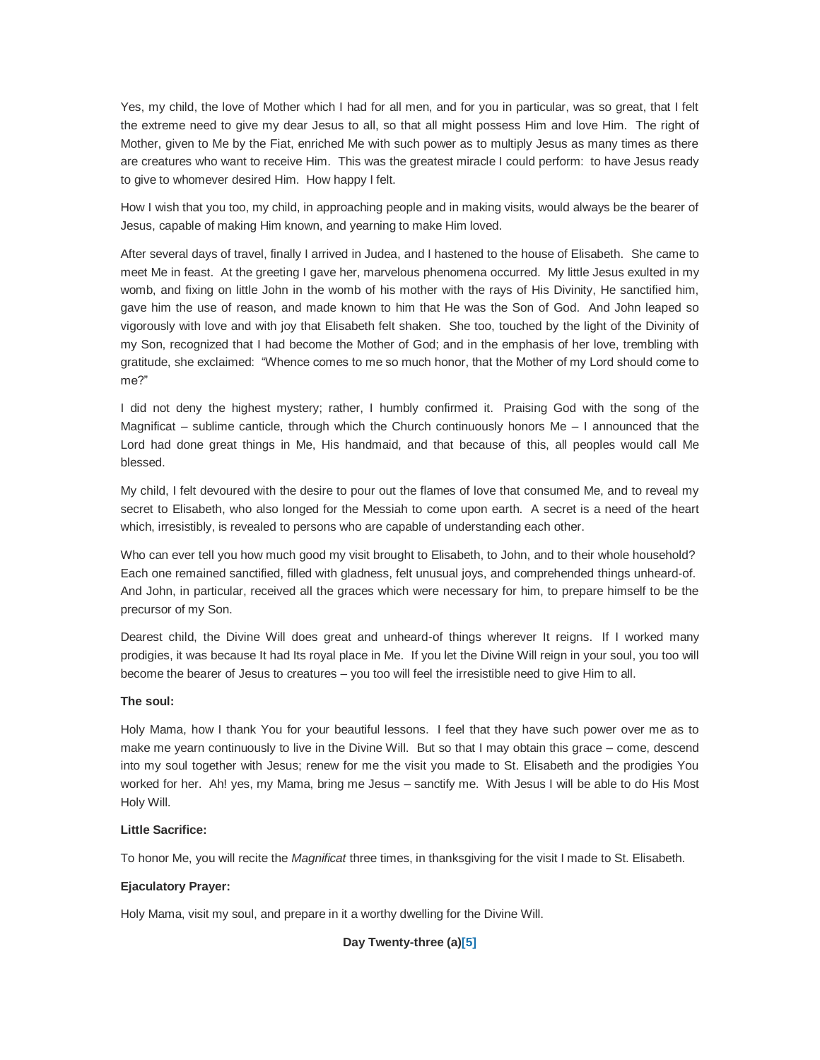Yes, my child, the love of Mother which I had for all men, and for you in particular, was so great, that I felt the extreme need to give my dear Jesus to all, so that all might possess Him and love Him. The right of Mother, given to Me by the Fiat, enriched Me with such power as to multiply Jesus as many times as there are creatures who want to receive Him. This was the greatest miracle I could perform: to have Jesus ready to give to whomever desired Him. How happy I felt.

How I wish that you too, my child, in approaching people and in making visits, would always be the bearer of Jesus, capable of making Him known, and yearning to make Him loved.

After several days of travel, finally I arrived in Judea, and I hastened to the house of Elisabeth. She came to meet Me in feast. At the greeting I gave her, marvelous phenomena occurred. My little Jesus exulted in my womb, and fixing on little John in the womb of his mother with the rays of His Divinity, He sanctified him, gave him the use of reason, and made known to him that He was the Son of God. And John leaped so vigorously with love and with joy that Elisabeth felt shaken. She too, touched by the light of the Divinity of my Son, recognized that I had become the Mother of God; and in the emphasis of her love, trembling with gratitude, she exclaimed: "Whence comes to me so much honor, that the Mother of my Lord should come to me?"

I did not deny the highest mystery; rather, I humbly confirmed it. Praising God with the song of the Magnificat – sublime canticle, through which the Church continuously honors Me – I announced that the Lord had done great things in Me, His handmaid, and that because of this, all peoples would call Me blessed.

My child, I felt devoured with the desire to pour out the flames of love that consumed Me, and to reveal my secret to Elisabeth, who also longed for the Messiah to come upon earth. A secret is a need of the heart which, irresistibly, is revealed to persons who are capable of understanding each other.

Who can ever tell you how much good my visit brought to Elisabeth, to John, and to their whole household? Each one remained sanctified, filled with gladness, felt unusual joys, and comprehended things unheard-of. And John, in particular, received all the graces which were necessary for him, to prepare himself to be the precursor of my Son.

Dearest child, the Divine Will does great and unheard-of things wherever It reigns. If I worked many prodigies, it was because It had Its royal place in Me. If you let the Divine Will reign in your soul, you too will become the bearer of Jesus to creatures – you too will feel the irresistible need to give Him to all.

**The soul:**

Holy Mama, how I thank You for your beautiful lessons. I feel that they have such power over me as to make me yearn continuously to live in the Divine Will. But so that I may obtain this grace – come, descend into my soul together with Jesus; renew for me the visit you made to St. Elisabeth and the prodigies You worked for her. Ah! yes, my Mama, bring me Jesus – sanctify me. With Jesus I will be able to do His Most Holy Will.

**Little Sacrifice:**

To honor Me, you will recite the *Magnificat* three times, in thanksgiving for the visit I made to St. Elisabeth.

**Ejaculatory Prayer:**

Holy Mama, visit my soul, and prepare in it a worthy dwelling for the Divine Will.

**Day Twenty-three (a)[5]**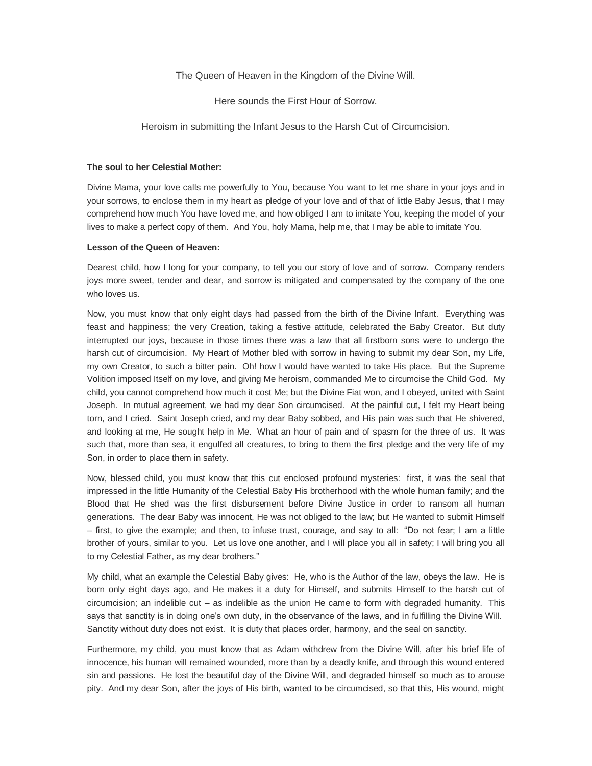The Queen of Heaven in the Kingdom of the Divine Will.

Here sounds the First Hour of Sorrow.

Heroism in submitting the Infant Jesus to the Harsh Cut of Circumcision.

**The soul to her Celestial Mother:**

Divine Mama, your love calls me powerfully to You, because You want to let me share in your joys and in your sorrows, to enclose them in my heart as pledge of your love and of that of little Baby Jesus, that I may comprehend how much You have loved me, and how obliged I am to imitate You, keeping the model of your lives to make a perfect copy of them. And You, holy Mama, help me, that I may be able to imitate You.

**Lesson of the Queen of Heaven:**

Dearest child, how I long for your company, to tell you our story of love and of sorrow. Company renders joys more sweet, tender and dear, and sorrow is mitigated and compensated by the company of the one who loves us.

Now, you must know that only eight days had passed from the birth of the Divine Infant. Everything was feast and happiness; the very Creation, taking a festive attitude, celebrated the Baby Creator. But duty interrupted our joys, because in those times there was a law that all firstborn sons were to undergo the harsh cut of circumcision. My Heart of Mother bled with sorrow in having to submit my dear Son, my Life, my own Creator, to such a bitter pain. Oh! how I would have wanted to take His place. But the Supreme Volition imposed Itself on my love, and giving Me heroism, commanded Me to circumcise the Child God. My child, you cannot comprehend how much it cost Me; but the Divine Fiat won, and I obeyed, united with Saint Joseph. In mutual agreement, we had my dear Son circumcised. At the painful cut, I felt my Heart being torn, and I cried. Saint Joseph cried, and my dear Baby sobbed, and His pain was such that He shivered, and looking at me, He sought help in Me. What an hour of pain and of spasm for the three of us. It was such that, more than sea, it engulfed all creatures, to bring to them the first pledge and the very life of my Son, in order to place them in safety.

Now, blessed child, you must know that this cut enclosed profound mysteries: first, it was the seal that impressed in the little Humanity of the Celestial Baby His brotherhood with the whole human family; and the Blood that He shed was the first disbursement before Divine Justice in order to ransom all human generations. The dear Baby was innocent, He was not obliged to the law; but He wanted to submit Himself – first, to give the example; and then, to infuse trust, courage, and say to all: “Do not fear; I am a little brother of yours, similar to you. Let us love one another, and I will place you all in safety; I will bring you all to my Celestial Father, as my dear brothers.”

My child, what an example the Celestial Baby gives: He, who is the Author of the law, obeys the law. He is born only eight days ago, and He makes it a duty for Himself, and submits Himself to the harsh cut of circumcision; an indelible cut – as indelible as the union He came to form with degraded humanity. This says that sanctity is in doing one’s own duty, in the observance of the laws, and in fulfilling the Divine Will. Sanctity without duty does not exist. It is duty that places order, harmony, and the seal on sanctity.

Furthermore, my child, you must know that as Adam withdrew from the Divine Will, after his brief life of innocence, his human will remained wounded, more than by a deadly knife, and through this wound entered sin and passions. He lost the beautiful day of the Divine Will, and degraded himself so much as to arouse pity. And my dear Son, after the joys of His birth, wanted to be circumcised, so that this, His wound, might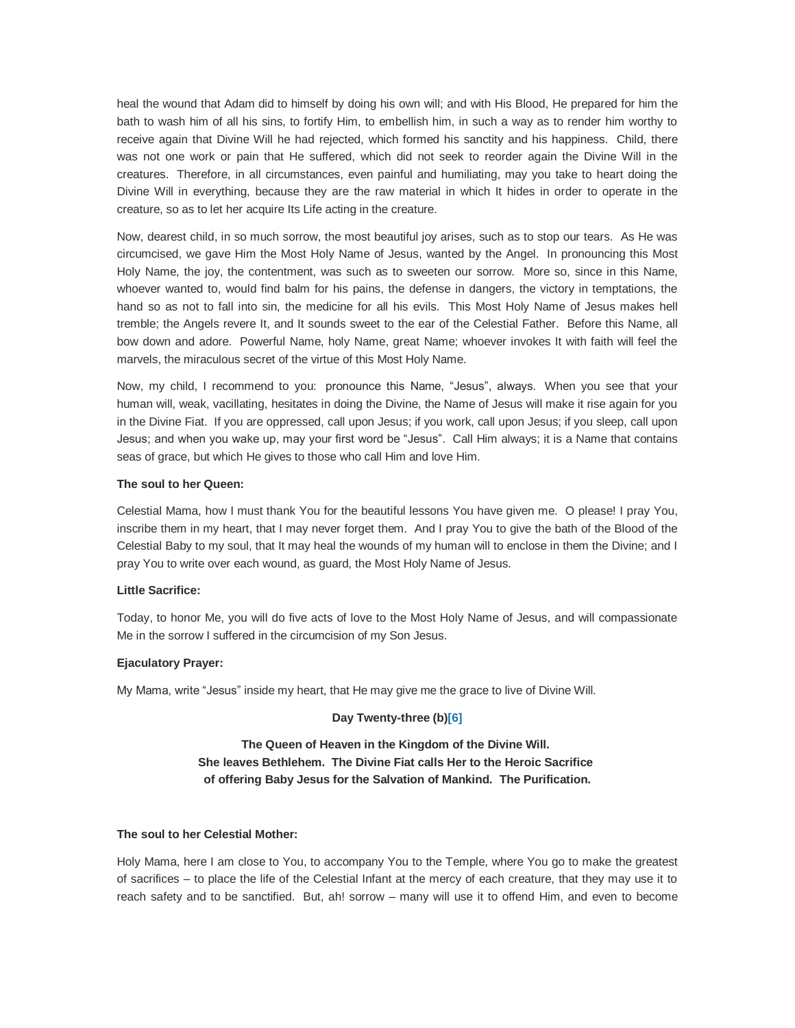heal the wound that Adam did to himself by doing his own will; and with His Blood, He prepared for him the bath to wash him of all his sins, to fortify Him, to embellish him, in such a way as to render him worthy to receive again that Divine Will he had rejected, which formed his sanctity and his happiness. Child, there was not one work or pain that He suffered, which did not seek to reorder again the Divine Will in the creatures. Therefore, in all circumstances, even painful and humiliating, may you take to heart doing the Divine Will in everything, because they are the raw material in which It hides in order to operate in the creature, so as to let her acquire Its Life acting in the creature.

Now, dearest child, in so much sorrow, the most beautiful joy arises, such as to stop our tears. As He was circumcised, we gave Him the Most Holy Name of Jesus, wanted by the Angel. In pronouncing this Most Holy Name, the joy, the contentment, was such as to sweeten our sorrow. More so, since in this Name, whoever wanted to, would find balm for his pains, the defense in dangers, the victory in temptations, the hand so as not to fall into sin, the medicine for all his evils. This Most Holy Name of Jesus makes hell tremble; the Angels revere It, and It sounds sweet to the ear of the Celestial Father. Before this Name, all bow down and adore. Powerful Name, holy Name, great Name; whoever invokes It with faith will feel the marvels, the miraculous secret of the virtue of this Most Holy Name.

Now, my child, I recommend to you: pronounce this Name, "Jesus", always. When you see that your human will, weak, vacillating, hesitates in doing the Divine, the Name of Jesus will make it rise again for you in the Divine Fiat. If you are oppressed, call upon Jesus; if you work, call upon Jesus; if you sleep, call upon Jesus; and when you wake up, may your first word be "Jesus". Call Him always; it is a Name that contains seas of grace, but which He gives to those who call Him and love Him.

**The soul to her Queen:**

Celestial Mama, how I must thank You for the beautiful lessons You have given me. O please! I pray You, inscribe them in my heart, that I may never forget them. And I pray You to give the bath of the Blood of the Celestial Baby to my soul, that It may heal the wounds of my human will to enclose in them the Divine; and I pray You to write over each wound, as guard, the Most Holy Name of Jesus.

**Little Sacrifice:**

Today, to honor Me, you will do five acts of love to the Most Holy Name of Jesus, and will compassionate Me in the sorrow I suffered in the circumcision of my Son Jesus.

**Ejaculatory Prayer:**

My Mama, write "Jesus" inside my heart, that He may give me the grace to live of Divine Will.

### Day Twenty-three (b)[6]

**The Queen of Heaven in the Kingdom of the Divine Will.**
**She leaves Bethlehem. The Divine Fiat calls Her to the Heroic Sacrifice of offering Baby Jesus for the Salvation of Mankind. The Purification.**

**The soul to her Celestial Mother:**

Holy Mama, here I am close to You, to accompany You to the Temple, where You go to make the greatest of sacrifices – to place the life of the Celestial Infant at the mercy of each creature, that they may use it to reach safety and to be sanctified. But, ah! sorrow – many will use it to offend Him, and even to become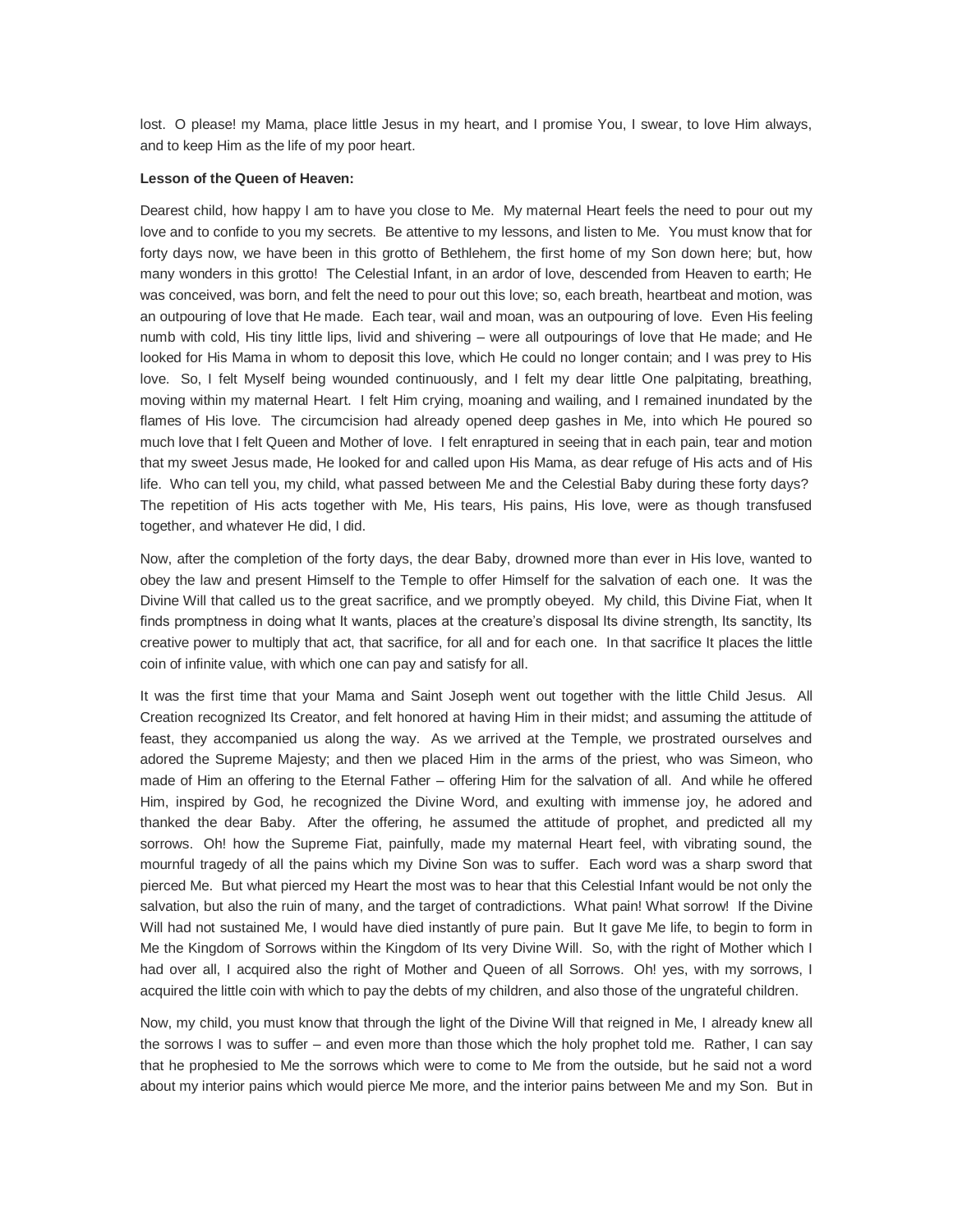lost. O please! my Mama, place little Jesus in my heart, and I promise You, I swear, to love Him always, and to keep Him as the life of my poor heart.

**Lesson of the Queen of Heaven:**

Dearest child, how happy I am to have you close to Me. My maternal Heart feels the need to pour out my love and to confide to you my secrets. Be attentive to my lessons, and listen to Me. You must know that for forty days now, we have been in this grotto of Bethlehem, the first home of my Son down here; but, how many wonders in this grotto! The Celestial Infant, in an ardor of love, descended from Heaven to earth; He was conceived, was born, and felt the need to pour out this love; so, each breath, heartbeat and motion, was an outpouring of love that He made. Each tear, wail and moan, was an outpouring of love. Even His feeling numb with cold, His tiny little lips, livid and shivering – were all outpourings of love that He made; and He looked for His Mama in whom to deposit this love, which He could no longer contain; and I was prey to His love. So, I felt Myself being wounded continuously, and I felt my dear little One palpitating, breathing, moving within my maternal Heart. I felt Him crying, moaning and wailing, and I remained inundated by the flames of His love. The circumcision had already opened deep gashes in Me, into which He poured so much love that I felt Queen and Mother of love. I felt enraptured in seeing that in each pain, tear and motion that my sweet Jesus made, He looked for and called upon His Mama, as dear refuge of His acts and of His life. Who can tell you, my child, what passed between Me and the Celestial Baby during these forty days? The repetition of His acts together with Me, His tears, His pains, His love, were as though transfused together, and whatever He did, I did.

Now, after the completion of the forty days, the dear Baby, drowned more than ever in His love, wanted to obey the law and present Himself to the Temple to offer Himself for the salvation of each one. It was the Divine Will that called us to the great sacrifice, and we promptly obeyed. My child, this Divine Fiat, when It finds promptness in doing what It wants, places at the creature's disposal Its divine strength, Its sanctity, Its creative power to multiply that act, that sacrifice, for all and for each one. In that sacrifice It places the little coin of infinite value, with which one can pay and satisfy for all.

It was the first time that your Mama and Saint Joseph went out together with the little Child Jesus. All Creation recognized Its Creator, and felt honored at having Him in their midst; and assuming the attitude of feast, they accompanied us along the way. As we arrived at the Temple, we prostrated ourselves and adored the Supreme Majesty; and then we placed Him in the arms of the priest, who was Simeon, who made of Him an offering to the Eternal Father – offering Him for the salvation of all. And while he offered Him, inspired by God, he recognized the Divine Word, and exulting with immense joy, he adored and thanked the dear Baby. After the offering, he assumed the attitude of prophet, and predicted all my sorrows. Oh! how the Supreme Fiat, painfully, made my maternal Heart feel, with vibrating sound, the mournful tragedy of all the pains which my Divine Son was to suffer. Each word was a sharp sword that pierced Me. But what pierced my Heart the most was to hear that this Celestial Infant would be not only the salvation, but also the ruin of many, and the target of contradictions. What pain! What sorrow! If the Divine Will had not sustained Me, I would have died instantly of pure pain. But It gave Me life, to begin to form in Me the Kingdom of Sorrows within the Kingdom of Its very Divine Will. So, with the right of Mother which I had over all, I acquired also the right of Mother and Queen of all Sorrows. Oh! yes, with my sorrows, I acquired the little coin with which to pay the debts of my children, and also those of the ungrateful children.

Now, my child, you must know that through the light of the Divine Will that reigned in Me, I already knew all the sorrows I was to suffer – and even more than those which the holy prophet told me. Rather, I can say that he prophesied to Me the sorrows which were to come to Me from the outside, but he said not a word about my interior pains which would pierce Me more, and the interior pains between Me and my Son. But in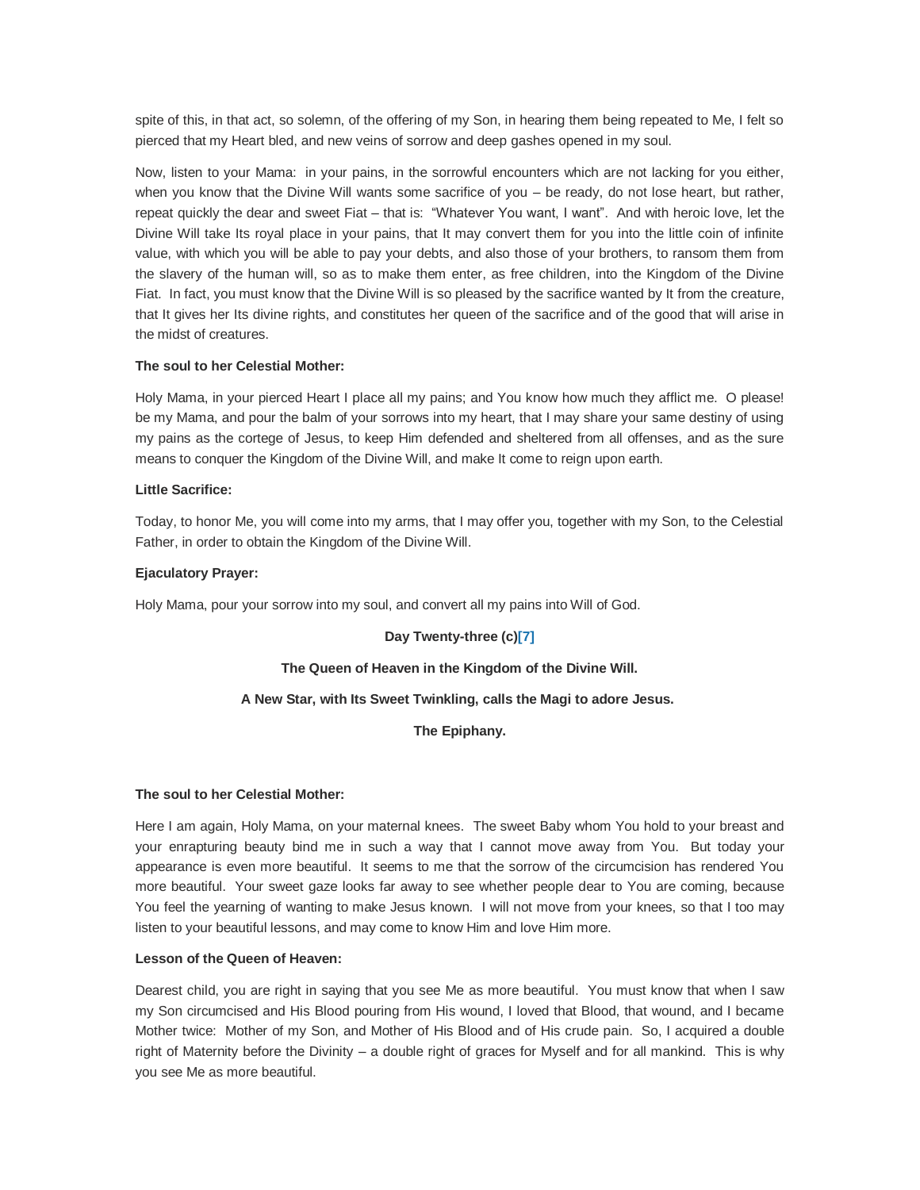spite of this, in that act, so solemn, of the offering of my Son, in hearing them being repeated to Me, I felt so pierced that my Heart bled, and new veins of sorrow and deep gashes opened in my soul.

Now, listen to your Mama: in your pains, in the sorrowful encounters which are not lacking for you either, when you know that the Divine Will wants some sacrifice of you – be ready, do not lose heart, but rather, repeat quickly the dear and sweet Fiat – that is: "Whatever You want, I want". And with heroic love, let the Divine Will take Its royal place in your pains, that It may convert them for you into the little coin of infinite value, with which you will be able to pay your debts, and also those of your brothers, to ransom them from the slavery of the human will, so as to make them enter, as free children, into the Kingdom of the Divine Fiat. In fact, you must know that the Divine Will is so pleased by the sacrifice wanted by It from the creature, that It gives her Its divine rights, and constitutes her queen of the sacrifice and of the good that will arise in the midst of creatures.

**The soul to her Celestial Mother:**

Holy Mama, in your pierced Heart I place all my pains; and You know how much they afflict me. O please! be my Mama, and pour the balm of your sorrows into my heart, that I may share your same destiny of using my pains as the cortege of Jesus, to keep Him defended and sheltered from all offenses, and as the sure means to conquer the Kingdom of the Divine Will, and make It come to reign upon earth.

**Little Sacrifice:**

Today, to honor Me, you will come into my arms, that I may offer you, together with my Son, to the Celestial Father, in order to obtain the Kingdom of the Divine Will.

**Ejaculatory Prayer:**

Holy Mama, pour your sorrow into my soul, and convert all my pains into Will of God.

## Day Twenty-three (c)[7]

### The Queen of Heaven in the Kingdom of the Divine Will.

### A New Star, with Its Sweet Twinkling, calls the Magi to adore Jesus.

### The Epiphany.

**The soul to her Celestial Mother:**

Here I am again, Holy Mama, on your maternal knees. The sweet Baby whom You hold to your breast and your enrapturing beauty bind me in such a way that I cannot move away from You. But today your appearance is even more beautiful. It seems to me that the sorrow of the circumcision has rendered You more beautiful. Your sweet gaze looks far away to see whether people dear to You are coming, because You feel the yearning of wanting to make Jesus known. I will not move from your knees, so that I too may listen to your beautiful lessons, and may come to know Him and love Him more.

**Lesson of the Queen of Heaven:**

Dearest child, you are right in saying that you see Me as more beautiful. You must know that when I saw my Son circumcised and His Blood pouring from His wound, I loved that Blood, that wound, and I became Mother twice: Mother of my Son, and Mother of His Blood and of His crude pain. So, I acquired a double right of Maternity before the Divinity – a double right of graces for Myself and for all mankind. This is why you see Me as more beautiful.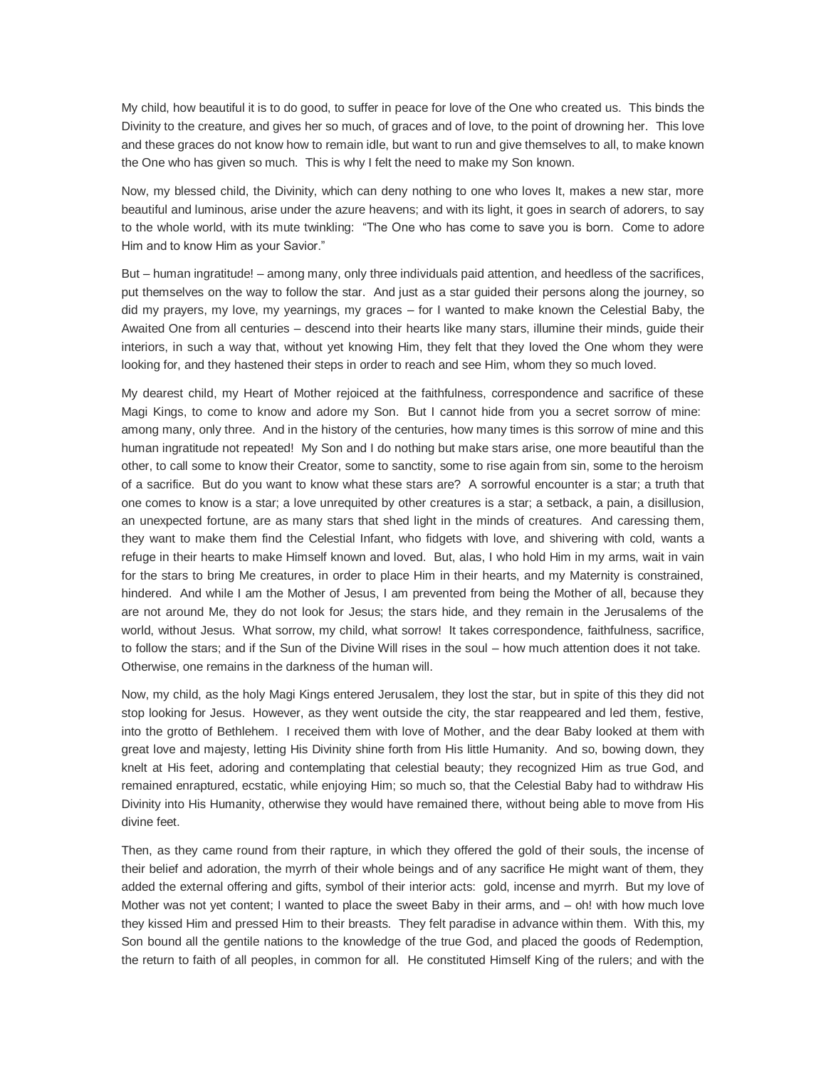My child, how beautiful it is to do good, to suffer in peace for love of the One who created us. This binds the Divinity to the creature, and gives her so much, of graces and of love, to the point of drowning her. This love and these graces do not know how to remain idle, but want to run and give themselves to all, to make known the One who has given so much. This is why I felt the need to make my Son known.

Now, my blessed child, the Divinity, which can deny nothing to one who loves It, makes a new star, more beautiful and luminous, arise under the azure heavens; and with its light, it goes in search of adorers, to say to the whole world, with its mute twinkling: "The One who has come to save you is born. Come to adore Him and to know Him as your Savior."

But – human ingratitude! – among many, only three individuals paid attention, and heedless of the sacrifices, put themselves on the way to follow the star. And just as a star guided their persons along the journey, so did my prayers, my love, my yearnings, my graces – for I wanted to make known the Celestial Baby, the Awaited One from all centuries – descend into their hearts like many stars, illumine their minds, guide their interiors, in such a way that, without yet knowing Him, they felt that they loved the One whom they were looking for, and they hastened their steps in order to reach and see Him, whom they so much loved.

My dearest child, my Heart of Mother rejoiced at the faithfulness, correspondence and sacrifice of these Magi Kings, to come to know and adore my Son. But I cannot hide from you a secret sorrow of mine: among many, only three. And in the history of the centuries, how many times is this sorrow of mine and this human ingratitude not repeated! My Son and I do nothing but make stars arise, one more beautiful than the other, to call some to know their Creator, some to sanctity, some to rise again from sin, some to the heroism of a sacrifice. But do you want to know what these stars are? A sorrowful encounter is a star; a truth that one comes to know is a star; a love unrequited by other creatures is a star; a setback, a pain, a disillusion, an unexpected fortune, are as many stars that shed light in the minds of creatures. And caressing them, they want to make them find the Celestial Infant, who fidgets with love, and shivering with cold, wants a refuge in their hearts to make Himself known and loved. But, alas, I who hold Him in my arms, wait in vain for the stars to bring Me creatures, in order to place Him in their hearts, and my Maternity is constrained, hindered. And while I am the Mother of Jesus, I am prevented from being the Mother of all, because they are not around Me, they do not look for Jesus; the stars hide, and they remain in the Jerusalems of the world, without Jesus. What sorrow, my child, what sorrow! It takes correspondence, faithfulness, sacrifice, to follow the stars; and if the Sun of the Divine Will rises in the soul – how much attention does it not take. Otherwise, one remains in the darkness of the human will.

Now, my child, as the holy Magi Kings entered Jerusalem, they lost the star, but in spite of this they did not stop looking for Jesus. However, as they went outside the city, the star reappeared and led them, festive, into the grotto of Bethlehem. I received them with love of Mother, and the dear Baby looked at them with great love and majesty, letting His Divinity shine forth from His little Humanity. And so, bowing down, they knelt at His feet, adoring and contemplating that celestial beauty; they recognized Him as true God, and remained enraptured, ecstatic, while enjoying Him; so much so, that the Celestial Baby had to withdraw His Divinity into His Humanity, otherwise they would have remained there, without being able to move from His divine feet.

Then, as they came round from their rapture, in which they offered the gold of their souls, the incense of their belief and adoration, the myrrh of their whole beings and of any sacrifice He might want of them, they added the external offering and gifts, symbol of their interior acts: gold, incense and myrrh. But my love of Mother was not yet content; I wanted to place the sweet Baby in their arms, and – oh! with how much love they kissed Him and pressed Him to their breasts. They felt paradise in advance within them. With this, my Son bound all the gentile nations to the knowledge of the true God, and placed the goods of Redemption, the return to faith of all peoples, in common for all. He constituted Himself King of the rulers; and with the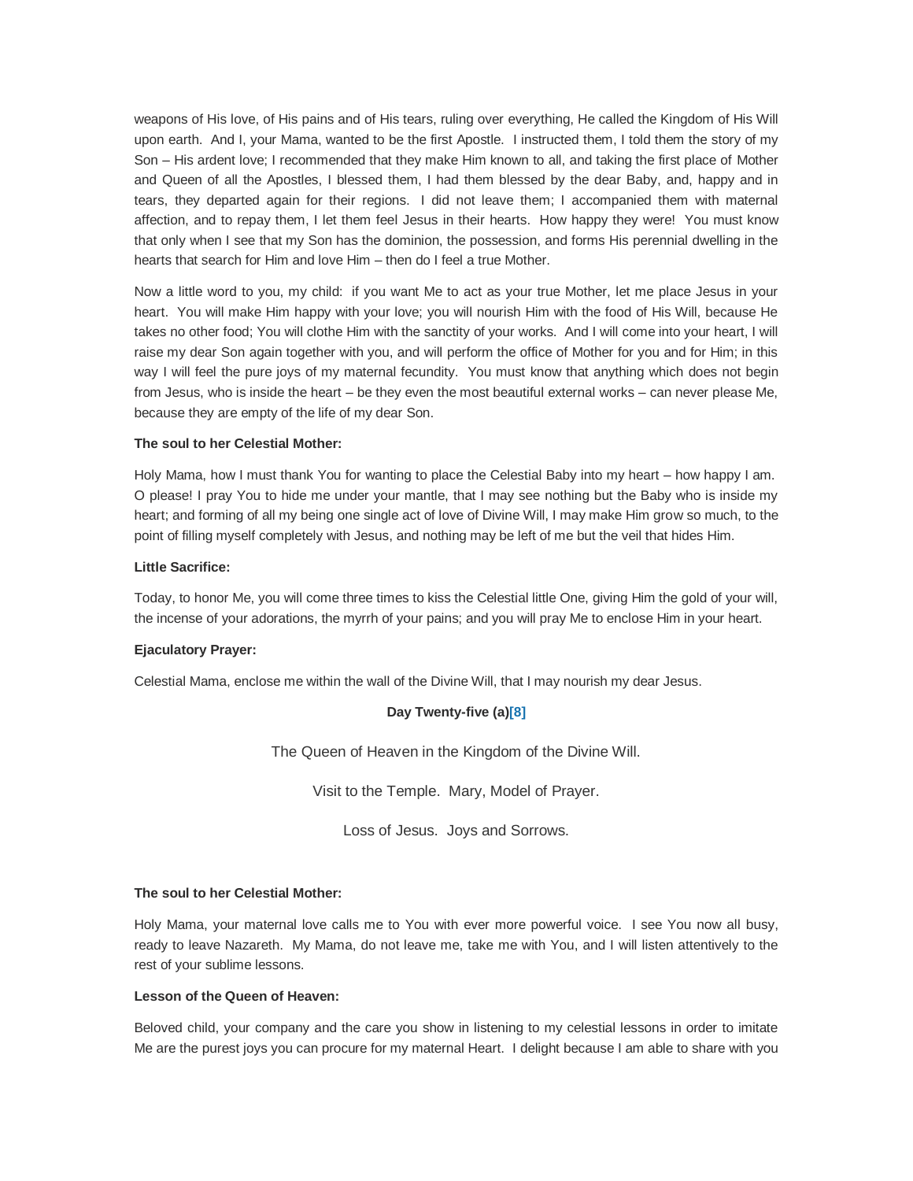weapons of His love, of His pains and of His tears, ruling over everything, He called the Kingdom of His Will upon earth. And I, your Mama, wanted to be the first Apostle. I instructed them, I told them the story of my Son – His ardent love; I recommended that they make Him known to all, and taking the first place of Mother and Queen of all the Apostles, I blessed them, I had them blessed by the dear Baby, and, happy and in tears, they departed again for their regions. I did not leave them; I accompanied them with maternal affection, and to repay them, I let them feel Jesus in their hearts. How happy they were! You must know that only when I see that my Son has the dominion, the possession, and forms His perennial dwelling in the hearts that search for Him and love Him – then do I feel a true Mother.

Now a little word to you, my child: if you want Me to act as your true Mother, let me place Jesus in your heart. You will make Him happy with your love; you will nourish Him with the food of His Will, because He takes no other food; You will clothe Him with the sanctity of your works. And I will come into your heart, I will raise my dear Son again together with you, and will perform the office of Mother for you and for Him; in this way I will feel the pure joys of my maternal fecundity. You must know that anything which does not begin from Jesus, who is inside the heart – be they even the most beautiful external works – can never please Me, because they are empty of the life of my dear Son.

**The soul to her Celestial Mother:**

Holy Mama, how I must thank You for wanting to place the Celestial Baby into my heart – how happy I am. O please! I pray You to hide me under your mantle, that I may see nothing but the Baby who is inside my heart; and forming of all my being one single act of love of Divine Will, I may make Him grow so much, to the point of filling myself completely with Jesus, and nothing may be left of me but the veil that hides Him.

**Little Sacrifice:**

Today, to honor Me, you will come three times to kiss the Celestial little One, giving Him the gold of your will, the incense of your adorations, the myrrh of your pains; and you will pray Me to enclose Him in your heart.

**Ejaculatory Prayer:**

Celestial Mama, enclose me within the wall of the Divine Will, that I may nourish my dear Jesus.

### Day Twenty-five (a)[8]

The Queen of Heaven in the Kingdom of the Divine Will.

Visit to the Temple. Mary, Model of Prayer.

Loss of Jesus. Joys and Sorrows.

**The soul to her Celestial Mother:**

Holy Mama, your maternal love calls me to You with ever more powerful voice. I see You now all busy, ready to leave Nazareth. My Mama, do not leave me, take me with You, and I will listen attentively to the rest of your sublime lessons.

**Lesson of the Queen of Heaven:**

Beloved child, your company and the care you show in listening to my celestial lessons in order to imitate Me are the purest joys you can procure for my maternal Heart. I delight because I am able to share with you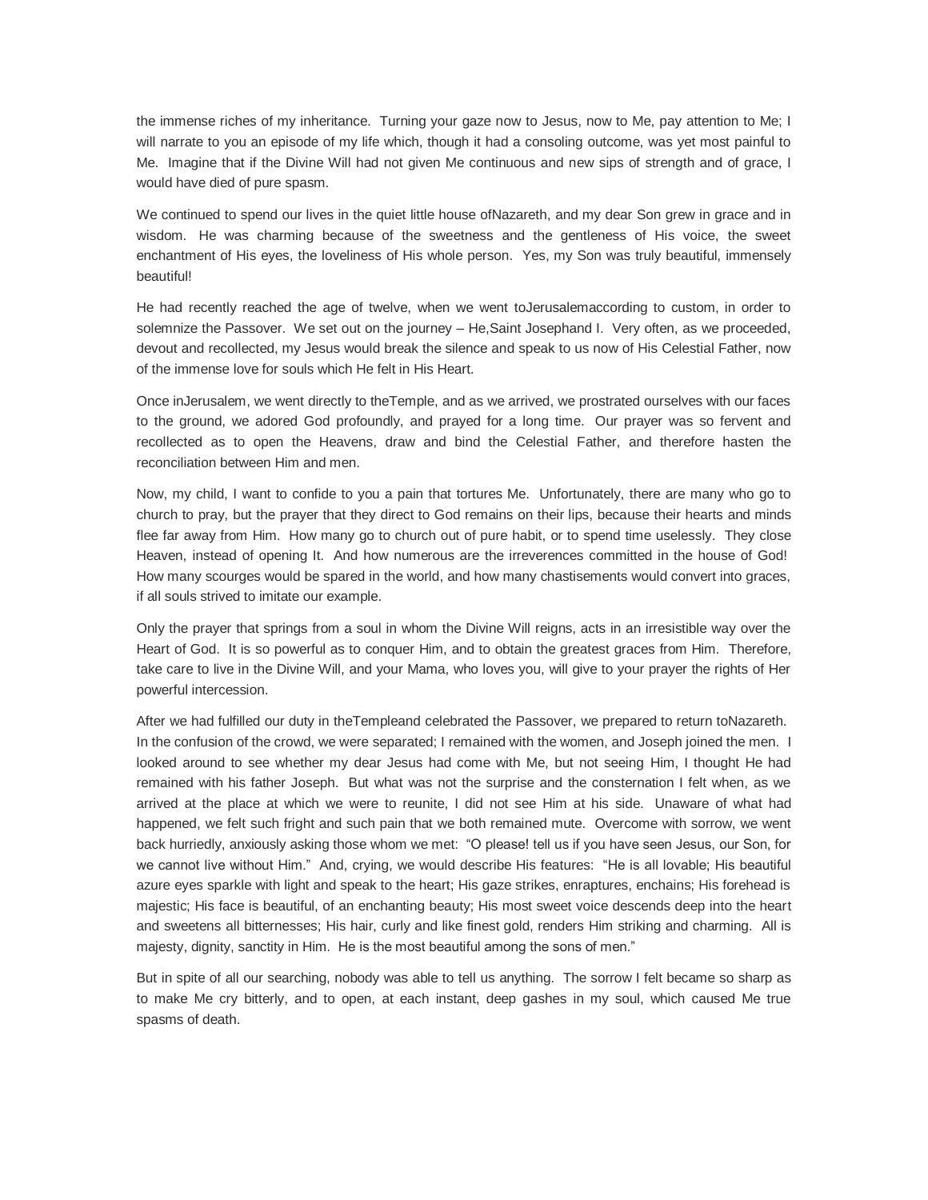the immense riches of my inheritance. Turning your gaze now to Jesus, now to Me, pay attention to Me; I will narrate to you an episode of my life which, though it had a consoling outcome, was yet most painful to Me. Imagine that if the Divine Will had not given Me continuous and new sips of strength and of grace, I would have died of pure spasm.

We continued to spend our lives in the quiet little house ofNazareth, and my dear Son grew in grace and in wisdom. He was charming because of the sweetness and the gentleness of His voice, the sweet enchantment of His eyes, the loveliness of His whole person. Yes, my Son was truly beautiful, immensely beautiful!

He had recently reached the age of twelve, when we went toJerusalemaccording to custom, in order to solemnize the Passover. We set out on the journey – He,Saint Josephand I. Very often, as we proceeded, devout and recollected, my Jesus would break the silence and speak to us now of His Celestial Father, now of the immense love for souls which He felt in His Heart.

Once inJerusalem, we went directly to theTemple, and as we arrived, we prostrated ourselves with our faces to the ground, we adored God profoundly, and prayed for a long time. Our prayer was so fervent and recollected as to open the Heavens, draw and bind the Celestial Father, and therefore hasten the reconciliation between Him and men.

Now, my child, I want to confide to you a pain that tortures Me. Unfortunately, there are many who go to church to pray, but the prayer that they direct to God remains on their lips, because their hearts and minds flee far away from Him. How many go to church out of pure habit, or to spend time uselessly. They close Heaven, instead of opening It. And how numerous are the irreverences committed in the house of God! How many scourges would be spared in the world, and how many chastisements would convert into graces, if all souls strived to imitate our example.

Only the prayer that springs from a soul in whom the Divine Will reigns, acts in an irresistible way over the Heart of God. It is so powerful as to conquer Him, and to obtain the greatest graces from Him. Therefore, take care to live in the Divine Will, and your Mama, who loves you, will give to your prayer the rights of Her powerful intercession.

After we had fulfilled our duty in theTempleand celebrated the Passover, we prepared to return toNazareth. In the confusion of the crowd, we were separated; I remained with the women, and Joseph joined the men. I looked around to see whether my dear Jesus had come with Me, but not seeing Him, I thought He had remained with his father Joseph. But what was not the surprise and the consternation I felt when, as we arrived at the place at which we were to reunite, I did not see Him at his side. Unaware of what had happened, we felt such fright and such pain that we both remained mute. Overcome with sorrow, we went back hurriedly, anxiously asking those whom we met: "O please! tell us if you have seen Jesus, our Son, for we cannot live without Him." And, crying, we would describe His features: "He is all lovable; His beautiful azure eyes sparkle with light and speak to the heart; His gaze strikes, enraptures, enchains; His forehead is majestic; His face is beautiful, of an enchanting beauty; His most sweet voice descends deep into the heart and sweetens all bitternesses; His hair, curly and like finest gold, renders Him striking and charming. All is majesty, dignity, sanctity in Him. He is the most beautiful among the sons of men."

But in spite of all our searching, nobody was able to tell us anything. The sorrow I felt became so sharp as to make Me cry bitterly, and to open, at each instant, deep gashes in my soul, which caused Me true spasms of death.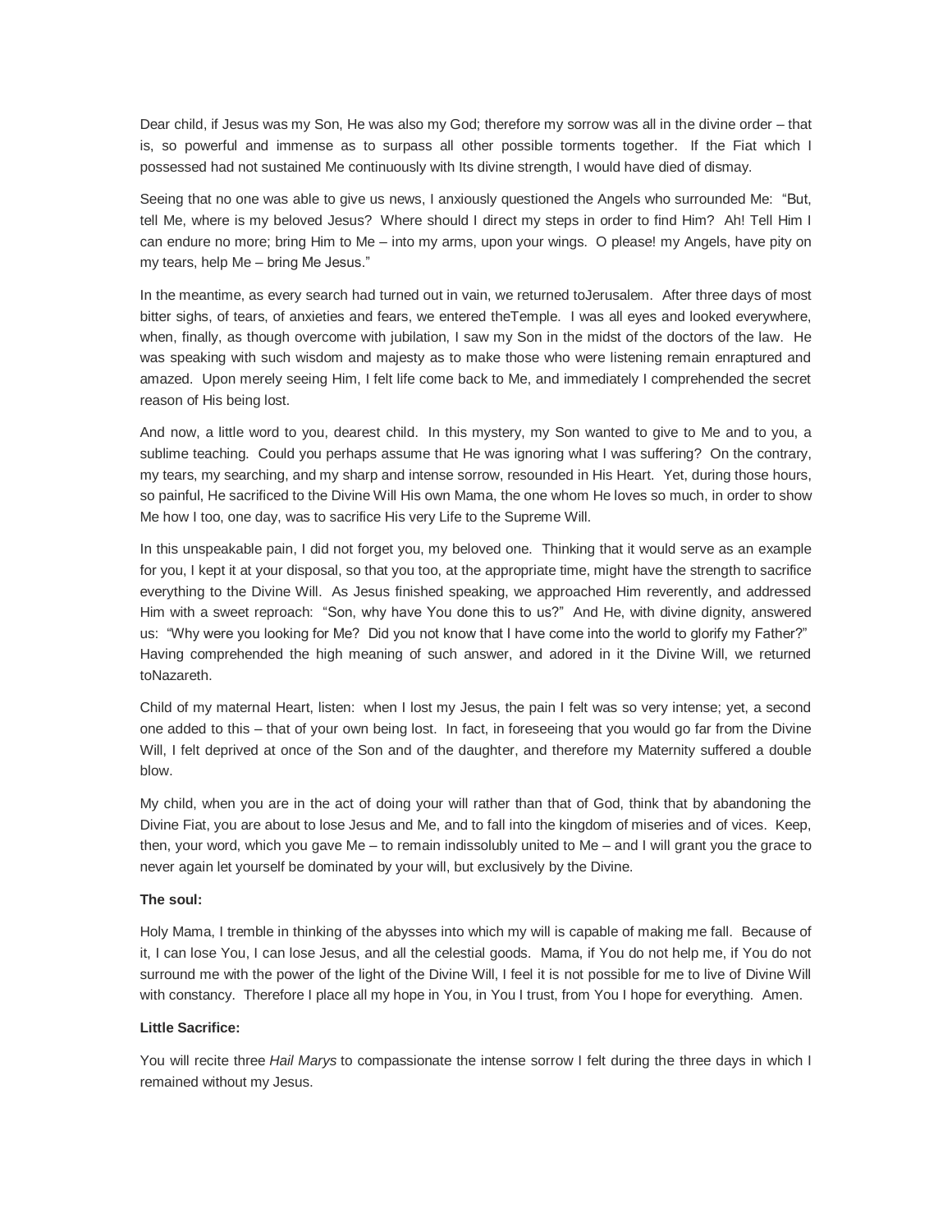Dear child, if Jesus was my Son, He was also my God; therefore my sorrow was all in the divine order – that is, so powerful and immense as to surpass all other possible torments together. If the Fiat which I possessed had not sustained Me continuously with Its divine strength, I would have died of dismay.

Seeing that no one was able to give us news, I anxiously questioned the Angels who surrounded Me: "But, tell Me, where is my beloved Jesus? Where should I direct my steps in order to find Him? Ah! Tell Him I can endure no more; bring Him to Me – into my arms, upon your wings. O please! my Angels, have pity on my tears, help Me – bring Me Jesus."

In the meantime, as every search had turned out in vain, we returned toJerusalem. After three days of most bitter sighs, of tears, of anxieties and fears, we entered theTemple. I was all eyes and looked everywhere, when, finally, as though overcome with jubilation, I saw my Son in the midst of the doctors of the law. He was speaking with such wisdom and majesty as to make those who were listening remain enraptured and amazed. Upon merely seeing Him, I felt life come back to Me, and immediately I comprehended the secret reason of His being lost.

And now, a little word to you, dearest child. In this mystery, my Son wanted to give to Me and to you, a sublime teaching. Could you perhaps assume that He was ignoring what I was suffering? On the contrary, my tears, my searching, and my sharp and intense sorrow, resounded in His Heart. Yet, during those hours, so painful, He sacrificed to the Divine Will His own Mama, the one whom He loves so much, in order to show Me how I too, one day, was to sacrifice His very Life to the Supreme Will.

In this unspeakable pain, I did not forget you, my beloved one. Thinking that it would serve as an example for you, I kept it at your disposal, so that you too, at the appropriate time, might have the strength to sacrifice everything to the Divine Will. As Jesus finished speaking, we approached Him reverently, and addressed Him with a sweet reproach: "Son, why have You done this to us?" And He, with divine dignity, answered us: "Why were you looking for Me? Did you not know that I have come into the world to glorify my Father?" Having comprehended the high meaning of such answer, and adored in it the Divine Will, we returned toNazareth.

Child of my maternal Heart, listen: when I lost my Jesus, the pain I felt was so very intense; yet, a second one added to this – that of your own being lost. In fact, in foreseeing that you would go far from the Divine Will, I felt deprived at once of the Son and of the daughter, and therefore my Maternity suffered a double blow.

My child, when you are in the act of doing your will rather than that of God, think that by abandoning the Divine Fiat, you are about to lose Jesus and Me, and to fall into the kingdom of miseries and of vices. Keep, then, your word, which you gave Me – to remain indissolubly united to Me – and I will grant you the grace to never again let yourself be dominated by your will, but exclusively by the Divine.

**The soul:**

Holy Mama, I tremble in thinking of the abysses into which my will is capable of making me fall. Because of it, I can lose You, I can lose Jesus, and all the celestial goods. Mama, if You do not help me, if You do not surround me with the power of the light of the Divine Will, I feel it is not possible for me to live of Divine Will with constancy. Therefore I place all my hope in You, in You I trust, from You I hope for everything. Amen.

**Little Sacrifice:**

You will recite three *Hail Marys* to compassionate the intense sorrow I felt during the three days in which I remained without my Jesus.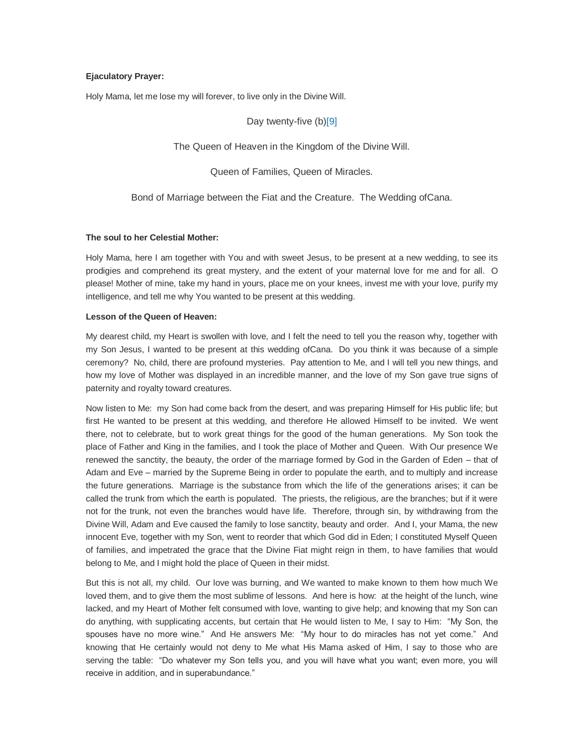**Ejaculatory Prayer:**

Holy Mama, let me lose my will forever, to live only in the Divine Will.

## Day twenty-five (b)[9]

## The Queen of Heaven in the Kingdom of the Divine Will.

## Queen of Families, Queen of Miracles.

## Bond of Marriage between the Fiat and the Creature. The Wedding ofCana.

**The soul to her Celestial Mother:**

Holy Mama, here I am together with You and with sweet Jesus, to be present at a new wedding, to see its prodigies and comprehend its great mystery, and the extent of your maternal love for me and for all. O please! Mother of mine, take my hand in yours, place me on your knees, invest me with your love, purify my intelligence, and tell me why You wanted to be present at this wedding.

**Lesson of the Queen of Heaven:**

My dearest child, my Heart is swollen with love, and I felt the need to tell you the reason why, together with my Son Jesus, I wanted to be present at this wedding ofCana. Do you think it was because of a simple ceremony? No, child, there are profound mysteries. Pay attention to Me, and I will tell you new things, and how my love of Mother was displayed in an incredible manner, and the love of my Son gave true signs of paternity and royalty toward creatures.

Now listen to Me: my Son had come back from the desert, and was preparing Himself for His public life; but first He wanted to be present at this wedding, and therefore He allowed Himself to be invited. We went there, not to celebrate, but to work great things for the good of the human generations. My Son took the place of Father and King in the families, and I took the place of Mother and Queen. With Our presence We renewed the sanctity, the beauty, the order of the marriage formed by God in the Garden of Eden – that of Adam and Eve – married by the Supreme Being in order to populate the earth, and to multiply and increase the future generations. Marriage is the substance from which the life of the generations arises; it can be called the trunk from which the earth is populated. The priests, the religious, are the branches; but if it were not for the trunk, not even the branches would have life. Therefore, through sin, by withdrawing from the Divine Will, Adam and Eve caused the family to lose sanctity, beauty and order. And I, your Mama, the new innocent Eve, together with my Son, went to reorder that which God did in Eden; I constituted Myself Queen of families, and impetrated the grace that the Divine Fiat might reign in them, to have families that would belong to Me, and I might hold the place of Queen in their midst.

But this is not all, my child. Our love was burning, and We wanted to make known to them how much We loved them, and to give them the most sublime of lessons. And here is how: at the height of the lunch, wine lacked, and my Heart of Mother felt consumed with love, wanting to give help; and knowing that my Son can do anything, with supplicating accents, but certain that He would listen to Me, I say to Him: "My Son, the spouses have no more wine." And He answers Me: "My hour to do miracles has not yet come." And knowing that He certainly would not deny to Me what His Mama asked of Him, I say to those who are serving the table: "Do whatever my Son tells you, and you will have what you want; even more, you will receive in addition, and in superabundance."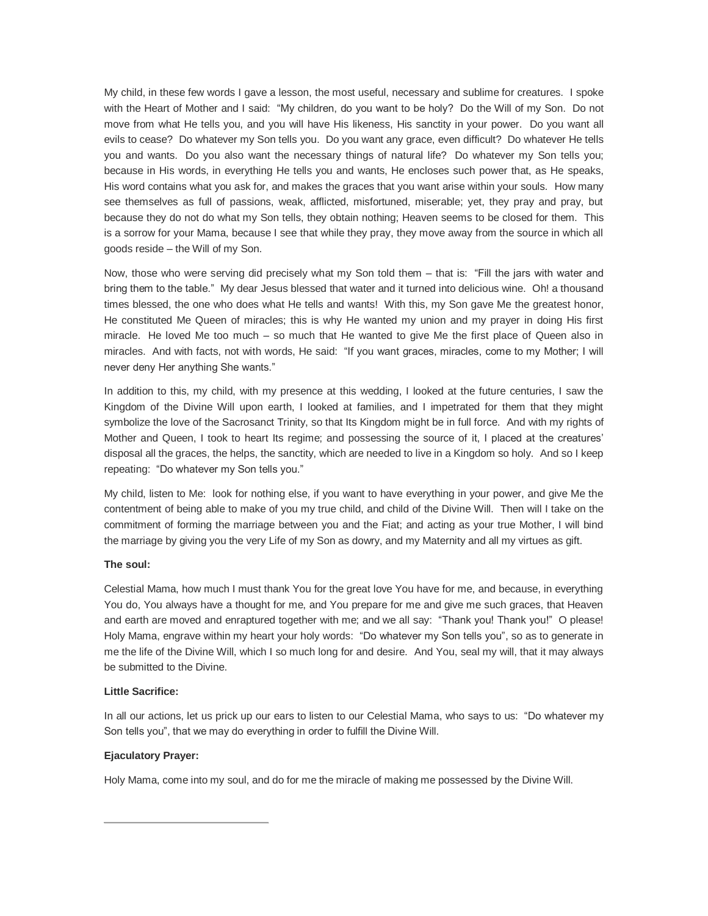My child, in these few words I gave a lesson, the most useful, necessary and sublime for creatures. I spoke with the Heart of Mother and I said: "My children, do you want to be holy? Do the Will of my Son. Do not move from what He tells you, and you will have His likeness, His sanctity in your power. Do you want all evils to cease? Do whatever my Son tells you. Do you want any grace, even difficult? Do whatever He tells you and wants. Do you also want the necessary things of natural life? Do whatever my Son tells you; because in His words, in everything He tells you and wants, He encloses such power that, as He speaks, His word contains what you ask for, and makes the graces that you want arise within your souls. How many see themselves as full of passions, weak, afflicted, misfortuned, miserable; yet, they pray and pray, but because they do not do what my Son tells, they obtain nothing; Heaven seems to be closed for them. This is a sorrow for your Mama, because I see that while they pray, they move away from the source in which all goods reside – the Will of my Son.

Now, those who were serving did precisely what my Son told them – that is: "Fill the jars with water and bring them to the table." My dear Jesus blessed that water and it turned into delicious wine. Oh! a thousand times blessed, the one who does what He tells and wants! With this, my Son gave Me the greatest honor, He constituted Me Queen of miracles; this is why He wanted my union and my prayer in doing His first miracle. He loved Me too much – so much that He wanted to give Me the first place of Queen also in miracles. And with facts, not with words, He said: "If you want graces, miracles, come to my Mother; I will never deny Her anything She wants."

In addition to this, my child, with my presence at this wedding, I looked at the future centuries, I saw the Kingdom of the Divine Will upon earth, I looked at families, and I impetrated for them that they might symbolize the love of the Sacrosanct Trinity, so that Its Kingdom might be in full force. And with my rights of Mother and Queen, I took to heart Its regime; and possessing the source of it, I placed at the creatures' disposal all the graces, the helps, the sanctity, which are needed to live in a Kingdom so holy. And so I keep repeating: "Do whatever my Son tells you."

My child, listen to Me: look for nothing else, if you want to have everything in your power, and give Me the contentment of being able to make of you my true child, and child of the Divine Will. Then will I take on the commitment of forming the marriage between you and the Fiat; and acting as your true Mother, I will bind the marriage by giving you the very Life of my Son as dowry, and my Maternity and all my virtues as gift.

**The soul:**

Celestial Mama, how much I must thank You for the great love You have for me, and because, in everything You do, You always have a thought for me, and You prepare for me and give me such graces, that Heaven and earth are moved and enraptured together with me; and we all say: "Thank you! Thank you!" O please! Holy Mama, engrave within my heart your holy words: "Do whatever my Son tells you", so as to generate in me the life of the Divine Will, which I so much long for and desire. And You, seal my will, that it may always be submitted to the Divine.

**Little Sacrifice:**

In all our actions, let us prick up our ears to listen to our Celestial Mama, who says to us: "Do whatever my Son tells you", that we may do everything in order to fulfill the Divine Will.

**Ejaculatory Prayer:**

Holy Mama, come into my soul, and do for me the miracle of making me possessed by the Divine Will.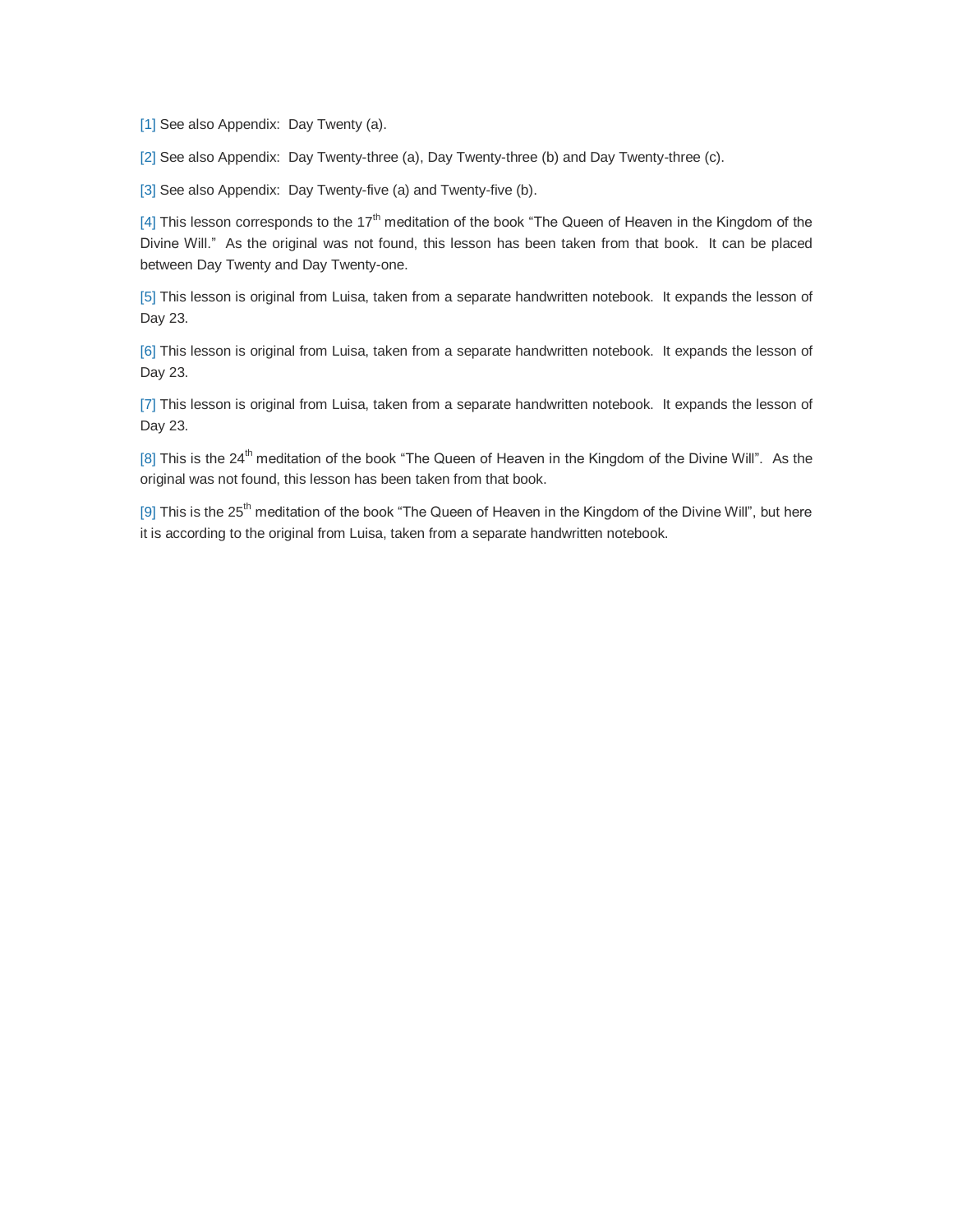[1] See also Appendix:  Day Twenty (a).

[2] See also Appendix:  Day Twenty-three (a), Day Twenty-three (b) and Day Twenty-three (c).

[3] See also Appendix:  Day Twenty-five (a) and Twenty-five (b).

[4] This lesson corresponds to the 17th meditation of the book “The Queen of Heaven in the Kingdom of the Divine Will.”  As the original was not found, this lesson has been taken from that book.  It can be placed between Day Twenty and Day Twenty-one.

[5] This lesson is original from Luisa, taken from a separate handwritten notebook.  It expands the lesson of Day 23.

[6] This lesson is original from Luisa, taken from a separate handwritten notebook.  It expands the lesson of Day 23.

[7] This lesson is original from Luisa, taken from a separate handwritten notebook.  It expands the lesson of Day 23.

[8] This is the 24th meditation of the book “The Queen of Heaven in the Kingdom of the Divine Will”.  As the original was not found, this lesson has been taken from that book.

[9] This is the 25th meditation of the book “The Queen of Heaven in the Kingdom of the Divine Will”, but here it is according to the original from Luisa, taken from a separate handwritten notebook.